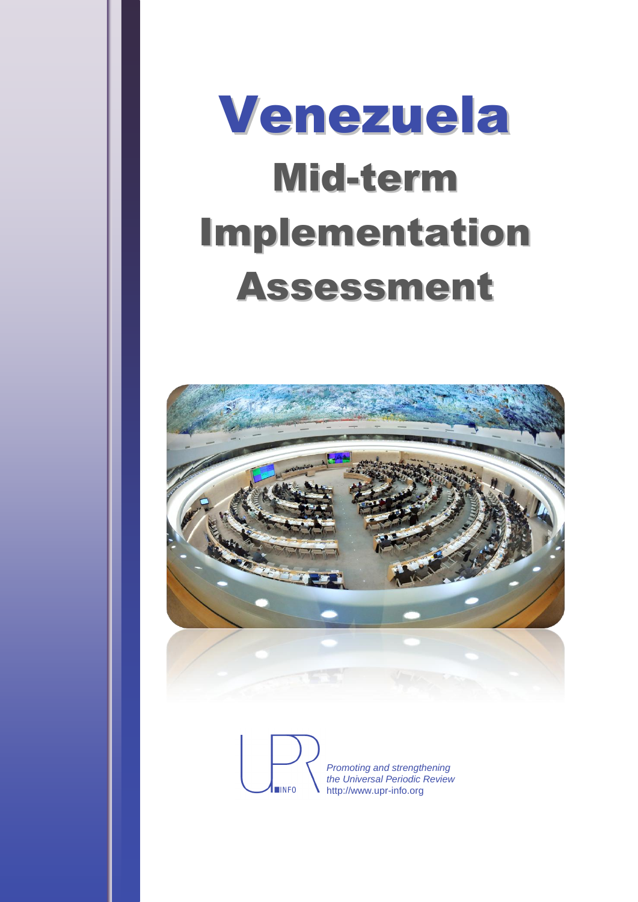# Venezuela

## Mid-term Implementation Assessment

*Promoting and strengthening the Universal Periodic Review*
http://www.upr-info.org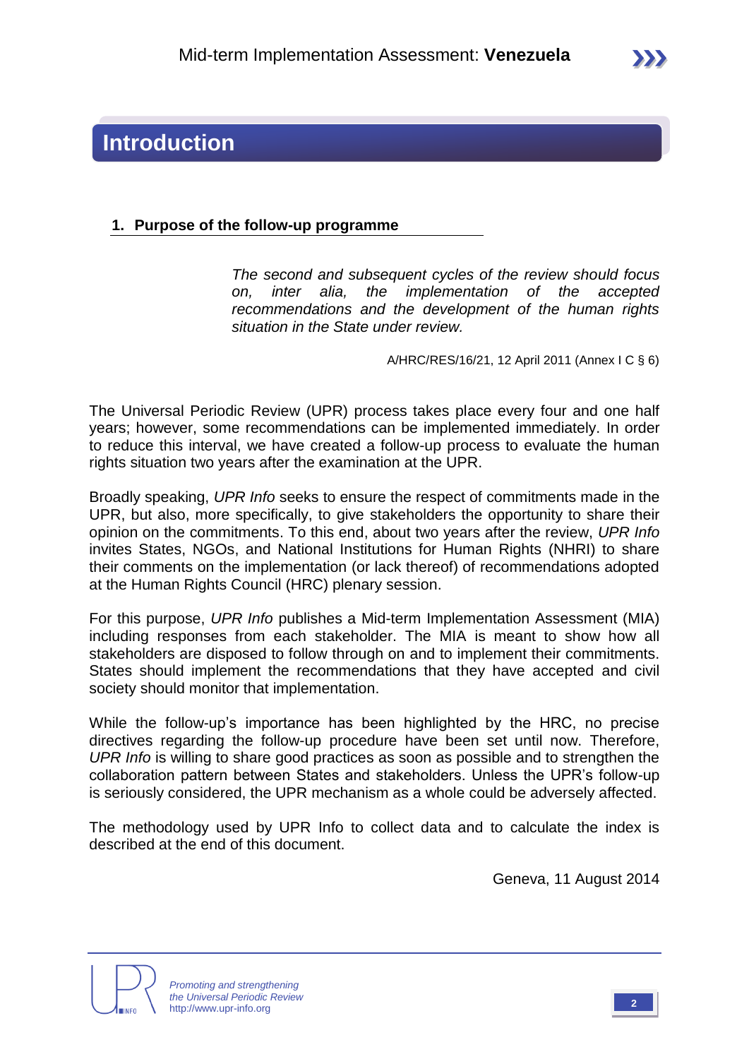# Introduction

## 1. Purpose of the follow-up programme

> *The second and subsequent cycles of the review should focus on, inter alia, the implementation of the accepted recommendations and the development of the human rights situation in the State under review.*
>
> A/HRC/RES/16/21, 12 April 2011 (Annex I C § 6)

The Universal Periodic Review (UPR) process takes place every four and one half years; however, some recommendations can be implemented immediately. In order to reduce this interval, we have created a follow-up process to evaluate the human rights situation two years after the examination at the UPR.

Broadly speaking, *UPR Info* seeks to ensure the respect of commitments made in the UPR, but also, more specifically, to give stakeholders the opportunity to share their opinion on the commitments. To this end, about two years after the review, *UPR Info* invites States, NGOs, and National Institutions for Human Rights (NHRI) to share their comments on the implementation (or lack thereof) of recommendations adopted at the Human Rights Council (HRC) plenary session.

For this purpose, *UPR Info* publishes a Mid-term Implementation Assessment (MIA) including responses from each stakeholder. The MIA is meant to show how all stakeholders are disposed to follow through on and to implement their commitments. States should implement the recommendations that they have accepted and civil society should monitor that implementation.

While the follow-up's importance has been highlighted by the HRC, no precise directives regarding the follow-up procedure have been set until now. Therefore, *UPR Info* is willing to share good practices as soon as possible and to strengthen the collaboration pattern between States and stakeholders. Unless the UPR's follow-up is seriously considered, the UPR mechanism as a whole could be adversely affected.

The methodology used by UPR Info to collect data and to calculate the index is described at the end of this document.

Geneva, 11 August 2014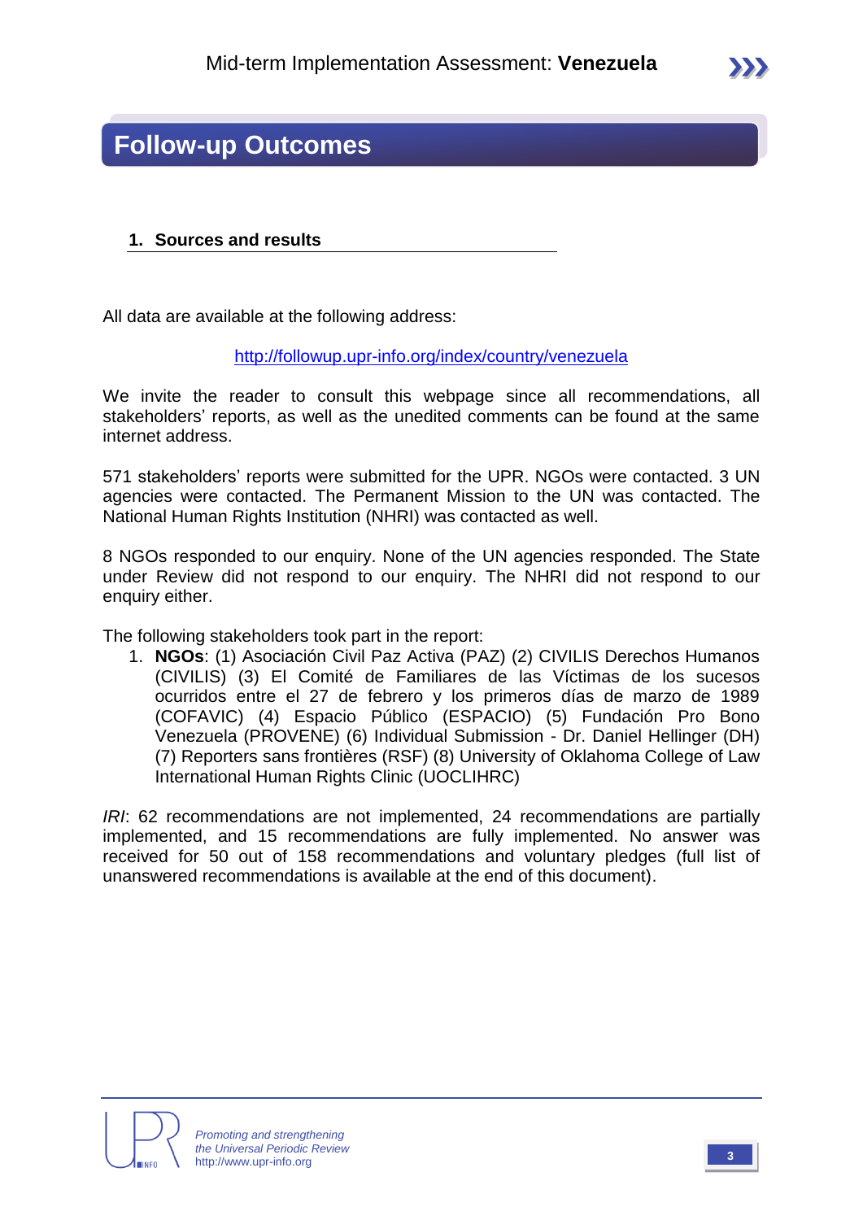# Follow-up Outcomes

## 1. Sources and results

All data are available at the following address:

http://followup.upr-info.org/index/country/venezuela

We invite the reader to consult this webpage since all recommendations, all stakeholders' reports, as well as the unedited comments can be found at the same internet address.

571 stakeholders' reports were submitted for the UPR. NGOs were contacted. 3 UN agencies were contacted. The Permanent Mission to the UN was contacted. The National Human Rights Institution (NHRI) was contacted as well.

8 NGOs responded to our enquiry. None of the UN agencies responded. The State under Review did not respond to our enquiry. The NHRI did not respond to our enquiry either.

The following stakeholders took part in the report:

1. **NGOs**: (1) Asociación Civil Paz Activa (PAZ) (2) CIVILIS Derechos Humanos (CIVILIS) (3) El Comité de Familiares de las Víctimas de los sucesos ocurridos entre el 27 de febrero y los primeros días de marzo de 1989 (COFAVIC) (4) Espacio Público (ESPACIO) (5) Fundación Pro Bono Venezuela (PROVENE) (6) Individual Submission - Dr. Daniel Hellinger (DH) (7) Reporters sans frontières (RSF) (8) University of Oklahoma College of Law International Human Rights Clinic (UOCLIHRC)

*IRI*: 62 recommendations are not implemented, 24 recommendations are partially implemented, and 15 recommendations are fully implemented. No answer was received for 50 out of 158 recommendations and voluntary pledges (full list of unanswered recommendations is available at the end of this document).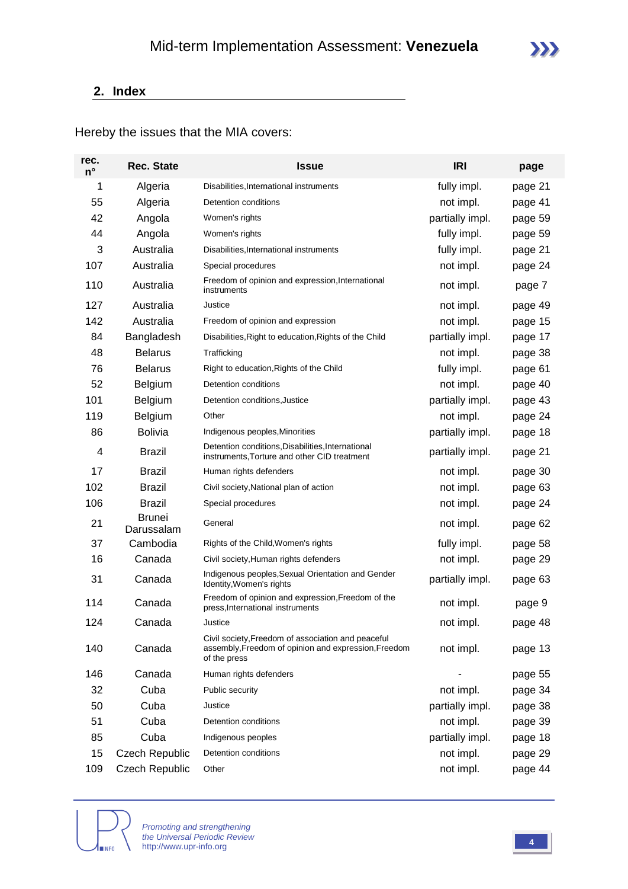## 2. Index

Hereby the issues that the MIA covers:

| rec. n° | Rec. State | Issue | IRI | page |
|---|---|---|---|---|
| 1 | Algeria | Disabilities,International instruments | fully impl. | page 21 |
| 55 | Algeria | Detention conditions | not impl. | page 41 |
| 42 | Angola | Women's rights | partially impl. | page 59 |
| 44 | Angola | Women's rights | fully impl. | page 59 |
| 3 | Australia | Disabilities,International instruments | fully impl. | page 21 |
| 107 | Australia | Special procedures | not impl. | page 24 |
| 110 | Australia | Freedom of opinion and expression,International instruments | not impl. | page 7 |
| 127 | Australia | Justice | not impl. | page 49 |
| 142 | Australia | Freedom of opinion and expression | not impl. | page 15 |
| 84 | Bangladesh | Disabilities,Right to education,Rights of the Child | partially impl. | page 17 |
| 48 | Belarus | Trafficking | not impl. | page 38 |
| 76 | Belarus | Right to education,Rights of the Child | fully impl. | page 61 |
| 52 | Belgium | Detention conditions | not impl. | page 40 |
| 101 | Belgium | Detention conditions,Justice | partially impl. | page 43 |
| 119 | Belgium | Other | not impl. | page 24 |
| 86 | Bolivia | Indigenous peoples,Minorities | partially impl. | page 18 |
| 4 | Brazil | Detention conditions,Disabilities,International instruments,Torture and other CID treatment | partially impl. | page 21 |
| 17 | Brazil | Human rights defenders | not impl. | page 30 |
| 102 | Brazil | Civil society,National plan of action | not impl. | page 63 |
| 106 | Brazil | Special procedures | not impl. | page 24 |
| 21 | Brunei Darussalam | General | not impl. | page 62 |
| 37 | Cambodia | Rights of the Child,Women's rights | fully impl. | page 58 |
| 16 | Canada | Civil society,Human rights defenders | not impl. | page 29 |
| 31 | Canada | Indigenous peoples,Sexual Orientation and Gender Identity,Women's rights | partially impl. | page 63 |
| 114 | Canada | Freedom of opinion and expression,Freedom of the press,International instruments | not impl. | page 9 |
| 124 | Canada | Justice | not impl. | page 48 |
| 140 | Canada | Civil society,Freedom of association and peaceful assembly,Freedom of opinion and expression,Freedom of the press | not impl. | page 13 |
| 146 | Canada | Human rights defenders | - | page 55 |
| 32 | Cuba | Public security | not impl. | page 34 |
| 50 | Cuba | Justice | partially impl. | page 38 |
| 51 | Cuba | Detention conditions | not impl. | page 39 |
| 85 | Cuba | Indigenous peoples | partially impl. | page 18 |
| 15 | Czech Republic | Detention conditions | not impl. | page 29 |
| 109 | Czech Republic | Other | not impl. | page 44 |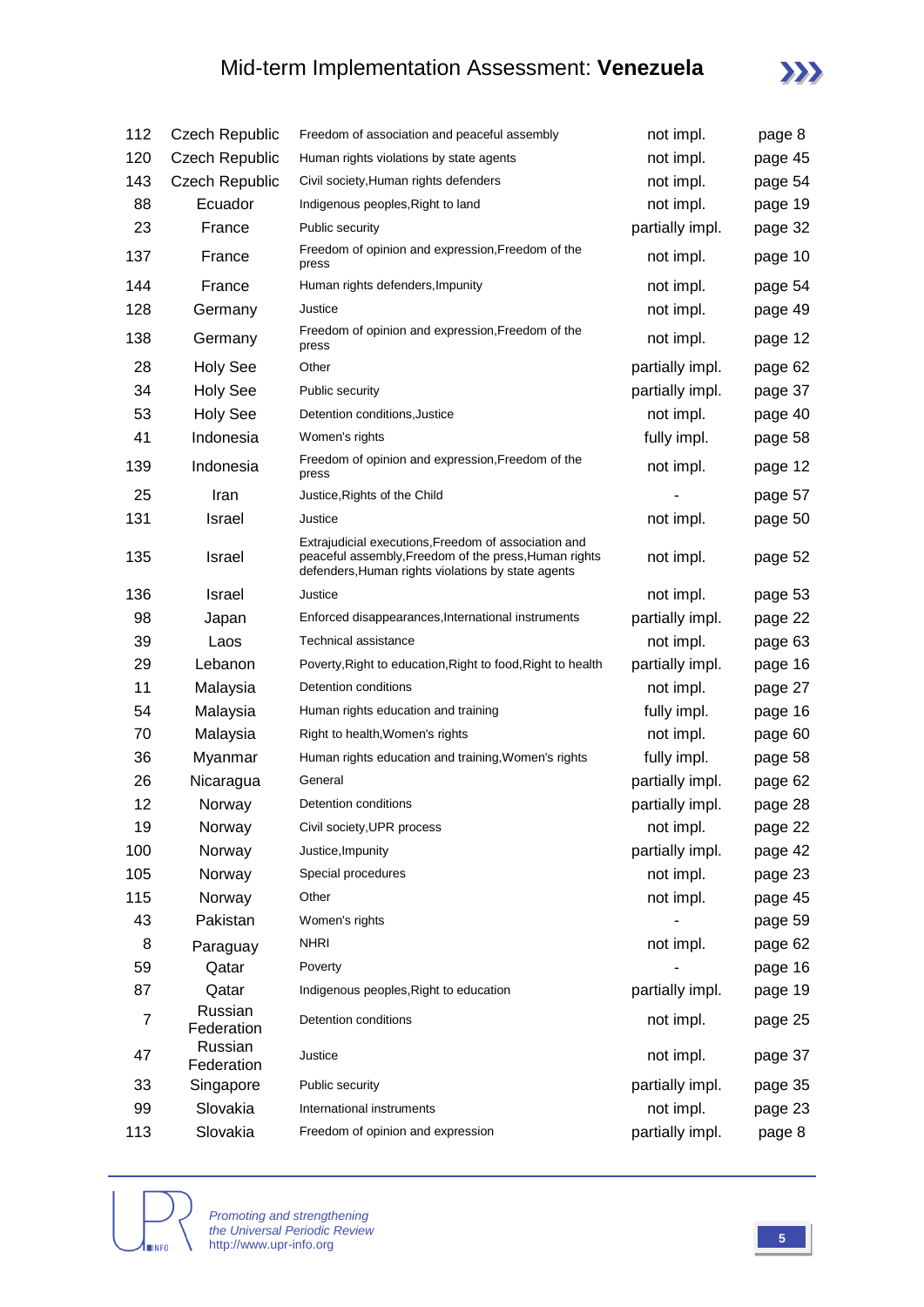| | | | | |
|---|---|---|---|---|
| 112 | Czech Republic | Freedom of association and peaceful assembly | not impl. | page 8 |
| 120 | Czech Republic | Human rights violations by state agents | not impl. | page 45 |
| 143 | Czech Republic | Civil society,Human rights defenders | not impl. | page 54 |
| 88 | Ecuador | Indigenous peoples,Right to land | not impl. | page 19 |
| 23 | France | Public security | partially impl. | page 32 |
| 137 | France | Freedom of opinion and expression,Freedom of the press | not impl. | page 10 |
| 144 | France | Human rights defenders,Impunity | not impl. | page 54 |
| 128 | Germany | Justice | not impl. | page 49 |
| 138 | Germany | Freedom of opinion and expression,Freedom of the press | not impl. | page 12 |
| 28 | Holy See | Other | partially impl. | page 62 |
| 34 | Holy See | Public security | partially impl. | page 37 |
| 53 | Holy See | Detention conditions,Justice | not impl. | page 40 |
| 41 | Indonesia | Women's rights | fully impl. | page 58 |
| 139 | Indonesia | Freedom of opinion and expression,Freedom of the press | not impl. | page 12 |
| 25 | Iran | Justice,Rights of the Child | - | page 57 |
| 131 | Israel | Justice | not impl. | page 50 |
| 135 | Israel | Extrajudicial executions,Freedom of association and peaceful assembly,Freedom of the press,Human rights defenders,Human rights violations by state agents | not impl. | page 52 |
| 136 | Israel | Justice | not impl. | page 53 |
| 98 | Japan | Enforced disappearances,International instruments | partially impl. | page 22 |
| 39 | Laos | Technical assistance | not impl. | page 63 |
| 29 | Lebanon | Poverty,Right to education,Right to food,Right to health | partially impl. | page 16 |
| 11 | Malaysia | Detention conditions | not impl. | page 27 |
| 54 | Malaysia | Human rights education and training | fully impl. | page 16 |
| 70 | Malaysia | Right to health,Women's rights | not impl. | page 60 |
| 36 | Myanmar | Human rights education and training,Women's rights | fully impl. | page 58 |
| 26 | Nicaragua | General | partially impl. | page 62 |
| 12 | Norway | Detention conditions | partially impl. | page 28 |
| 19 | Norway | Civil society,UPR process | not impl. | page 22 |
| 100 | Norway | Justice,Impunity | partially impl. | page 42 |
| 105 | Norway | Special procedures | not impl. | page 23 |
| 115 | Norway | Other | not impl. | page 45 |
| 43 | Pakistan | Women's rights | - | page 59 |
| 8 | Paraguay | NHRI | not impl. | page 62 |
| 59 | Qatar | Poverty | - | page 16 |
| 87 | Qatar | Indigenous peoples,Right to education | partially impl. | page 19 |
| 7 | Russian Federation | Detention conditions | not impl. | page 25 |
| 47 | Russian Federation | Justice | not impl. | page 37 |
| 33 | Singapore | Public security | partially impl. | page 35 |
| 99 | Slovakia | International instruments | not impl. | page 23 |
| 113 | Slovakia | Freedom of opinion and expression | partially impl. | page 8 |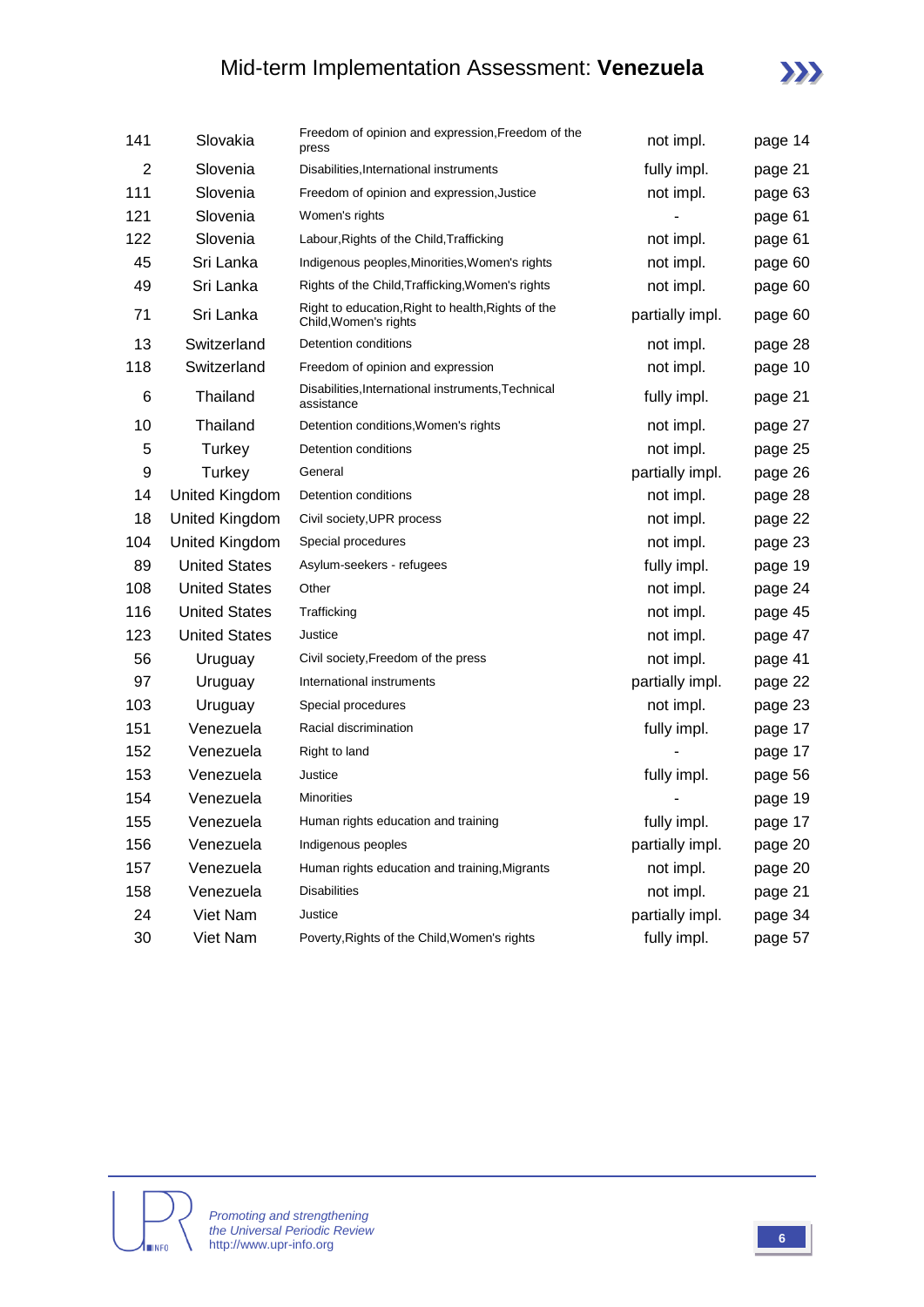| 141 | Slovakia | Freedom of opinion and expression,Freedom of the press | not impl. | page 14 |
|---|---|---|---|---|
| 2 | Slovenia | Disabilities,International instruments | fully impl. | page 21 |
| 111 | Slovenia | Freedom of opinion and expression,Justice | not impl. | page 63 |
| 121 | Slovenia | Women's rights | - | page 61 |
| 122 | Slovenia | Labour,Rights of the Child,Trafficking | not impl. | page 61 |
| 45 | Sri Lanka | Indigenous peoples,Minorities,Women's rights | not impl. | page 60 |
| 49 | Sri Lanka | Rights of the Child,Trafficking,Women's rights | not impl. | page 60 |
| 71 | Sri Lanka | Right to education,Right to health,Rights of the Child,Women's rights | partially impl. | page 60 |
| 13 | Switzerland | Detention conditions | not impl. | page 28 |
| 118 | Switzerland | Freedom of opinion and expression | not impl. | page 10 |
| 6 | Thailand | Disabilities,International instruments,Technical assistance | fully impl. | page 21 |
| 10 | Thailand | Detention conditions,Women's rights | not impl. | page 27 |
| 5 | Turkey | Detention conditions | not impl. | page 25 |
| 9 | Turkey | General | partially impl. | page 26 |
| 14 | United Kingdom | Detention conditions | not impl. | page 28 |
| 18 | United Kingdom | Civil society,UPR process | not impl. | page 22 |
| 104 | United Kingdom | Special procedures | not impl. | page 23 |
| 89 | United States | Asylum-seekers - refugees | fully impl. | page 19 |
| 108 | United States | Other | not impl. | page 24 |
| 116 | United States | Trafficking | not impl. | page 45 |
| 123 | United States | Justice | not impl. | page 47 |
| 56 | Uruguay | Civil society,Freedom of the press | not impl. | page 41 |
| 97 | Uruguay | International instruments | partially impl. | page 22 |
| 103 | Uruguay | Special procedures | not impl. | page 23 |
| 151 | Venezuela | Racial discrimination | fully impl. | page 17 |
| 152 | Venezuela | Right to land | - | page 17 |
| 153 | Venezuela | Justice | fully impl. | page 56 |
| 154 | Venezuela | Minorities | - | page 19 |
| 155 | Venezuela | Human rights education and training | fully impl. | page 17 |
| 156 | Venezuela | Indigenous peoples | partially impl. | page 20 |
| 157 | Venezuela | Human rights education and training,Migrants | not impl. | page 20 |
| 158 | Venezuela | Disabilities | not impl. | page 21 |
| 24 | Viet Nam | Justice | partially impl. | page 34 |
| 30 | Viet Nam | Poverty,Rights of the Child,Women's rights | fully impl. | page 57 |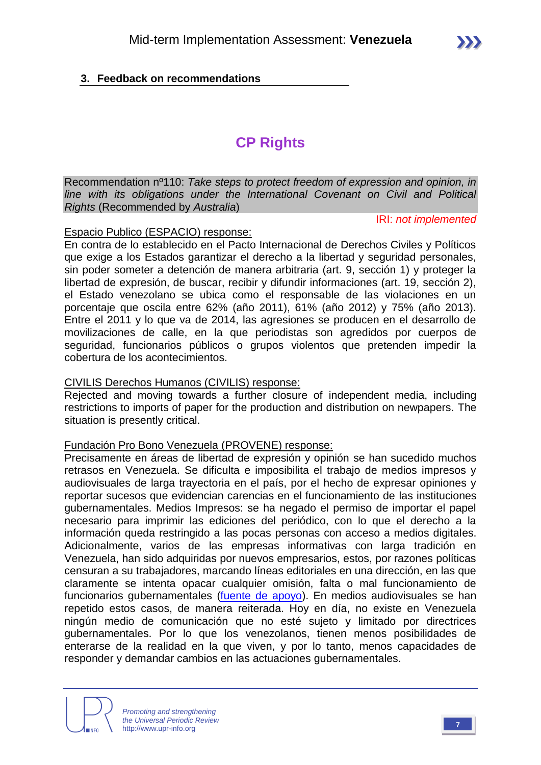## 3. Feedback on recommendations

# CP Rights

Recommendation nº110: *Take steps to protect freedom of expression and opinion, in line with its obligations under the International Covenant on Civil and Political Rights* (Recommended by *Australia*)

IRI: *not implemented*

Espacio Publico (ESPACIO) response:

En contra de lo establecido en el Pacto Internacional de Derechos Civiles y Políticos que exige a los Estados garantizar el derecho a la libertad y seguridad personales, sin poder someter a detención de manera arbitraria (art. 9, sección 1) y proteger la libertad de expresión, de buscar, recibir y difundir informaciones (art. 19, sección 2), el Estado venezolano se ubica como el responsable de las violaciones en un porcentaje que oscila entre 62% (año 2011), 61% (año 2012) y 75% (año 2013). Entre el 2011 y lo que va de 2014, las agresiones se producen en el desarrollo de movilizaciones de calle, en la que periodistas son agredidos por cuerpos de seguridad, funcionarios públicos o grupos violentos que pretenden impedir la cobertura de los acontecimientos.

CIVILIS Derechos Humanos (CIVILIS) response:

Rejected and moving towards a further closure of independent media, including restrictions to imports of paper for the production and distribution on newpapers. The situation is presently critical.

Fundación Pro Bono Venezuela (PROVENE) response:

Precisamente en áreas de libertad de expresión y opinión se han sucedido muchos retrasos en Venezuela. Se dificulta e imposibilita el trabajo de medios impresos y audiovisuales de larga trayectoria en el país, por el hecho de expresar opiniones y reportar sucesos que evidencian carencias en el funcionamiento de las instituciones gubernamentales. Medios Impresos: se ha negado el permiso de importar el papel necesario para imprimir las ediciones del periódico, con lo que el derecho a la información queda restringido a las pocas personas con acceso a medios digitales. Adicionalmente, varios de las empresas informativas con larga tradición en Venezuela, han sido adquiridas por nuevos empresarios, estos, por razones políticas censuran a su trabajadores, marcando líneas editoriales en una dirección, en las que claramente se intenta opacar cualquier omisión, falta o mal funcionamiento de funcionarios gubernamentales (fuente de apoyo). En medios audiovisuales se han repetido estos casos, de manera reiterada. Hoy en día, no existe en Venezuela ningún medio de comunicación que no esté sujeto y limitado por directrices gubernamentales. Por lo que los venezolanos, tienen menos posibilidades de enterarse de la realidad en la que viven, y por lo tanto, menos capacidades de responder y demandar cambios en las actuaciones gubernamentales.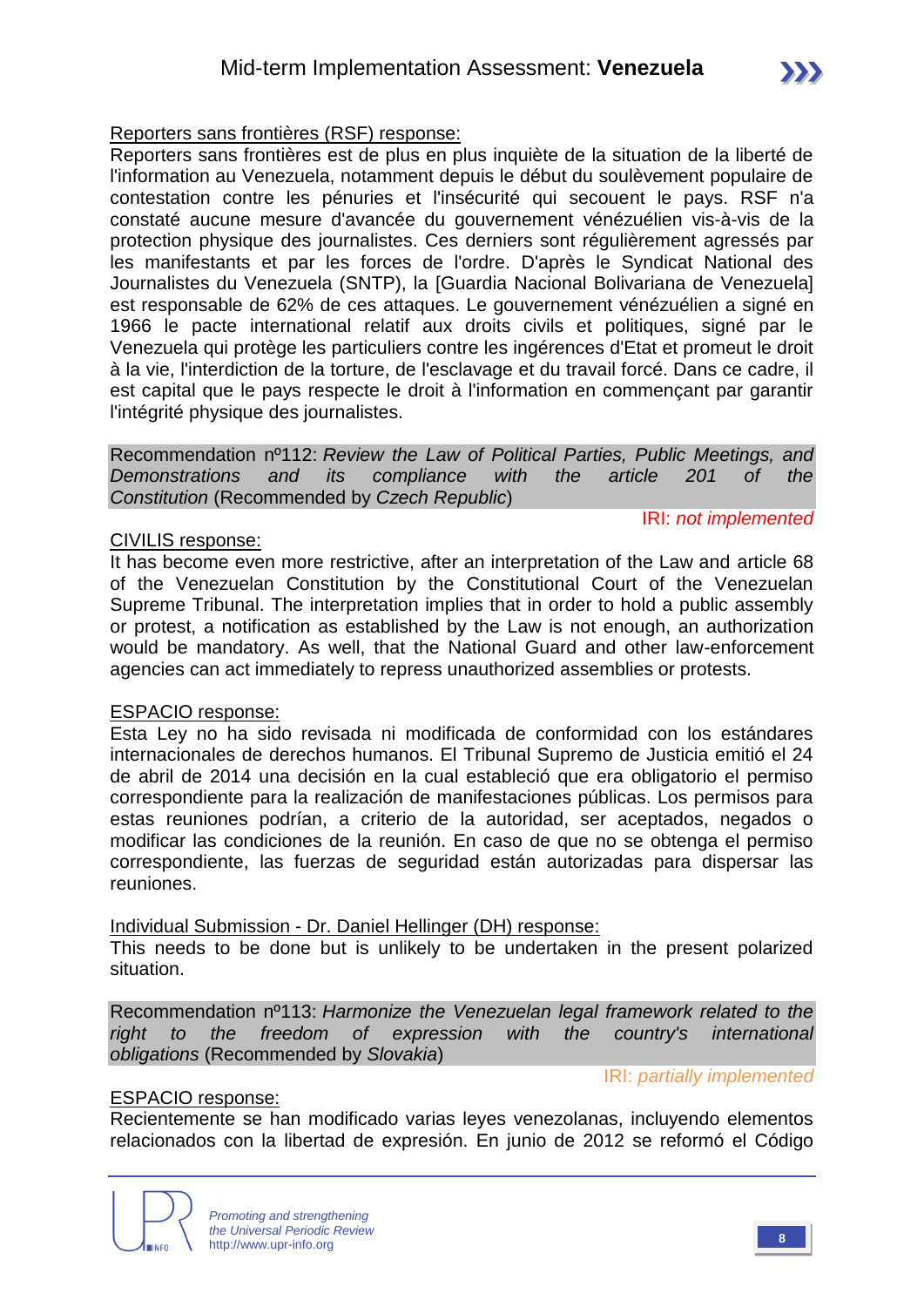Reporters sans frontières (RSF) response:

Reporters sans frontières est de plus en plus inquiète de la situation de la liberté de l'information au Venezuela, notamment depuis le début du soulèvement populaire de contestation contre les pénuries et l'insécurité qui secouent le pays. RSF n'a constaté aucune mesure d'avancée du gouvernement vénézuélien vis-à-vis de la protection physique des journalistes. Ces derniers sont régulièrement agressés par les manifestants et par les forces de l'ordre. D'après le Syndicat National des Journalistes du Venezuela (SNTP), la [Guardia Nacional Bolivariana de Venezuela] est responsable de 62% de ces attaques. Le gouvernement vénézuélien a signé en 1966 le pacte international relatif aux droits civils et politiques, signé par le Venezuela qui protège les particuliers contre les ingérences d'Etat et promeut le droit à la vie, l'interdiction de la torture, de l'esclavage et du travail forcé. Dans ce cadre, il est capital que le pays respecte le droit à l'information en commençant par garantir l'intégrité physique des journalistes.

Recommendation nº112: *Review the Law of Political Parties, Public Meetings, and Demonstrations and its compliance with the article 201 of the Constitution* (Recommended by *Czech Republic*)

IRI: *not implemented*

CIVILIS response:

It has become even more restrictive, after an interpretation of the Law and article 68 of the Venezuelan Constitution by the Constitutional Court of the Venezuelan Supreme Tribunal. The interpretation implies that in order to hold a public assembly or protest, a notification as established by the Law is not enough, an authorization would be mandatory. As well, that the National Guard and other law-enforcement agencies can act immediately to repress unauthorized assemblies or protests.

ESPACIO response:

Esta Ley no ha sido revisada ni modificada de conformidad con los estándares internacionales de derechos humanos. El Tribunal Supremo de Justicia emitió el 24 de abril de 2014 una decisión en la cual estableció que era obligatorio el permiso correspondiente para la realización de manifestaciones públicas. Los permisos para estas reuniones podrían, a criterio de la autoridad, ser aceptados, negados o modificar las condiciones de la reunión. En caso de que no se obtenga el permiso correspondiente, las fuerzas de seguridad están autorizadas para dispersar las reuniones.

Individual Submission - Dr. Daniel Hellinger (DH) response:

This needs to be done but is unlikely to be undertaken in the present polarized situation.

Recommendation nº113: *Harmonize the Venezuelan legal framework related to the right to the freedom of expression with the country's international obligations* (Recommended by *Slovakia*)

IRI: *partially implemented*

ESPACIO response:

Recientemente se han modificado varias leyes venezolanas, incluyendo elementos relacionados con la libertad de expresión. En junio de 2012 se reformó el Código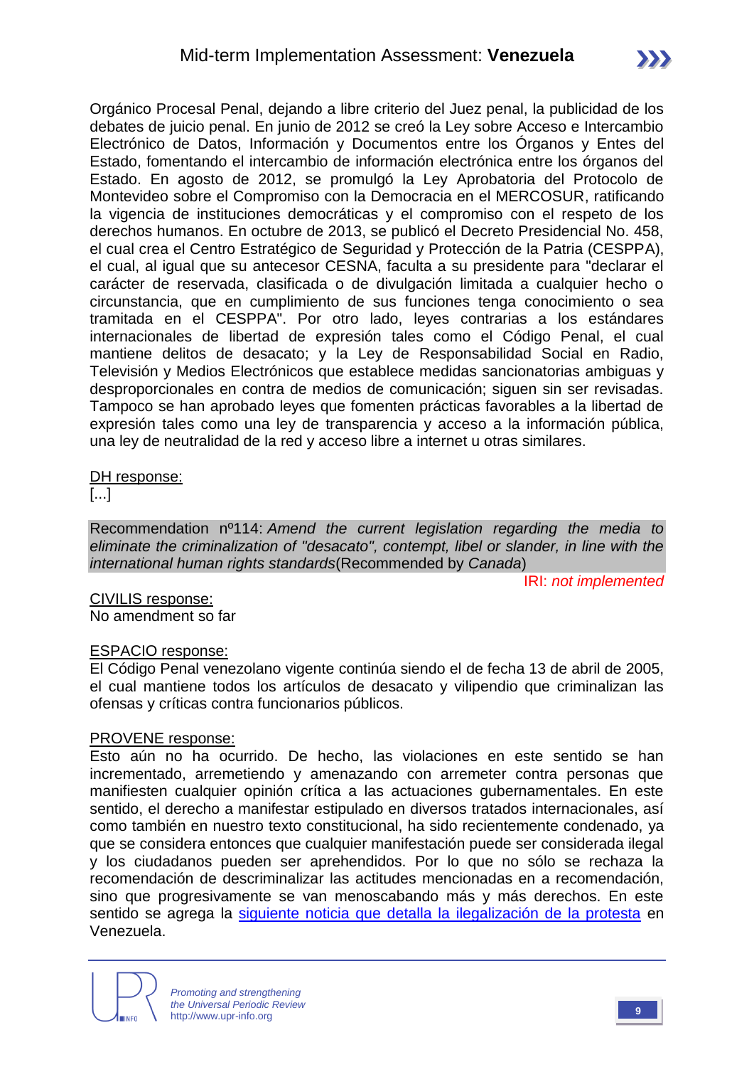Orgánico Procesal Penal, dejando a libre criterio del Juez penal, la publicidad de los debates de juicio penal. En junio de 2012 se creó la Ley sobre Acceso e Intercambio Electrónico de Datos, Información y Documentos entre los Órganos y Entes del Estado, fomentando el intercambio de información electrónica entre los órganos del Estado. En agosto de 2012, se promulgó la Ley Aprobatoria del Protocolo de Montevideo sobre el Compromiso con la Democracia en el MERCOSUR, ratificando la vigencia de instituciones democráticas y el compromiso con el respeto de los derechos humanos. En octubre de 2013, se publicó el Decreto Presidencial No. 458, el cual crea el Centro Estratégico de Seguridad y Protección de la Patria (CESPPA), el cual, al igual que su antecesor CESNA, faculta a su presidente para "declarar el carácter de reservada, clasificada o de divulgación limitada a cualquier hecho o circunstancia, que en cumplimiento de sus funciones tenga conocimiento o sea tramitada en el CESPPA". Por otro lado, leyes contrarias a los estándares internacionales de libertad de expresión tales como el Código Penal, el cual mantiene delitos de desacato; y la Ley de Responsabilidad Social en Radio, Televisión y Medios Electrónicos que establece medidas sancionatorias ambiguas y desproporcionales en contra de medios de comunicación; siguen sin ser revisadas. Tampoco se han aprobado leyes que fomenten prácticas favorables a la libertad de expresión tales como una ley de transparencia y acceso a la información pública, una ley de neutralidad de la red y acceso libre a internet u otras similares.

DH response:

[...]

Recommendation nº114: *Amend the current legislation regarding the media to eliminate the criminalization of "desacato", contempt, libel or slander, in line with the international human rights standards* (Recommended by *Canada*)

IRI: *not implemented*

CIVILIS response:

No amendment so far

ESPACIO response:

El Código Penal venezolano vigente continúa siendo el de fecha 13 de abril de 2005, el cual mantiene todos los artículos de desacato y vilipendio que criminalizan las ofensas y críticas contra funcionarios públicos.

PROVENE response:

Esto aún no ha ocurrido. De hecho, las violaciones en este sentido se han incrementado, arremetiendo y amenazando con arremeter contra personas que manifiesten cualquier opinión crítica a las actuaciones gubernamentales. En este sentido, el derecho a manifestar estipulado en diversos tratados internacionales, así como también en nuestro texto constitucional, ha sido recientemente condenado, ya que se considera entonces que cualquier manifestación puede ser considerada ilegal y los ciudadanos pueden ser aprehendidos. Por lo que no sólo se rechaza la recomendación de descriminalizar las actitudes mencionadas en a recomendación, sino que progresivamente se van menoscabando más y más derechos. En este sentido se agrega la siguiente noticia que detalla la ilegalización de la protesta en Venezuela.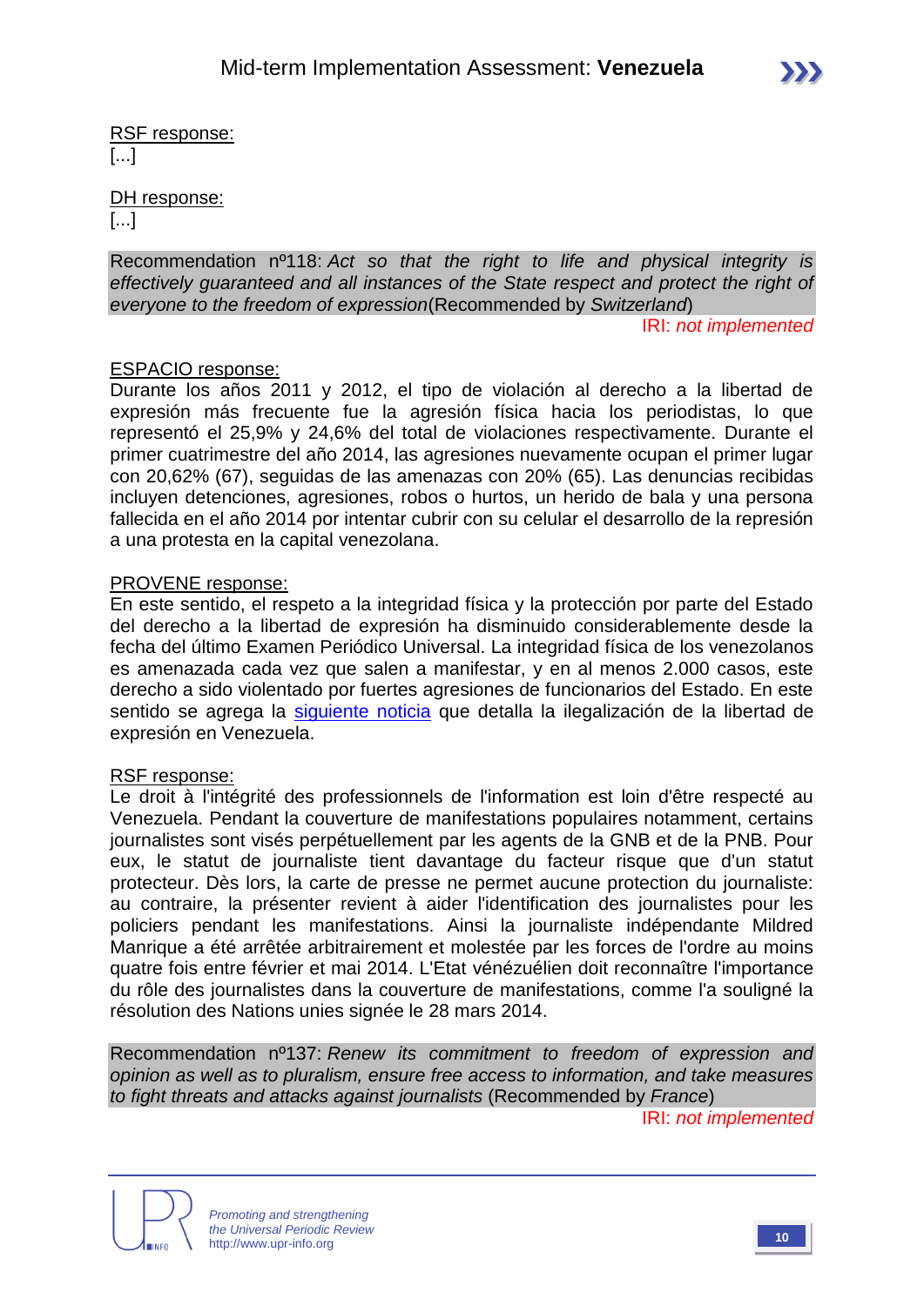RSF response:
[...]

DH response:
[...]

Recommendation nº118: *Act so that the right to life and physical integrity is effectively guaranteed and all instances of the State respect and protect the right of everyone to the freedom of expression*(Recommended by *Switzerland*)

IRI: *not implemented*

ESPACIO response:
Durante los años 2011 y 2012, el tipo de violación al derecho a la libertad de expresión más frecuente fue la agresión física hacia los periodistas, lo que representó el 25,9% y 24,6% del total de violaciones respectivamente. Durante el primer cuatrimestre del año 2014, las agresiones nuevamente ocupan el primer lugar con 20,62% (67), seguidas de las amenazas con 20% (65). Las denuncias recibidas incluyen detenciones, agresiones, robos o hurtos, un herido de bala y una persona fallecida en el año 2014 por intentar cubrir con su celular el desarrollo de la represión a una protesta en la capital venezolana.

PROVENE response:
En este sentido, el respeto a la integridad física y la protección por parte del Estado del derecho a la libertad de expresión ha disminuido considerablemente desde la fecha del último Examen Periódico Universal. La integridad física de los venezolanos es amenazada cada vez que salen a manifestar, y en al menos 2.000 casos, este derecho a sido violentado por fuertes agresiones de funcionarios del Estado. En este sentido se agrega la siguiente noticia que detalla la ilegalización de la libertad de expresión en Venezuela.

RSF response:
Le droit à l'intégrité des professionnels de l'information est loin d'être respecté au Venezuela. Pendant la couverture de manifestations populaires notamment, certains journalistes sont visés perpétuellement par les agents de la GNB et de la PNB. Pour eux, le statut de journaliste tient davantage du facteur risque que d'un statut protecteur. Dès lors, la carte de presse ne permet aucune protection du journaliste: au contraire, la présenter revient à aider l'identification des journalistes pour les policiers pendant les manifestations. Ainsi la journaliste indépendante Mildred Manrique a été arrêtée arbitrairement et molestée par les forces de l'ordre au moins quatre fois entre février et mai 2014. L'Etat vénézuélien doit reconnaître l'importance du rôle des journalistes dans la couverture de manifestations, comme l'a souligné la résolution des Nations unies signée le 28 mars 2014.

Recommendation nº137: *Renew its commitment to freedom of expression and opinion as well as to pluralism, ensure free access to information, and take measures to fight threats and attacks against journalists* (Recommended by *France*)

IRI: *not implemented*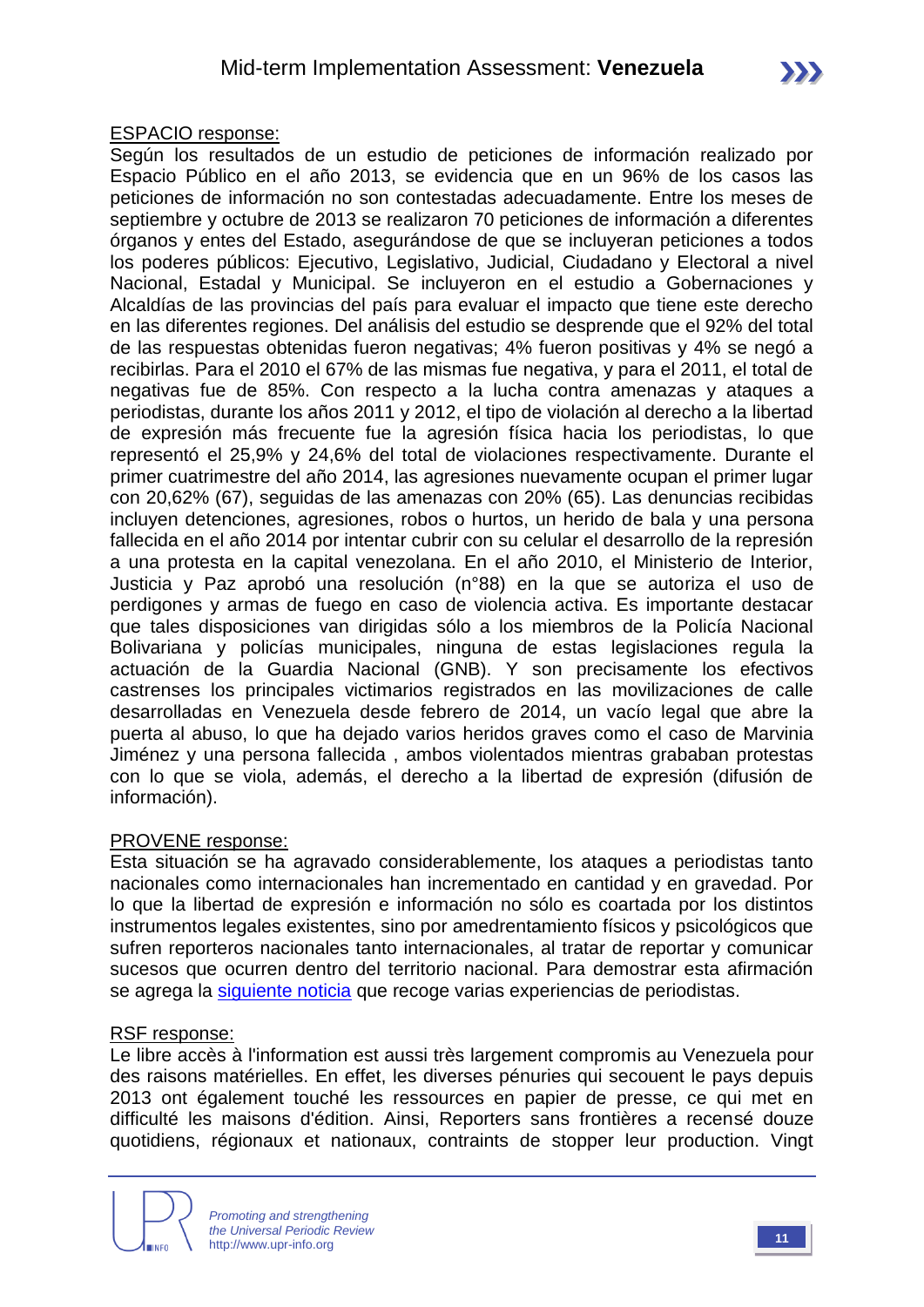ESPACIO response:

Según los resultados de un estudio de peticiones de información realizado por Espacio Público en el año 2013, se evidencia que en un 96% de los casos las peticiones de información no son contestadas adecuadamente. Entre los meses de septiembre y octubre de 2013 se realizaron 70 peticiones de información a diferentes órganos y entes del Estado, asegurándose de que se incluyeran peticiones a todos los poderes públicos: Ejecutivo, Legislativo, Judicial, Ciudadano y Electoral a nivel Nacional, Estadal y Municipal. Se incluyeron en el estudio a Gobernaciones y Alcaldías de las provincias del país para evaluar el impacto que tiene este derecho en las diferentes regiones. Del análisis del estudio se desprende que el 92% del total de las respuestas obtenidas fueron negativas; 4% fueron positivas y 4% se negó a recibirlas. Para el 2010 el 67% de las mismas fue negativa, y para el 2011, el total de negativas fue de 85%. Con respecto a la lucha contra amenazas y ataques a periodistas, durante los años 2011 y 2012, el tipo de violación al derecho a la libertad de expresión más frecuente fue la agresión física hacia los periodistas, lo que representó el 25,9% y 24,6% del total de violaciones respectivamente. Durante el primer cuatrimestre del año 2014, las agresiones nuevamente ocupan el primer lugar con 20,62% (67), seguidas de las amenazas con 20% (65). Las denuncias recibidas incluyen detenciones, agresiones, robos o hurtos, un herido de bala y una persona fallecida en el año 2014 por intentar cubrir con su celular el desarrollo de la represión a una protesta en la capital venezolana. En el año 2010, el Ministerio de Interior, Justicia y Paz aprobó una resolución (n°88) en la que se autoriza el uso de perdigones y armas de fuego en caso de violencia activa. Es importante destacar que tales disposiciones van dirigidas sólo a los miembros de la Policía Nacional Bolivariana y policías municipales, ninguna de estas legislaciones regula la actuación de la Guardia Nacional (GNB). Y son precisamente los efectivos castrenses los principales victimarios registrados en las movilizaciones de calle desarrolladas en Venezuela desde febrero de 2014, un vacío legal que abre la puerta al abuso, lo que ha dejado varios heridos graves como el caso de Marvinia Jiménez y una persona fallecida , ambos violentados mientras grababan protestas con lo que se viola, además, el derecho a la libertad de expresión (difusión de información).

PROVENE response:

Esta situación se ha agravado considerablemente, los ataques a periodistas tanto nacionales como internacionales han incrementado en cantidad y en gravedad. Por lo que la libertad de expresión e información no sólo es coartada por los distintos instrumentos legales existentes, sino por amedrentamiento físicos y psicológicos que sufren reporteros nacionales tanto internacionales, al tratar de reportar y comunicar sucesos que ocurren dentro del territorio nacional. Para demostrar esta afirmación se agrega la siguiente noticia que recoge varias experiencias de periodistas.

RSF response:

Le libre accès à l'information est aussi très largement compromis au Venezuela pour des raisons matérielles. En effet, les diverses pénuries qui secouent le pays depuis 2013 ont également touché les ressources en papier de presse, ce qui met en difficulté les maisons d'édition. Ainsi, Reporters sans frontières a recensé douze quotidiens, régionaux et nationaux, contraints de stopper leur production. Vingt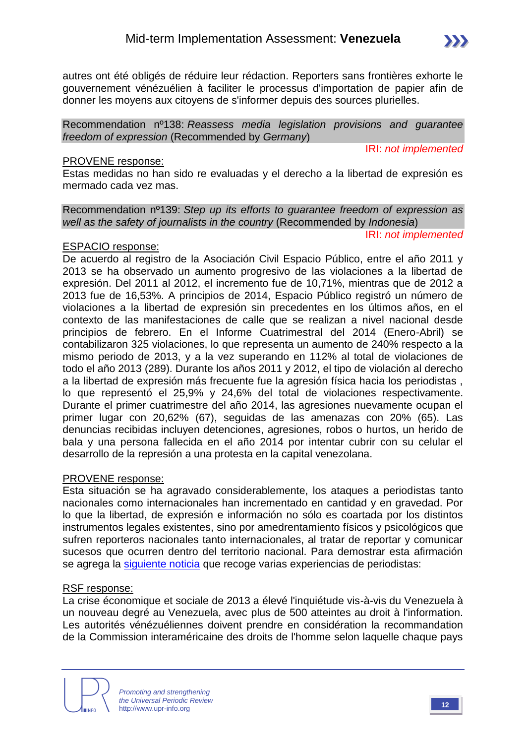autres ont été obligés de réduire leur rédaction. Reporters sans frontières exhorte le gouvernement vénézuélien à faciliter le processus d'importation de papier afin de donner les moyens aux citoyens de s'informer depuis des sources plurielles.

Recommendation nº138: *Reassess media legislation provisions and guarantee freedom of expression* (Recommended by *Germany*)

IRI: *not implemented*

PROVENE response:
Estas medidas no han sido re evaluadas y el derecho a la libertad de expresión es mermado cada vez mas.

Recommendation nº139: *Step up its efforts to guarantee freedom of expression as well as the safety of journalists in the country* (Recommended by *Indonesia*)

IRI: *not implemented*

ESPACIO response:
De acuerdo al registro de la Asociación Civil Espacio Público, entre el año 2011 y 2013 se ha observado un aumento progresivo de las violaciones a la libertad de expresión. Del 2011 al 2012, el incremento fue de 10,71%, mientras que de 2012 a 2013 fue de 16,53%. A principios de 2014, Espacio Público registró un número de violaciones a la libertad de expresión sin precedentes en los últimos años, en el contexto de las manifestaciones de calle que se realizan a nivel nacional desde principios de febrero. En el Informe Cuatrimestral del 2014 (Enero-Abril) se contabilizaron 325 violaciones, lo que representa un aumento de 240% respecto a la mismo periodo de 2013, y a la vez superando en 112% al total de violaciones de todo el año 2013 (289). Durante los años 2011 y 2012, el tipo de violación al derecho a la libertad de expresión más frecuente fue la agresión física hacia los periodistas , lo que representó el 25,9% y 24,6% del total de violaciones respectivamente. Durante el primer cuatrimestre del año 2014, las agresiones nuevamente ocupan el primer lugar con 20,62% (67), seguidas de las amenazas con 20% (65). Las denuncias recibidas incluyen detenciones, agresiones, robos o hurtos, un herido de bala y una persona fallecida en el año 2014 por intentar cubrir con su celular el desarrollo de la represión a una protesta en la capital venezolana.

PROVENE response:
Esta situación se ha agravado considerablemente, los ataques a periodistas tanto nacionales como internacionales han incrementado en cantidad y en gravedad. Por lo que la libertad, de expresión e información no sólo es coartada por los distintos instrumentos legales existentes, sino por amedrentamiento físicos y psicológicos que sufren reporteros nacionales tanto internacionales, al tratar de reportar y comunicar sucesos que ocurren dentro del territorio nacional. Para demostrar esta afirmación se agrega la siguiente noticia que recoge varias experiencias de periodistas:

RSF response:
La crise économique et sociale de 2013 a élevé l'inquiétude vis-à-vis du Venezuela à un nouveau degré au Venezuela, avec plus de 500 atteintes au droit à l'information. Les autorités vénézuéliennes doivent prendre en considération la recommandation de la Commission interaméricaine des droits de l'homme selon laquelle chaque pays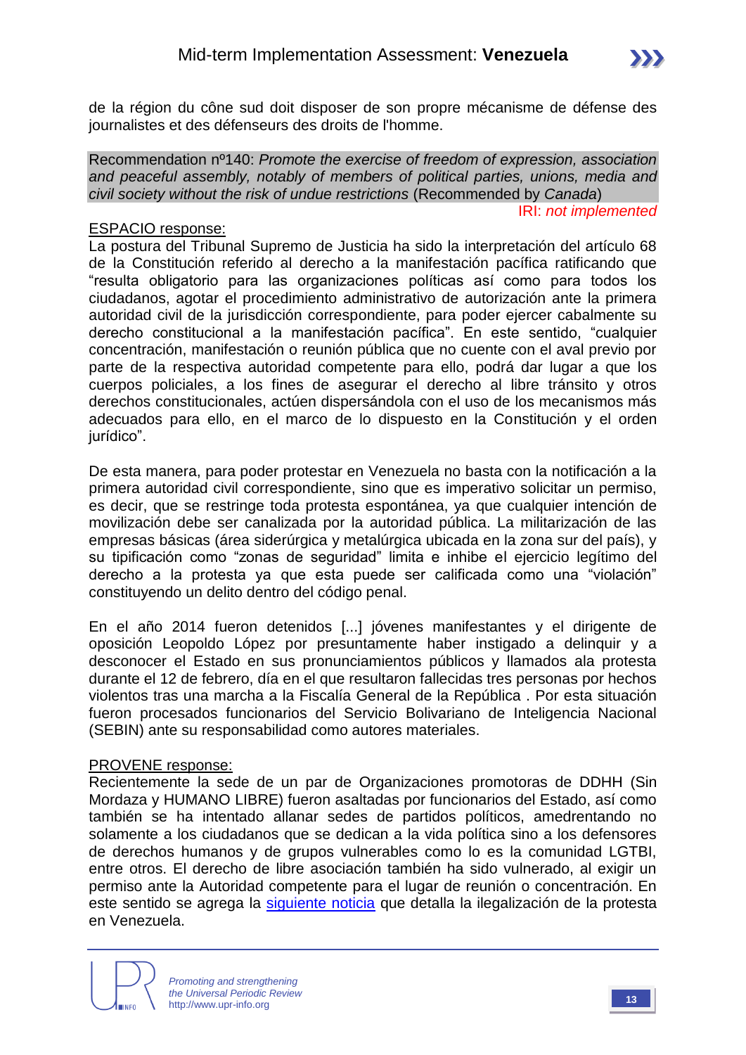de la région du cône sud doit disposer de son propre mécanisme de défense des journalistes et des défenseurs des droits de l'homme.

Recommendation nº140: *Promote the exercise of freedom of expression, association and peaceful assembly, notably of members of political parties, unions, media and civil society without the risk of undue restrictions* (Recommended by *Canada*)

IRI: *not implemented*

ESPACIO response:

La postura del Tribunal Supremo de Justicia ha sido la interpretación del artículo 68 de la Constitución referido al derecho a la manifestación pacífica ratificando que "resulta obligatorio para las organizaciones políticas así como para todos los ciudadanos, agotar el procedimiento administrativo de autorización ante la primera autoridad civil de la jurisdicción correspondiente, para poder ejercer cabalmente su derecho constitucional a la manifestación pacífica". En este sentido, "cualquier concentración, manifestación o reunión pública que no cuente con el aval previo por parte de la respectiva autoridad competente para ello, podrá dar lugar a que los cuerpos policiales, a los fines de asegurar el derecho al libre tránsito y otros derechos constitucionales, actúen dispersándola con el uso de los mecanismos más adecuados para ello, en el marco de lo dispuesto en la Constitución y el orden jurídico".

De esta manera, para poder protestar en Venezuela no basta con la notificación a la primera autoridad civil correspondiente, sino que es imperativo solicitar un permiso, es decir, que se restringe toda protesta espontánea, ya que cualquier intención de movilización debe ser canalizada por la autoridad pública. La militarización de las empresas básicas (área siderúrgica y metalúrgica ubicada en la zona sur del país), y su tipificación como "zonas de seguridad" limita e inhibe el ejercicio legítimo del derecho a la protesta ya que esta puede ser calificada como una "violación" constituyendo un delito dentro del código penal.

En el año 2014 fueron detenidos [...] jóvenes manifestantes y el dirigente de oposición Leopoldo López por presuntamente haber instigado a delinquir y a desconocer el Estado en sus pronunciamientos públicos y llamados ala protesta durante el 12 de febrero, día en el que resultaron fallecidas tres personas por hechos violentos tras una marcha a la Fiscalía General de la República . Por esta situación fueron procesados funcionarios del Servicio Bolivariano de Inteligencia Nacional (SEBIN) ante su responsabilidad como autores materiales.

PROVENE response:

Recientemente la sede de un par de Organizaciones promotoras de DDHH (Sin Mordaza y HUMANO LIBRE) fueron asaltadas por funcionarios del Estado, así como también se ha intentado allanar sedes de partidos políticos, amedrentando no solamente a los ciudadanos que se dedican a la vida política sino a los defensores de derechos humanos y de grupos vulnerables como lo es la comunidad LGTBI, entre otros. El derecho de libre asociación también ha sido vulnerado, al exigir un permiso ante la Autoridad competente para el lugar de reunión o concentración. En este sentido se agrega la siguiente noticia que detalla la ilegalización de la protesta en Venezuela.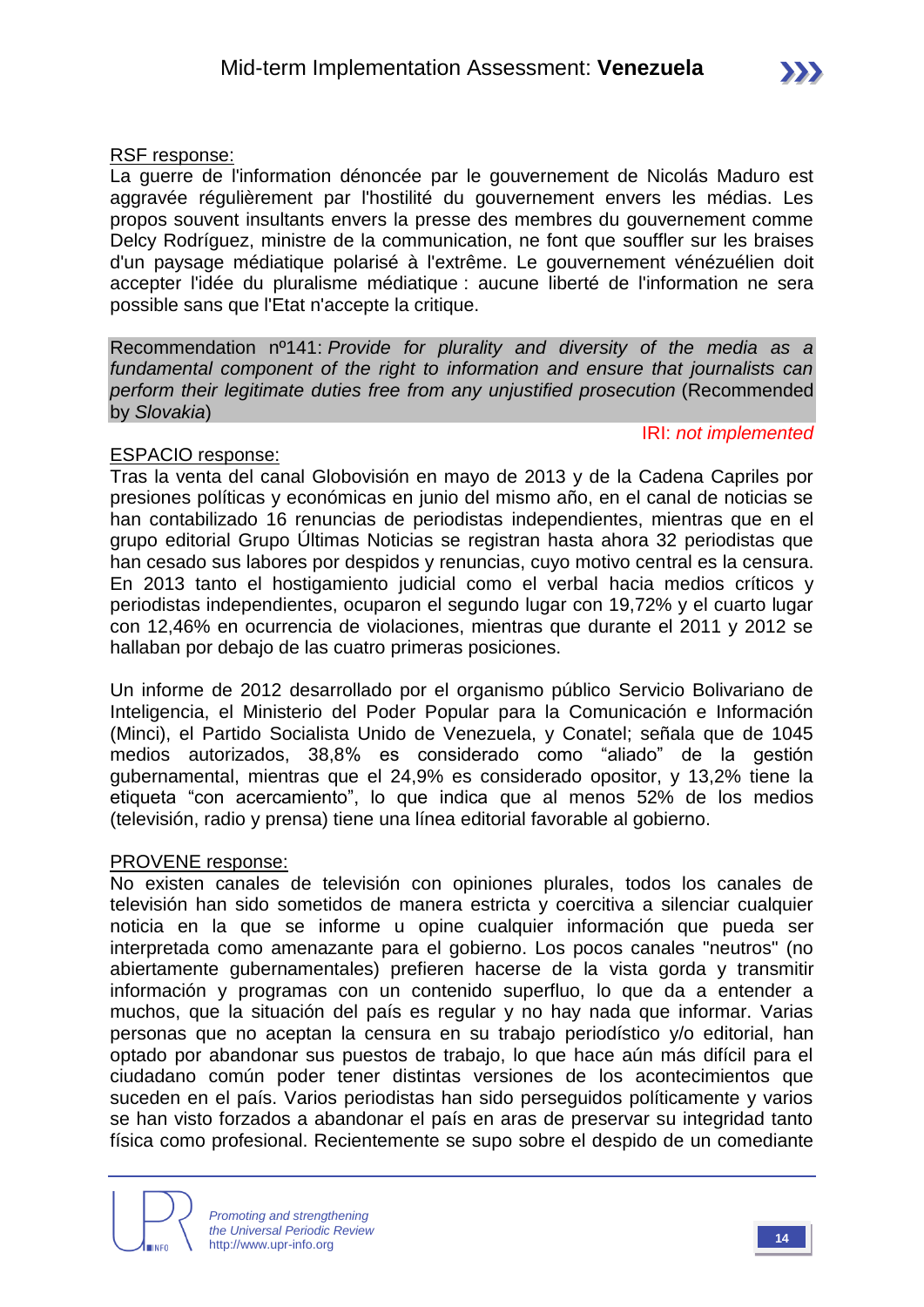<u>RSF response:</u>
La guerre de l'information dénoncée par le gouvernement de Nicolás Maduro est aggravée régulièrement par l'hostilité du gouvernement envers les médias. Les propos souvent insultants envers la presse des membres du gouvernement comme Delcy Rodríguez, ministre de la communication, ne font que souffler sur les braises d'un paysage médiatique polarisé à l'extrême. Le gouvernement vénézuélien doit accepter l'idée du pluralisme médiatique : aucune liberté de l'information ne sera possible sans que l'Etat n'accepte la critique.

Recommendation nº141: *Provide for plurality and diversity of the media as a fundamental component of the right to information and ensure that journalists can perform their legitimate duties free from any unjustified prosecution* (Recommended by *Slovakia*)

IRI: *not implemented*

<u>ESPACIO response:</u>
Tras la venta del canal Globovisión en mayo de 2013 y de la Cadena Capriles por presiones políticas y económicas en junio del mismo año, en el canal de noticias se han contabilizado 16 renuncias de periodistas independientes, mientras que en el grupo editorial Grupo Últimas Noticias se registran hasta ahora 32 periodistas que han cesado sus labores por despidos y renuncias, cuyo motivo central es la censura. En 2013 tanto el hostigamiento judicial como el verbal hacia medios críticos y periodistas independientes, ocuparon el segundo lugar con 19,72% y el cuarto lugar con 12,46% en ocurrencia de violaciones, mientras que durante el 2011 y 2012 se hallaban por debajo de las cuatro primeras posiciones.

Un informe de 2012 desarrollado por el organismo público Servicio Bolivariano de Inteligencia, el Ministerio del Poder Popular para la Comunicación e Información (Minci), el Partido Socialista Unido de Venezuela, y Conatel; señala que de 1045 medios autorizados, 38,8% es considerado como "aliado" de la gestión gubernamental, mientras que el 24,9% es considerado opositor, y 13,2% tiene la etiqueta "con acercamiento", lo que indica que al menos 52% de los medios (televisión, radio y prensa) tiene una línea editorial favorable al gobierno.

<u>PROVENE response:</u>
No existen canales de televisión con opiniones plurales, todos los canales de televisión han sido sometidos de manera estricta y coercitiva a silenciar cualquier noticia en la que se informe u opine cualquier información que pueda ser interpretada como amenazante para el gobierno. Los pocos canales "neutros" (no abiertamente gubernamentales) prefieren hacerse de la vista gorda y transmitir información y programas con un contenido superfluo, lo que da a entender a muchos, que la situación del país es regular y no hay nada que informar. Varias personas que no aceptan la censura en su trabajo periodístico y/o editorial, han optado por abandonar sus puestos de trabajo, lo que hace aún más difícil para el ciudadano común poder tener distintas versiones de los acontecimientos que suceden en el país. Varios periodistas han sido perseguidos políticamente y varios se han visto forzados a abandonar el país en aras de preservar su integridad tanto física como profesional. Recientemente se supo sobre el despido de un comediante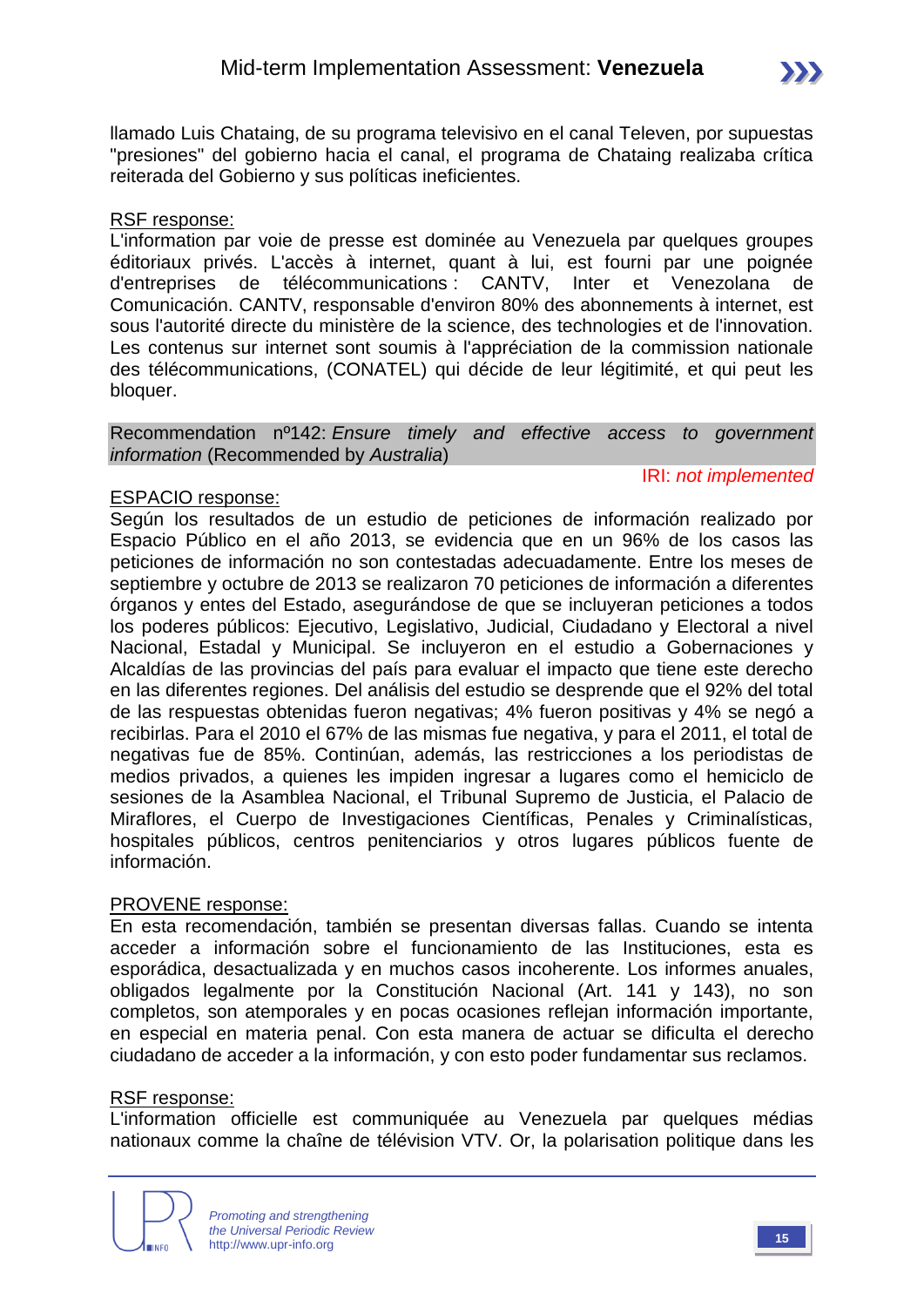llamado Luis Chataing, de su programa televisivo en el canal Televen, por supuestas "presiones" del gobierno hacia el canal, el programa de Chataing realizaba crítica reiterada del Gobierno y sus políticas ineficientes.

RSF response:

L'information par voie de presse est dominée au Venezuela par quelques groupes éditoriaux privés. L'accès à internet, quant à lui, est fourni par une poignée d'entreprises de télécommunications : CANTV, Inter et Venezolana de Comunicación. CANTV, responsable d'environ 80% des abonnements à internet, est sous l'autorité directe du ministère de la science, des technologies et de l'innovation. Les contenus sur internet sont soumis à l'appréciation de la commission nationale des télécommunications, (CONATEL) qui décide de leur légitimité, et qui peut les bloquer.

Recommendation nº142: *Ensure timely and effective access to government information* (Recommended by *Australia*)

IRI: *not implemented*

ESPACIO response:

Según los resultados de un estudio de peticiones de información realizado por Espacio Público en el año 2013, se evidencia que en un 96% de los casos las peticiones de información no son contestadas adecuadamente. Entre los meses de septiembre y octubre de 2013 se realizaron 70 peticiones de información a diferentes órganos y entes del Estado, asegurándose de que se incluyeran peticiones a todos los poderes públicos: Ejecutivo, Legislativo, Judicial, Ciudadano y Electoral a nivel Nacional, Estadal y Municipal. Se incluyeron en el estudio a Gobernaciones y Alcaldías de las provincias del país para evaluar el impacto que tiene este derecho en las diferentes regiones. Del análisis del estudio se desprende que el 92% del total de las respuestas obtenidas fueron negativas; 4% fueron positivas y 4% se negó a recibirlas. Para el 2010 el 67% de las mismas fue negativa, y para el 2011, el total de negativas fue de 85%. Continúan, además, las restricciones a los periodistas de medios privados, a quienes les impiden ingresar a lugares como el hemiciclo de sesiones de la Asamblea Nacional, el Tribunal Supremo de Justicia, el Palacio de Miraflores, el Cuerpo de Investigaciones Científicas, Penales y Criminalísticas, hospitales públicos, centros penitenciarios y otros lugares públicos fuente de información.

PROVENE response:

En esta recomendación, también se presentan diversas fallas. Cuando se intenta acceder a información sobre el funcionamiento de las Instituciones, esta es esporádica, desactualizada y en muchos casos incoherente. Los informes anuales, obligados legalmente por la Constitución Nacional (Art. 141 y 143), no son completos, son atemporales y en pocas ocasiones reflejan información importante, en especial en materia penal. Con esta manera de actuar se dificulta el derecho ciudadano de acceder a la información, y con esto poder fundamentar sus reclamos.

RSF response:

L'information officielle est communiquée au Venezuela par quelques médias nationaux comme la chaîne de télévision VTV. Or, la polarisation politique dans les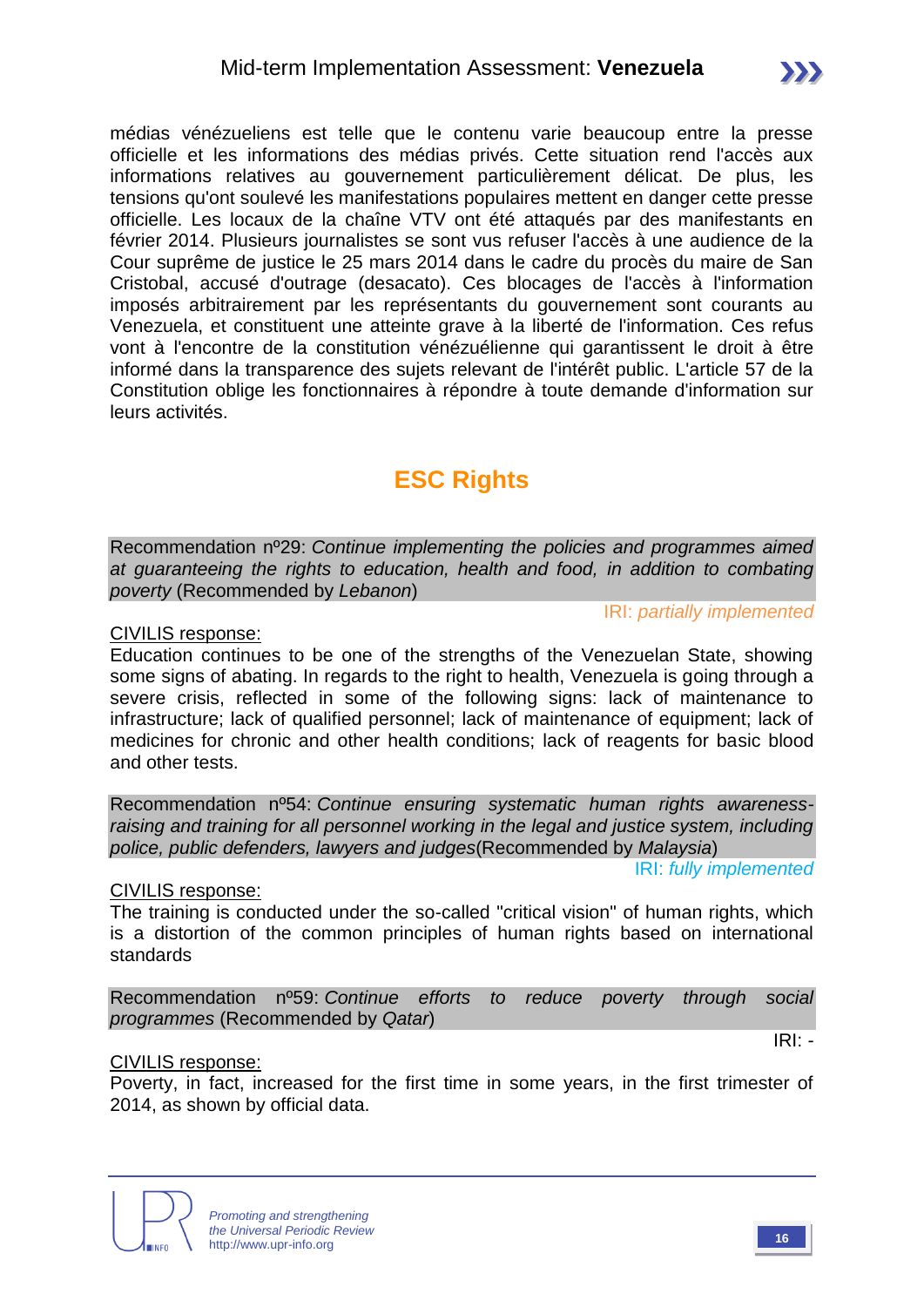médias vénézueliens est telle que le contenu varie beaucoup entre la presse officielle et les informations des médias privés. Cette situation rend l'accès aux informations relatives au gouvernement particulièrement délicat. De plus, les tensions qu'ont soulevé les manifestations populaires mettent en danger cette presse officielle. Les locaux de la chaîne VTV ont été attaqués par des manifestants en février 2014. Plusieurs journalistes se sont vus refuser l'accès à une audience de la Cour suprême de justice le 25 mars 2014 dans le cadre du procès du maire de San Cristobal, accusé d'outrage (desacato). Ces blocages de l'accès à l'information imposés arbitrairement par les représentants du gouvernement sont courants au Venezuela, et constituent une atteinte grave à la liberté de l'information. Ces refus vont à l'encontre de la constitution vénézuélienne qui garantissent le droit à être informé dans la transparence des sujets relevant de l'intérêt public. L'article 57 de la Constitution oblige les fonctionnaires à répondre à toute demande d'information sur leurs activités.

## ESC Rights

Recommendation nº29: *Continue implementing the policies and programmes aimed at guaranteeing the rights to education, health and food, in addition to combating poverty* (Recommended by *Lebanon*)

IRI: *partially implemented*

CIVILIS response:
Education continues to be one of the strengths of the Venezuelan State, showing some signs of abating. In regards to the right to health, Venezuela is going through a severe crisis, reflected in some of the following signs: lack of maintenance to infrastructure; lack of qualified personnel; lack of maintenance of equipment; lack of medicines for chronic and other health conditions; lack of reagents for basic blood and other tests.

Recommendation nº54: *Continue ensuring systematic human rights awareness-raising and training for all personnel working in the legal and justice system, including police, public defenders, lawyers and judges*(Recommended by *Malaysia*)

IRI: *fully implemented*

CIVILIS response:
The training is conducted under the so-called "critical vision" of human rights, which is a distortion of the common principles of human rights based on international standards

Recommendation nº59: *Continue efforts to reduce poverty through social programmes* (Recommended by *Qatar*)

IRI: -

CIVILIS response:
Poverty, in fact, increased for the first time in some years, in the first trimester of 2014, as shown by official data.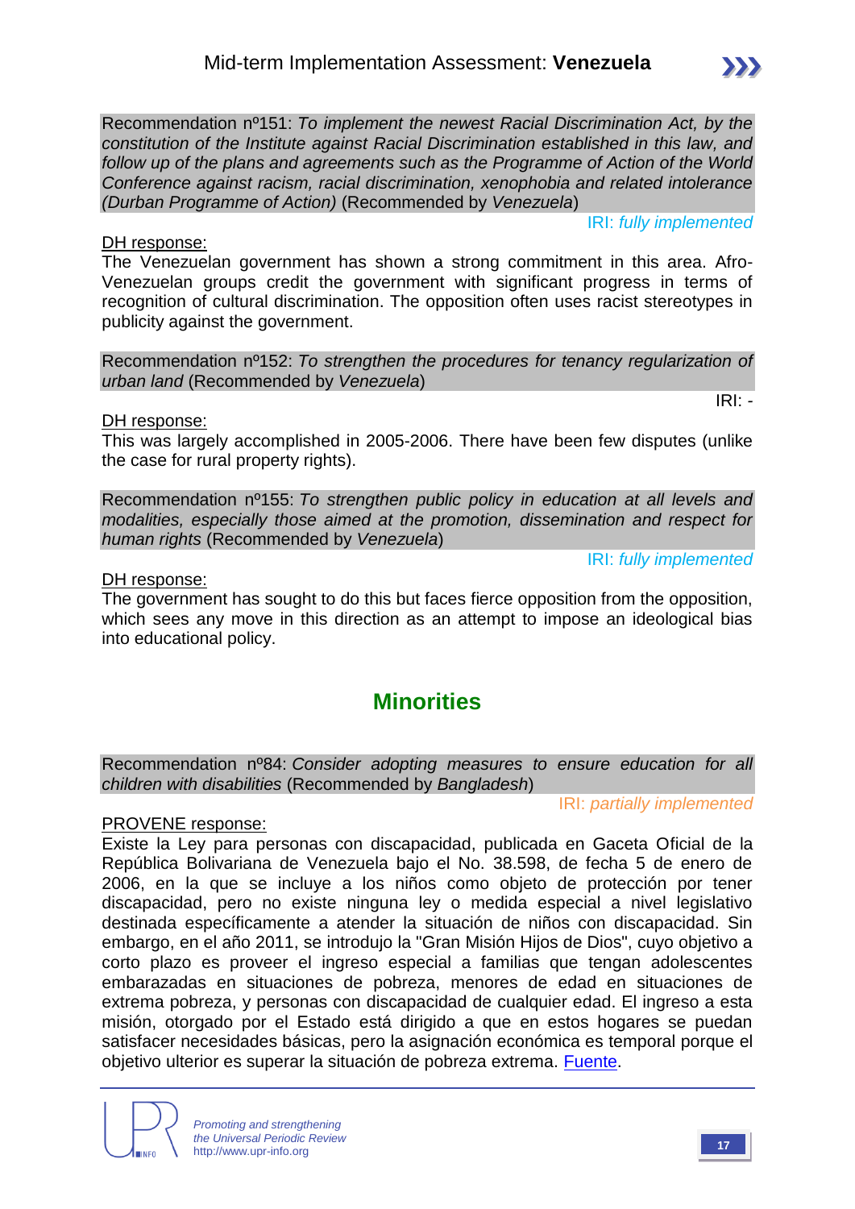Recommendation nº151: *To implement the newest Racial Discrimination Act, by the constitution of the Institute against Racial Discrimination established in this law, and follow up of the plans and agreements such as the Programme of Action of the World Conference against racism, racial discrimination, xenophobia and related intolerance (Durban Programme of Action)* (Recommended by *Venezuela*)

IRI: *fully implemented*

DH response:

The Venezuelan government has shown a strong commitment in this area. Afro-Venezuelan groups credit the government with significant progress in terms of recognition of cultural discrimination. The opposition often uses racist stereotypes in publicity against the government.

Recommendation nº152: *To strengthen the procedures for tenancy regularization of urban land* (Recommended by *Venezuela*)

IRI: -

DH response:

This was largely accomplished in 2005-2006. There have been few disputes (unlike the case for rural property rights).

Recommendation nº155: *To strengthen public policy in education at all levels and modalities, especially those aimed at the promotion, dissemination and respect for human rights* (Recommended by *Venezuela*)

IRI: *fully implemented*

DH response:

The government has sought to do this but faces fierce opposition from the opposition, which sees any move in this direction as an attempt to impose an ideological bias into educational policy.

## Minorities

Recommendation nº84: *Consider adopting measures to ensure education for all children with disabilities* (Recommended by *Bangladesh*)

IRI: *partially implemented*

PROVENE response:

Existe la Ley para personas con discapacidad, publicada en Gaceta Oficial de la República Bolivariana de Venezuela bajo el No. 38.598, de fecha 5 de enero de 2006, en la que se incluye a los niños como objeto de protección por tener discapacidad, pero no existe ninguna ley o medida especial a nivel legislativo destinada específicamente a atender la situación de niños con discapacidad. Sin embargo, en el año 2011, se introdujo la "Gran Misión Hijos de Dios", cuyo objetivo a corto plazo es proveer el ingreso especial a familias que tengan adolescentes embarazadas en situaciones de pobreza, menores de edad en situaciones de extrema pobreza, y personas con discapacidad de cualquier edad. El ingreso a esta misión, otorgado por el Estado está dirigido a que en estos hogares se puedan satisfacer necesidades básicas, pero la asignación económica es temporal porque el objetivo ulterior es superar la situación de pobreza extrema. Fuente.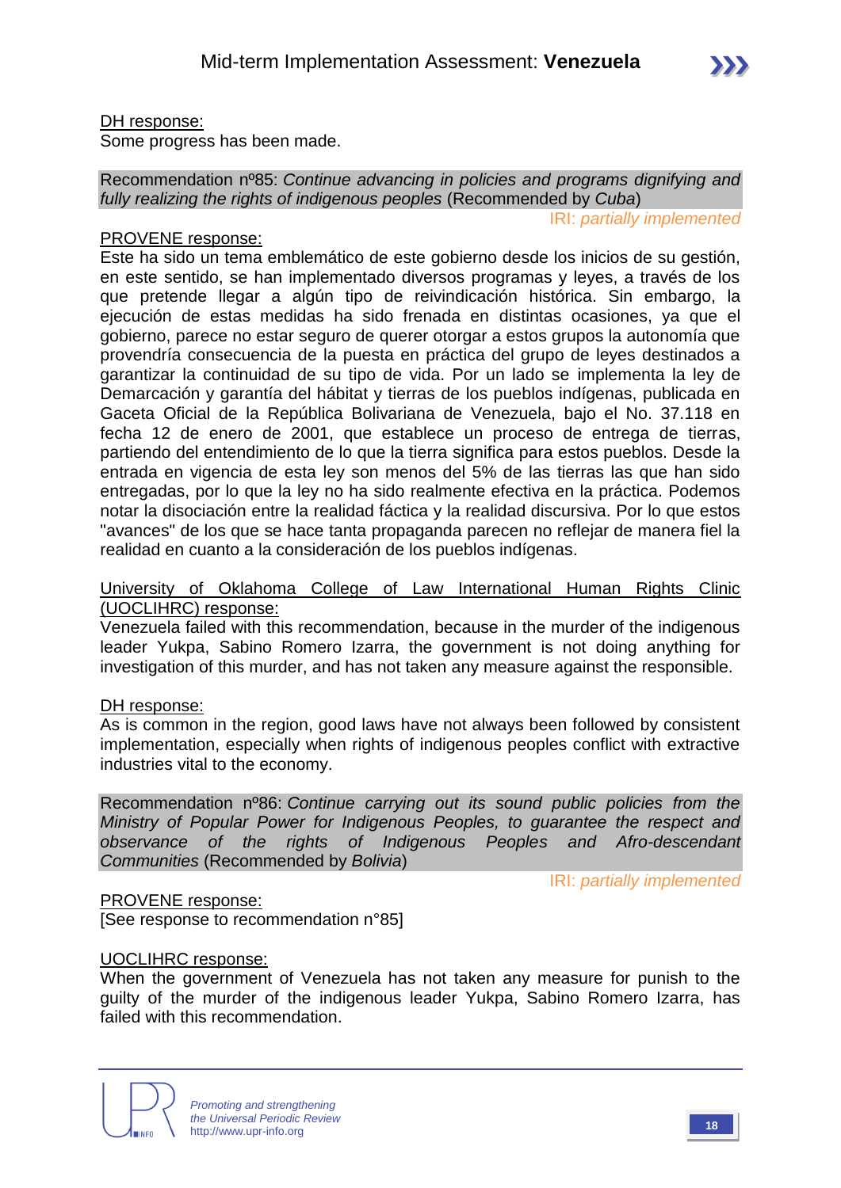<u>DH response:</u>
Some progress has been made.

Recommendation nº85: *Continue advancing in policies and programs dignifying and fully realizing the rights of indigenous peoples* (Recommended by *Cuba*)

IRI: *partially implemented*

<u>PROVENE response:</u>
Este ha sido un tema emblemático de este gobierno desde los inicios de su gestión, en este sentido, se han implementado diversos programas y leyes, a través de los que pretende llegar a algún tipo de reivindicación histórica. Sin embargo, la ejecución de estas medidas ha sido frenada en distintas ocasiones, ya que el gobierno, parece no estar seguro de querer otorgar a estos grupos la autonomía que provendría consecuencia de la puesta en práctica del grupo de leyes destinados a garantizar la continuidad de su tipo de vida. Por un lado se implementa la ley de Demarcación y garantía del hábitat y tierras de los pueblos indígenas, publicada en Gaceta Oficial de la República Bolivariana de Venezuela, bajo el No. 37.118 en fecha 12 de enero de 2001, que establece un proceso de entrega de tierras, partiendo del entendimiento de lo que la tierra significa para estos pueblos. Desde la entrada en vigencia de esta ley son menos del 5% de las tierras las que han sido entregadas, por lo que la ley no ha sido realmente efectiva en la práctica. Podemos notar la disociación entre la realidad fáctica y la realidad discursiva. Por lo que estos "avances" de los que se hace tanta propaganda parecen no reflejar de manera fiel la realidad en cuanto a la consideración de los pueblos indígenas.

<u>University of Oklahoma College of Law International Human Rights Clinic (UOCLIHRC) response:</u>
Venezuela failed with this recommendation, because in the murder of the indigenous leader Yukpa, Sabino Romero Izarra, the government is not doing anything for investigation of this murder, and has not taken any measure against the responsible.

<u>DH response:</u>
As is common in the region, good laws have not always been followed by consistent implementation, especially when rights of indigenous peoples conflict with extractive industries vital to the economy.

Recommendation nº86: *Continue carrying out its sound public policies from the Ministry of Popular Power for Indigenous Peoples, to guarantee the respect and observance of the rights of Indigenous Peoples and Afro-descendant Communities* (Recommended by *Bolivia*)

IRI: *partially implemented*

<u>PROVENE response:</u>
[See response to recommendation n°85]

<u>UOCLIHRC response:</u>
When the government of Venezuela has not taken any measure for punish to the guilty of the murder of the indigenous leader Yukpa, Sabino Romero Izarra, has failed with this recommendation.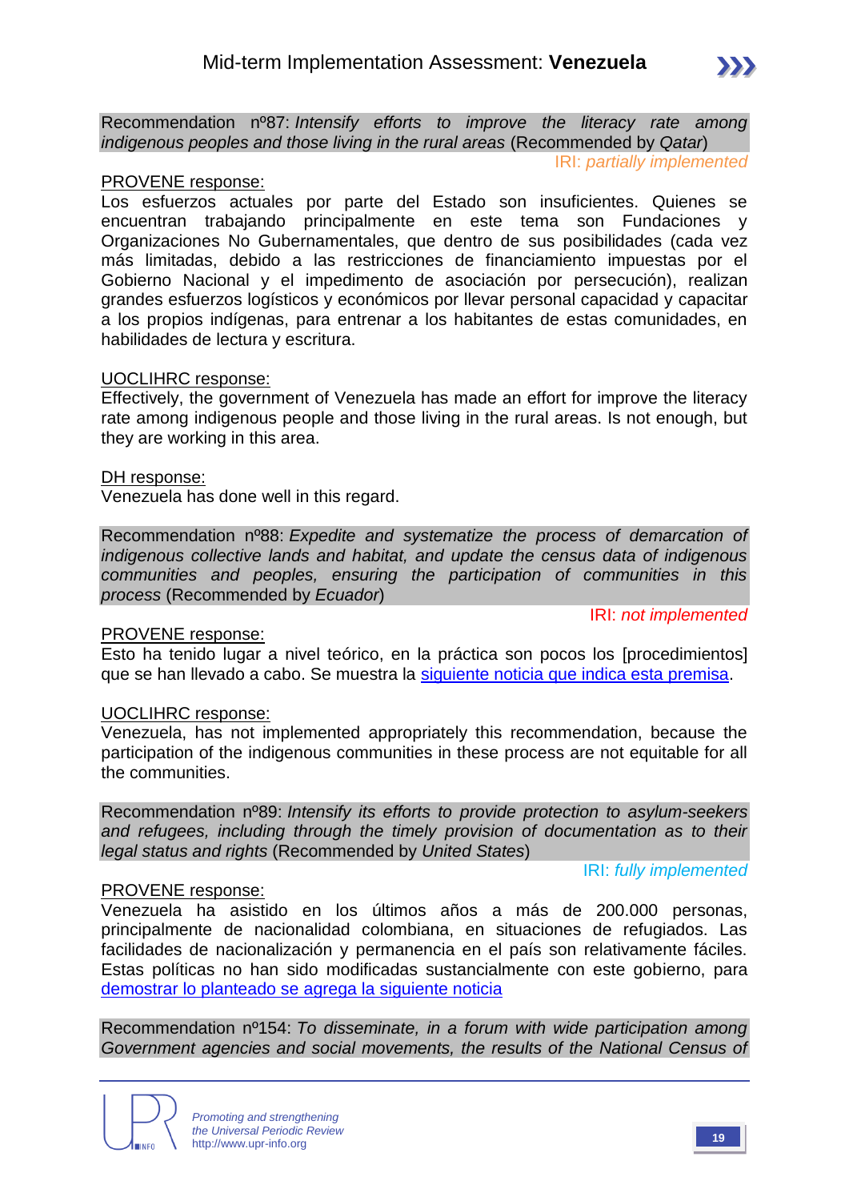Recommendation nº87: *Intensify efforts to improve the literacy rate among indigenous peoples and those living in the rural areas* (Recommended by *Qatar*)

IRI: *partially implemented*

PROVENE response:
Los esfuerzos actuales por parte del Estado son insuficientes. Quienes se encuentran trabajando principalmente en este tema son Fundaciones y Organizaciones No Gubernamentales, que dentro de sus posibilidades (cada vez más limitadas, debido a las restricciones de financiamiento impuestas por el Gobierno Nacional y el impedimento de asociación por persecución), realizan grandes esfuerzos logísticos y económicos por llevar personal capacidad y capacitar a los propios indígenas, para entrenar a los habitantes de estas comunidades, en habilidades de lectura y escritura.

UOCLIHRC response:
Effectively, the government of Venezuela has made an effort for improve the literacy rate among indigenous people and those living in the rural areas. Is not enough, but they are working in this area.

DH response:
Venezuela has done well in this regard.

Recommendation nº88: *Expedite and systematize the process of demarcation of indigenous collective lands and habitat, and update the census data of indigenous communities and peoples, ensuring the participation of communities in this process* (Recommended by *Ecuador*)

IRI: *not implemented*

PROVENE response:
Esto ha tenido lugar a nivel teórico, en la práctica son pocos los [procedimientos] que se han llevado a cabo. Se muestra la siguiente noticia que indica esta premisa.

UOCLIHRC response:
Venezuela, has not implemented appropriately this recommendation, because the participation of the indigenous communities in these process are not equitable for all the communities.

Recommendation nº89: *Intensify its efforts to provide protection to asylum-seekers and refugees, including through the timely provision of documentation as to their legal status and rights* (Recommended by *United States*)

IRI: *fully implemented*

PROVENE response:
Venezuela ha asistido en los últimos años a más de 200.000 personas, principalmente de nacionalidad colombiana, en situaciones de refugiados. Las facilidades de nacionalización y permanencia en el país son relativamente fáciles. Estas políticas no han sido modificadas sustancialmente con este gobierno, para demostrar lo planteado se agrega la siguiente noticia

Recommendation nº154: *To disseminate, in a forum with wide participation among Government agencies and social movements, the results of the National Census of*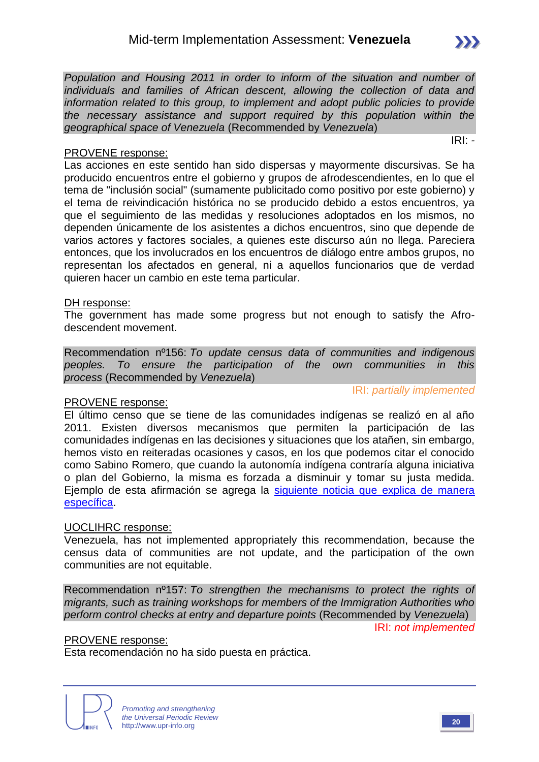*Population and Housing 2011 in order to inform of the situation and number of individuals and families of African descent, allowing the collection of data and information related to this group, to implement and adopt public policies to provide the necessary assistance and support required by this population within the geographical space of Venezuela* (Recommended by *Venezuela*)

IRI: -

PROVENE response:

Las acciones en este sentido han sido dispersas y mayormente discursivas. Se ha producido encuentros entre el gobierno y grupos de afrodescendientes, en lo que el tema de "inclusión social" (sumamente publicitado como positivo por este gobierno) y el tema de reivindicación histórica no se producido debido a estos encuentros, ya que el seguimiento de las medidas y resoluciones adoptados en los mismos, no dependen únicamente de los asistentes a dichos encuentros, sino que depende de varios actores y factores sociales, a quienes este discurso aún no llega. Pareciera entonces, que los involucrados en los encuentros de diálogo entre ambos grupos, no representan los afectados en general, ni a aquellos funcionarios que de verdad quieren hacer un cambio en este tema particular.

DH response:

The government has made some progress but not enough to satisfy the Afro-descendent movement.

Recommendation nº156: *To update census data of communities and indigenous peoples. To ensure the participation of the own communities in this process* (Recommended by *Venezuela*)

IRI: *partially implemented*

PROVENE response:

El último censo que se tiene de las comunidades indígenas se realizó en al año 2011. Existen diversos mecanismos que permiten la participación de las comunidades indígenas en las decisiones y situaciones que los atañen, sin embargo, hemos visto en reiteradas ocasiones y casos, en los que podemos citar el conocido como Sabino Romero, que cuando la autonomía indígena contraría alguna iniciativa o plan del Gobierno, la misma es forzada a disminuir y tomar su justa medida. Ejemplo de esta afirmación se agrega la siguiente noticia que explica de manera específica.

UOCLIHRC response:

Venezuela, has not implemented appropriately this recommendation, because the census data of communities are not update, and the participation of the own communities are not equitable.

Recommendation nº157: *To strengthen the mechanisms to protect the rights of migrants, such as training workshops for members of the Immigration Authorities who perform control checks at entry and departure points* (Recommended by *Venezuela*)

IRI: *not implemented*

PROVENE response:

Esta recomendación no ha sido puesta en práctica.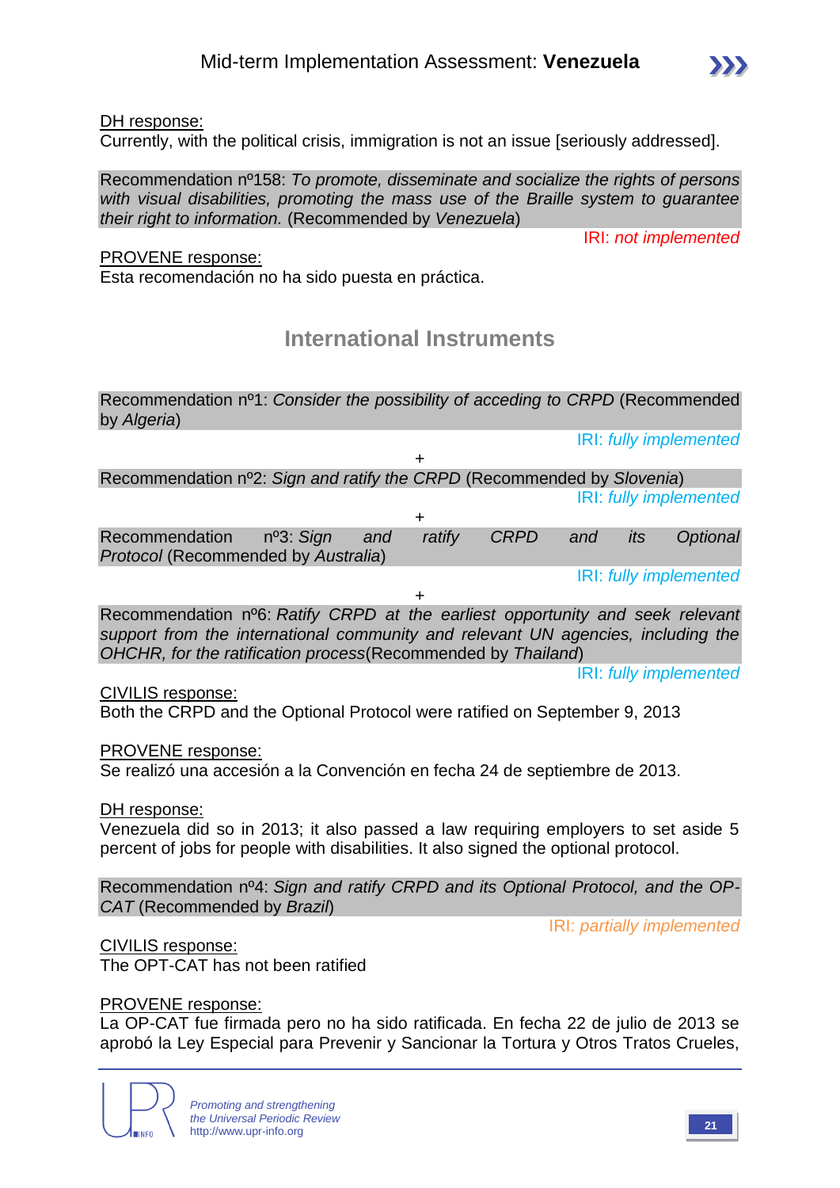DH response:
Currently, with the political crisis, immigration is not an issue [seriously addressed].

Recommendation nº158: *To promote, disseminate and socialize the rights of persons with visual disabilities, promoting the mass use of the Braille system to guarantee their right to information.* (Recommended by *Venezuela*)

IRI: *not implemented*

PROVENE response:
Esta recomendación no ha sido puesta en práctica.

## International Instruments

Recommendation nº1: *Consider the possibility of acceding to CRPD* (Recommended by *Algeria*)

IRI: *fully implemented*

+

Recommendation nº2: *Sign and ratify the CRPD* (Recommended by *Slovenia*)

IRI: *fully implemented*

+

Recommendation nº3: *Sign and ratify CRPD and its Optional Protocol* (Recommended by *Australia*)

IRI: *fully implemented*

+

Recommendation nº6: *Ratify CRPD at the earliest opportunity and seek relevant support from the international community and relevant UN agencies, including the OHCHR, for the ratification process*(Recommended by *Thailand*)

IRI: *fully implemented*

CIVILIS response:
Both the CRPD and the Optional Protocol were ratified on September 9, 2013

PROVENE response:
Se realizó una accesión a la Convención en fecha 24 de septiembre de 2013.

DH response:
Venezuela did so in 2013; it also passed a law requiring employers to set aside 5 percent of jobs for people with disabilities. It also signed the optional protocol.

Recommendation nº4: *Sign and ratify CRPD and its Optional Protocol, and the OP-CAT* (Recommended by *Brazil*)

IRI: *partially implemented*

CIVILIS response:
The OPT-CAT has not been ratified

PROVENE response:
La OP-CAT fue firmada pero no ha sido ratificada. En fecha 22 de julio de 2013 se aprobó la Ley Especial para Prevenir y Sancionar la Tortura y Otros Tratos Crueles,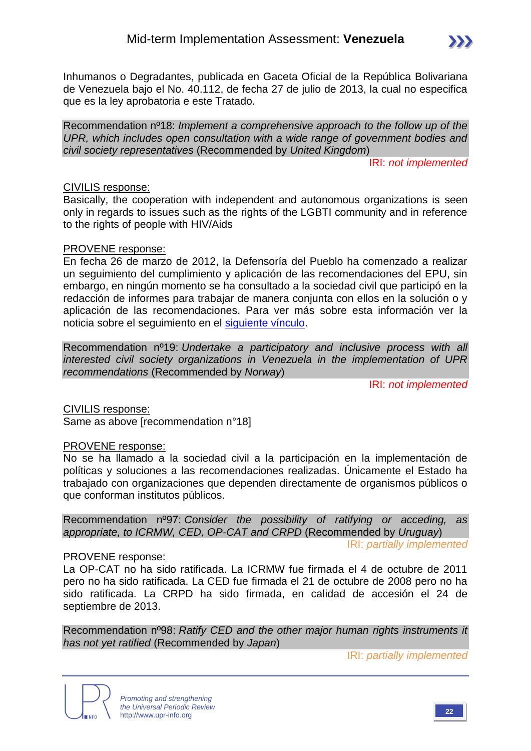Inhumanos o Degradantes, publicada en Gaceta Oficial de la República Bolivariana de Venezuela bajo el No. 40.112, de fecha 27 de julio de 2013, la cual no especifica que es la ley aprobatoria e este Tratado.

Recommendation nº18: *Implement a comprehensive approach to the follow up of the UPR, which includes open consultation with a wide range of government bodies and civil society representatives* (Recommended by *United Kingdom*)

IRI: *not implemented*

CIVILIS response:

Basically, the cooperation with independent and autonomous organizations is seen only in regards to issues such as the rights of the LGBTI community and in reference to the rights of people with HIV/Aids

PROVENE response:

En fecha 26 de marzo de 2012, la Defensoría del Pueblo ha comenzado a realizar un seguimiento del cumplimiento y aplicación de las recomendaciones del EPU, sin embargo, en ningún momento se ha consultado a la sociedad civil que participó en la redacción de informes para trabajar de manera conjunta con ellos en la solución o y aplicación de las recomendaciones. Para ver más sobre esta información ver la noticia sobre el seguimiento en el siguiente vínculo.

Recommendation nº19: *Undertake a participatory and inclusive process with all interested civil society organizations in Venezuela in the implementation of UPR recommendations* (Recommended by *Norway*)

IRI: *not implemented*

CIVILIS response:

Same as above [recommendation n°18]

PROVENE response:

No se ha llamado a la sociedad civil a la participación en la implementación de políticas y soluciones a las recomendaciones realizadas. Únicamente el Estado ha trabajado con organizaciones que dependen directamente de organismos públicos o que conforman institutos públicos.

Recommendation nº97: *Consider the possibility of ratifying or acceding, as appropriate, to ICRMW, CED, OP-CAT and CRPD* (Recommended by *Uruguay*)

IRI: *partially implemented*

PROVENE response:

La OP-CAT no ha sido ratificada. La ICRMW fue firmada el 4 de octubre de 2011 pero no ha sido ratificada. La CED fue firmada el 21 de octubre de 2008 pero no ha sido ratificada. La CRPD ha sido firmada, en calidad de accesión el 24 de septiembre de 2013.

Recommendation nº98: *Ratify CED and the other major human rights instruments it has not yet ratified* (Recommended by *Japan*)

IRI: *partially implemented*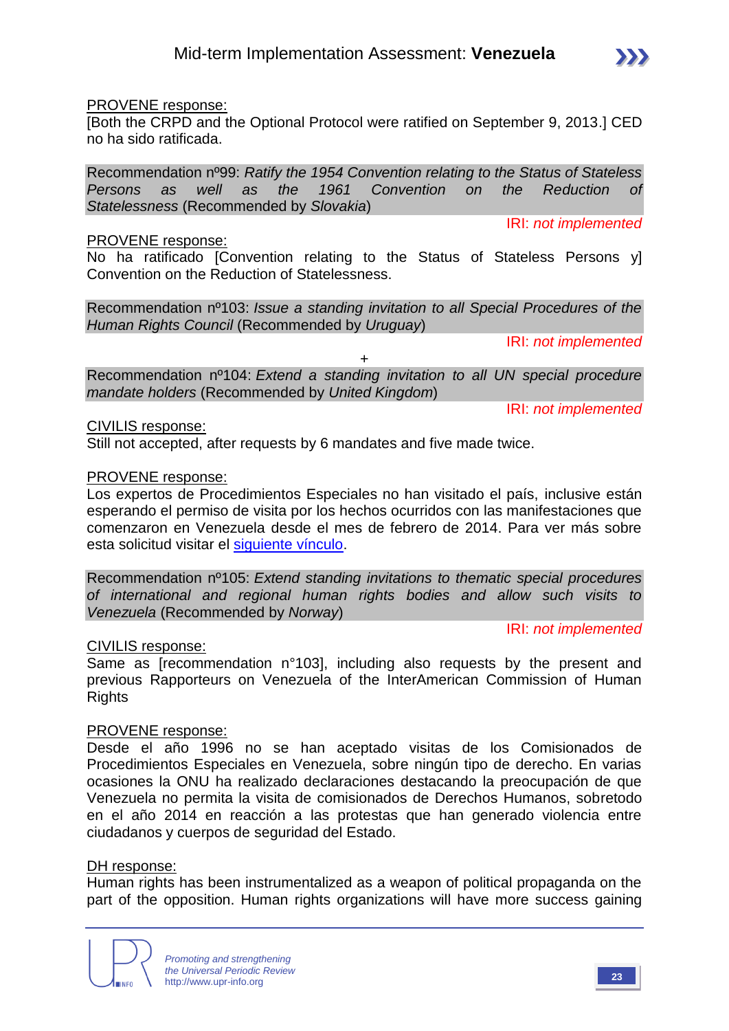PROVENE response:
[Both the CRPD and the Optional Protocol were ratified on September 9, 2013.] CED no ha sido ratificada.

Recommendation nº99: *Ratify the 1954 Convention relating to the Status of Stateless Persons as well as the 1961 Convention on the Reduction of Statelessness* (Recommended by *Slovakia*)

IRI: *not implemented*

PROVENE response:
No ha ratificado [Convention relating to the Status of Stateless Persons y] Convention on the Reduction of Statelessness.

Recommendation nº103: *Issue a standing invitation to all Special Procedures of the Human Rights Council* (Recommended by *Uruguay*)

IRI: *not implemented*

+

Recommendation nº104: *Extend a standing invitation to all UN special procedure mandate holders* (Recommended by *United Kingdom*)

IRI: *not implemented*

CIVILIS response:
Still not accepted, after requests by 6 mandates and five made twice.

PROVENE response:
Los expertos de Procedimientos Especiales no han visitado el país, inclusive están esperando el permiso de visita por los hechos ocurridos con las manifestaciones que comenzaron en Venezuela desde el mes de febrero de 2014. Para ver más sobre esta solicitud visitar el siguiente vínculo.

Recommendation nº105: *Extend standing invitations to thematic special procedures of international and regional human rights bodies and allow such visits to Venezuela* (Recommended by *Norway*)

IRI: *not implemented*

CIVILIS response:
Same as [recommendation n°103], including also requests by the present and previous Rapporteurs on Venezuela of the InterAmerican Commission of Human Rights

PROVENE response:
Desde el año 1996 no se han aceptado visitas de los Comisionados de Procedimientos Especiales en Venezuela, sobre ningún tipo de derecho. En varias ocasiones la ONU ha realizado declaraciones destacando la preocupación de que Venezuela no permita la visita de comisionados de Derechos Humanos, sobretodo en el año 2014 en reacción a las protestas que han generado violencia entre ciudadanos y cuerpos de seguridad del Estado.

DH response:
Human rights has been instrumentalized as a weapon of political propaganda on the part of the opposition. Human rights organizations will have more success gaining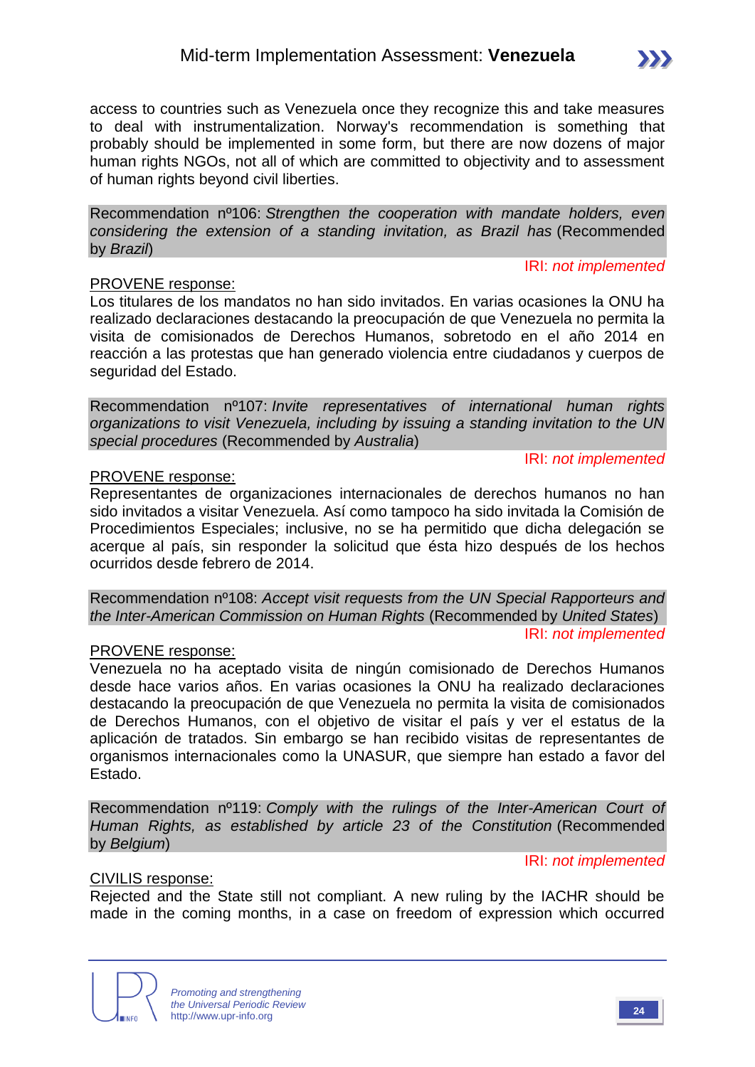access to countries such as Venezuela once they recognize this and take measures to deal with instrumentalization. Norway's recommendation is something that probably should be implemented in some form, but there are now dozens of major human rights NGOs, not all of which are committed to objectivity and to assessment of human rights beyond civil liberties.

Recommendation nº106: *Strengthen the cooperation with mandate holders, even considering the extension of a standing invitation, as Brazil has* (Recommended by *Brazil*)

IRI: *not implemented*

PROVENE response:

Los titulares de los mandatos no han sido invitados. En varias ocasiones la ONU ha realizado declaraciones destacando la preocupación de que Venezuela no permita la visita de comisionados de Derechos Humanos, sobretodo en el año 2014 en reacción a las protestas que han generado violencia entre ciudadanos y cuerpos de seguridad del Estado.

Recommendation nº107: *Invite representatives of international human rights organizations to visit Venezuela, including by issuing a standing invitation to the UN special procedures* (Recommended by *Australia*)

IRI: *not implemented*

PROVENE response:

Representantes de organizaciones internacionales de derechos humanos no han sido invitados a visitar Venezuela. Así como tampoco ha sido invitada la Comisión de Procedimientos Especiales; inclusive, no se ha permitido que dicha delegación se acerque al país, sin responder la solicitud que ésta hizo después de los hechos ocurridos desde febrero de 2014.

Recommendation nº108: *Accept visit requests from the UN Special Rapporteurs and the Inter-American Commission on Human Rights* (Recommended by *United States*)

IRI: *not implemented*

PROVENE response:

Venezuela no ha aceptado visita de ningún comisionado de Derechos Humanos desde hace varios años. En varias ocasiones la ONU ha realizado declaraciones destacando la preocupación de que Venezuela no permita la visita de comisionados de Derechos Humanos, con el objetivo de visitar el país y ver el estatus de la aplicación de tratados. Sin embargo se han recibido visitas de representantes de organismos internacionales como la UNASUR, que siempre han estado a favor del Estado.

Recommendation nº119: *Comply with the rulings of the Inter-American Court of Human Rights, as established by article 23 of the Constitution* (Recommended by *Belgium*)

IRI: *not implemented*

CIVILIS response:

Rejected and the State still not compliant. A new ruling by the IACHR should be made in the coming months, in a case on freedom of expression which occurred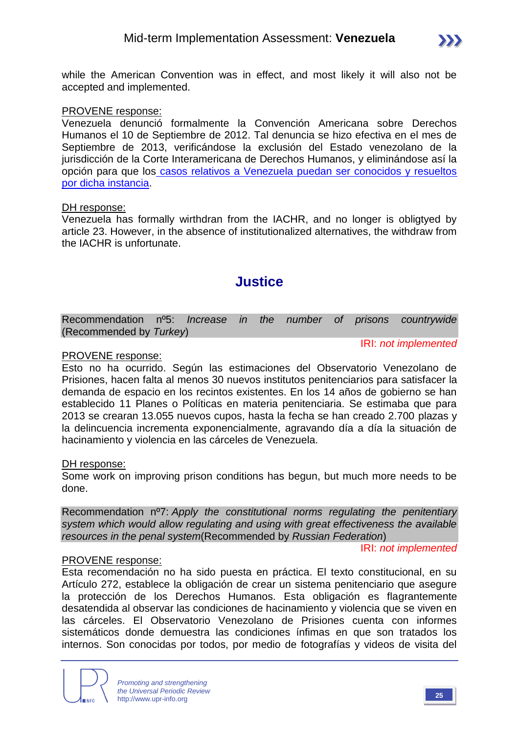while the American Convention was in effect, and most likely it will also not be accepted and implemented.

PROVENE response:
Venezuela denunció formalmente la Convención Americana sobre Derechos Humanos el 10 de Septiembre de 2012. Tal denuncia se hizo efectiva en el mes de Septiembre de 2013, verificándose la exclusión del Estado venezolano de la jurisdicción de la Corte Interamericana de Derechos Humanos, y eliminándose así la opción para que los casos relativos a Venezuela puedan ser conocidos y resueltos por dicha instancia.

DH response:
Venezuela has formally wirthdran from the IACHR, and no longer is obligtyed by article 23. However, in the absence of institutionalized alternatives, the withdraw from the IACHR is unfortunate.

## Justice

Recommendation nº5: *Increase in the number of prisons countrywide* (Recommended by *Turkey*)

IRI: *not implemented*

PROVENE response:
Esto no ha ocurrido. Según las estimaciones del Observatorio Venezolano de Prisiones, hacen falta al menos 30 nuevos institutos penitenciarios para satisfacer la demanda de espacio en los recintos existentes. En los 14 años de gobierno se han establecido 11 Planes o Políticas en materia penitenciaria. Se estimaba que para 2013 se crearan 13.055 nuevos cupos, hasta la fecha se han creado 2.700 plazas y la delincuencia incrementa exponencialmente, agravando día a día la situación de hacinamiento y violencia en las cárceles de Venezuela.

DH response:
Some work on improving prison conditions has begun, but much more needs to be done.

Recommendation nº7: *Apply the constitutional norms regulating the penitentiary system which would allow regulating and using with great effectiveness the available resources in the penal system*(Recommended by *Russian Federation*)

IRI: *not implemented*

PROVENE response:
Esta recomendación no ha sido puesta en práctica. El texto constitucional, en su Artículo 272, establece la obligación de crear un sistema penitenciario que asegure la protección de los Derechos Humanos. Esta obligación es flagrantemente desatendida al observar las condiciones de hacinamiento y violencia que se viven en las cárceles. El Observatorio Venezolano de Prisiones cuenta con informes sistemáticos donde demuestra las condiciones ínfimas en que son tratados los internos. Son conocidas por todos, por medio de fotografías y videos de visita del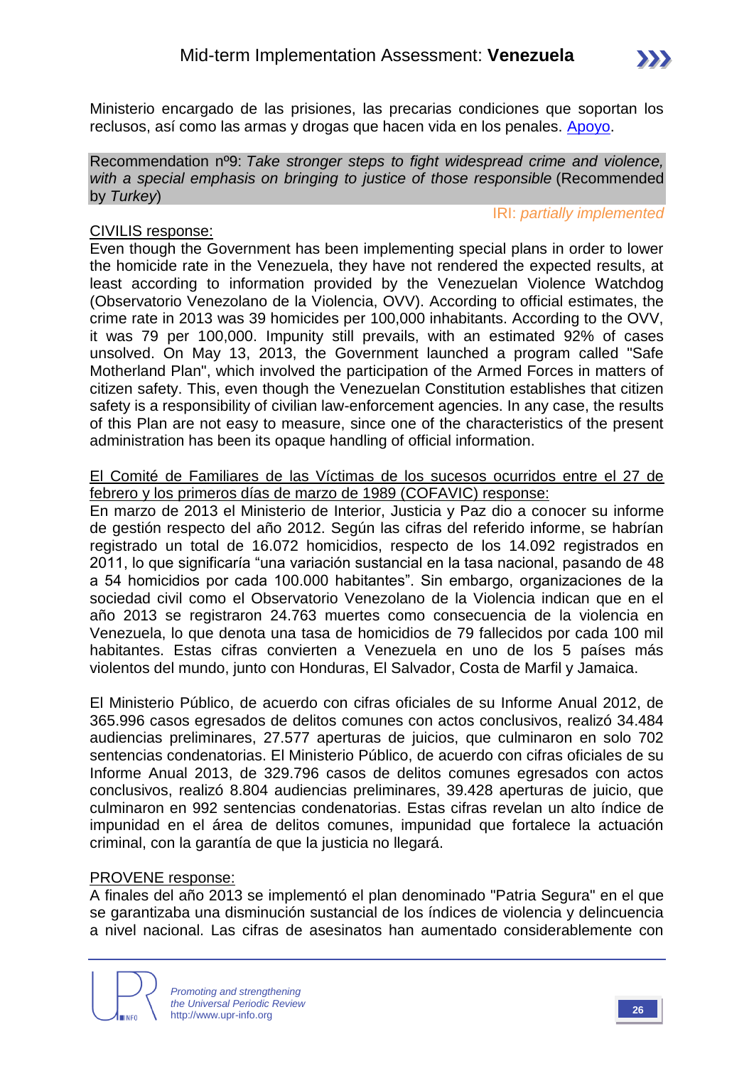Ministerio encargado de las prisiones, las precarias condiciones que soportan los reclusos, así como las armas y drogas que hacen vida en los penales. [Apoyo](#).

**Recommendation nº9:** *Take stronger steps to fight widespread crime and violence, with a special emphasis on bringing to justice of those responsible* (Recommended by *Turkey*)

IRI: *partially implemented*

<u>CIVILIS response:</u>

Even though the Government has been implementing special plans in order to lower the homicide rate in the Venezuela, they have not rendered the expected results, at least according to information provided by the Venezuelan Violence Watchdog (Observatorio Venezolano de la Violencia, OVV). According to official estimates, the crime rate in 2013 was 39 homicides per 100,000 inhabitants. According to the OVV, it was 79 per 100,000. Impunity still prevails, with an estimated 92% of cases unsolved. On May 13, 2013, the Government launched a program called "Safe Motherland Plan", which involved the participation of the Armed Forces in matters of citizen safety. This, even though the Venezuelan Constitution establishes that citizen safety is a responsibility of civilian law-enforcement agencies. In any case, the results of this Plan are not easy to measure, since one of the characteristics of the present administration has been its opaque handling of official information.

<u>El Comité de Familiares de las Víctimas de los sucesos ocurridos entre el 27 de febrero y los primeros días de marzo de 1989 (COFAVIC) response:</u>

En marzo de 2013 el Ministerio de Interior, Justicia y Paz dio a conocer su informe de gestión respecto del año 2012. Según las cifras del referido informe, se habrían registrado un total de 16.072 homicidios, respecto de los 14.092 registrados en 2011, lo que significaría "una variación sustancial en la tasa nacional, pasando de 48 a 54 homicidios por cada 100.000 habitantes". Sin embargo, organizaciones de la sociedad civil como el Observatorio Venezolano de la Violencia indican que en el año 2013 se registraron 24.763 muertes como consecuencia de la violencia en Venezuela, lo que denota una tasa de homicidios de 79 fallecidos por cada 100 mil habitantes. Estas cifras convierten a Venezuela en uno de los 5 países más violentos del mundo, junto con Honduras, El Salvador, Costa de Marfil y Jamaica.

El Ministerio Público, de acuerdo con cifras oficiales de su Informe Anual 2012, de 365.996 casos egresados de delitos comunes con actos conclusivos, realizó 34.484 audiencias preliminares, 27.577 aperturas de juicios, que culminaron en solo 702 sentencias condenatorias. El Ministerio Público, de acuerdo con cifras oficiales de su Informe Anual 2013, de 329.796 casos de delitos comunes egresados con actos conclusivos, realizó 8.804 audiencias preliminares, 39.428 aperturas de juicio, que culminaron en 992 sentencias condenatorias. Estas cifras revelan un alto índice de impunidad en el área de delitos comunes, impunidad que fortalece la actuación criminal, con la garantía de que la justicia no llegará.

<u>PROVENE response:</u>

A finales del año 2013 se implementó el plan denominado "Patria Segura" en el que se garantizaba una disminución sustancial de los índices de violencia y delincuencia a nivel nacional. Las cifras de asesinatos han aumentado considerablemente con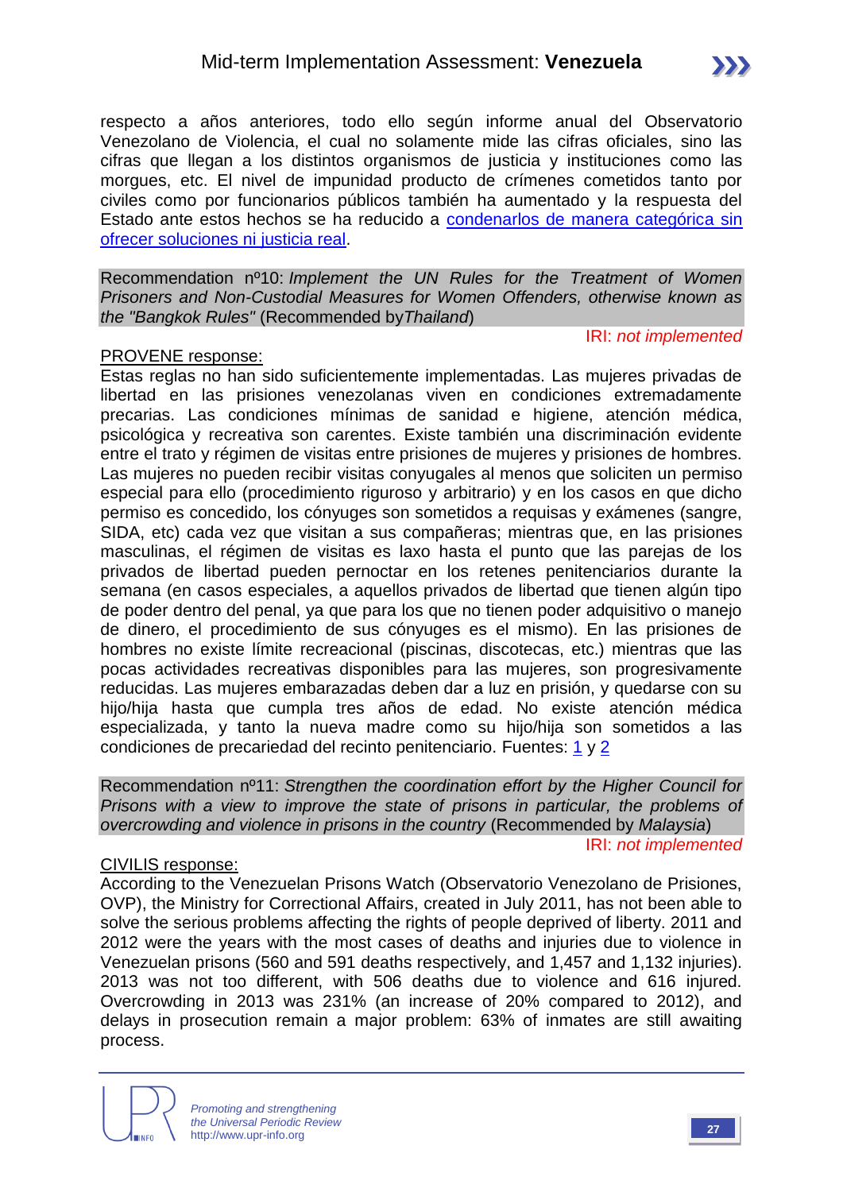respecto a años anteriores, todo ello según informe anual del Observatorio Venezolano de Violencia, el cual no solamente mide las cifras oficiales, sino las cifras que llegan a los distintos organismos de justicia y instituciones como las morgues, etc. El nivel de impunidad producto de crímenes cometidos tanto por civiles como por funcionarios públicos también ha aumentado y la respuesta del Estado ante estos hechos se ha reducido a condenarlos de manera categórica sin ofrecer soluciones ni justicia real.

Recommendation nº10: *Implement the UN Rules for the Treatment of Women Prisoners and Non-Custodial Measures for Women Offenders, otherwise known as the "Bangkok Rules"* (Recommended by *Thailand*)

IRI: *not implemented*

PROVENE response:

Estas reglas no han sido suficientemente implementadas. Las mujeres privadas de libertad en las prisiones venezolanas viven en condiciones extremadamente precarias. Las condiciones mínimas de sanidad e higiene, atención médica, psicológica y recreativa son carentes. Existe también una discriminación evidente entre el trato y régimen de visitas entre prisiones de mujeres y prisiones de hombres. Las mujeres no pueden recibir visitas conyugales al menos que soliciten un permiso especial para ello (procedimiento riguroso y arbitrario) y en los casos en que dicho permiso es concedido, los cónyuges son sometidos a requisas y exámenes (sangre, SIDA, etc) cada vez que visitan a sus compañeras; mientras que, en las prisiones masculinas, el régimen de visitas es laxo hasta el punto que las parejas de los privados de libertad pueden pernoctar en los retenes penitenciarios durante la semana (en casos especiales, a aquellos privados de libertad que tienen algún tipo de poder dentro del penal, ya que para los que no tienen poder adquisitivo o manejo de dinero, el procedimiento de sus cónyuges es el mismo). En las prisiones de hombres no existe límite recreacional (piscinas, discotecas, etc.) mientras que las pocas actividades recreativas disponibles para las mujeres, son progresivamente reducidas. Las mujeres embarazadas deben dar a luz en prisión, y quedarse con su hijo/hija hasta que cumpla tres años de edad. No existe atención médica especializada, y tanto la nueva madre como su hijo/hija son sometidos a las condiciones de precariedad del recinto penitenciario. Fuentes: 1 y 2

Recommendation nº11: *Strengthen the coordination effort by the Higher Council for Prisons with a view to improve the state of prisons in particular, the problems of overcrowding and violence in prisons in the country* (Recommended by *Malaysia*)

IRI: *not implemented*

CIVILIS response:

According to the Venezuelan Prisons Watch (Observatorio Venezolano de Prisiones, OVP), the Ministry for Correctional Affairs, created in July 2011, has not been able to solve the serious problems affecting the rights of people deprived of liberty. 2011 and 2012 were the years with the most cases of deaths and injuries due to violence in Venezuelan prisons (560 and 591 deaths respectively, and 1,457 and 1,132 injuries). 2013 was not too different, with 506 deaths due to violence and 616 injured. Overcrowding in 2013 was 231% (an increase of 20% compared to 2012), and delays in prosecution remain a major problem: 63% of inmates are still awaiting process.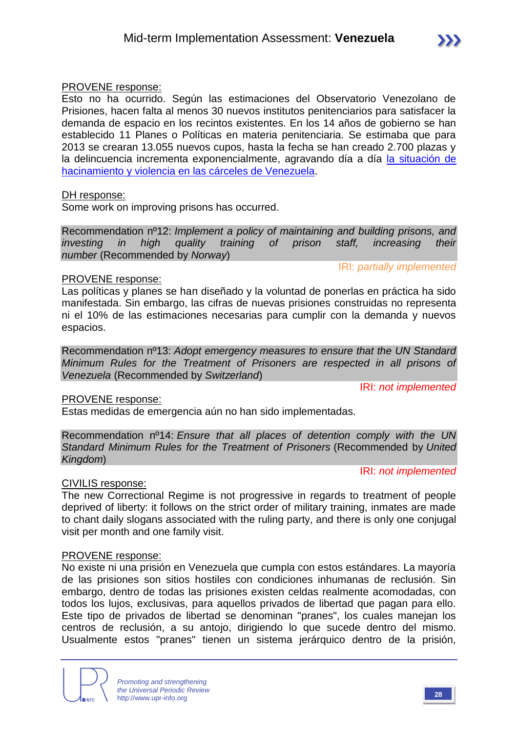PROVENE response:
Esto no ha ocurrido. Según las estimaciones del Observatorio Venezolano de Prisiones, hacen falta al menos 30 nuevos institutos penitenciarios para satisfacer la demanda de espacio en los recintos existentes. En los 14 años de gobierno se han establecido 11 Planes o Políticas en materia penitenciaria. Se estimaba que para 2013 se crearan 13.055 nuevos cupos, hasta la fecha se han creado 2.700 plazas y la delincuencia incrementa exponencialmente, agravando día a día la situación de hacinamiento y violencia en las cárceles de Venezuela.

DH response:
Some work on improving prisons has occurred.

Recommendation nº12: *Implement a policy of maintaining and building prisons, and investing in high quality training of prison staff, increasing their number* (Recommended by *Norway*)

IRI: *partially implemented*

PROVENE response:
Las políticas y planes se han diseñado y la voluntad de ponerlas en práctica ha sido manifestada. Sin embargo, las cifras de nuevas prisiones construidas no representa ni el 10% de las estimaciones necesarias para cumplir con la demanda y nuevos espacios.

Recommendation nº13: *Adopt emergency measures to ensure that the UN Standard Minimum Rules for the Treatment of Prisoners are respected in all prisons of Venezuela* (Recommended by *Switzerland*)

IRI: *not implemented*

PROVENE response:
Estas medidas de emergencia aún no han sido implementadas.

Recommendation nº14: *Ensure that all places of detention comply with the UN Standard Minimum Rules for the Treatment of Prisoners* (Recommended by *United Kingdom*)

IRI: *not implemented*

CIVILIS response:
The new Correctional Regime is not progressive in regards to treatment of people deprived of liberty: it follows on the strict order of military training, inmates are made to chant daily slogans associated with the ruling party, and there is only one conjugal visit per month and one family visit.

PROVENE response:
No existe ni una prisión en Venezuela que cumpla con estos estándares. La mayoría de las prisiones son sitios hostiles con condiciones inhumanas de reclusión. Sin embargo, dentro de todas las prisiones existen celdas realmente acomodadas, con todos los lujos, exclusivas, para aquellos privados de libertad que pagan para ello. Este tipo de privados de libertad se denominan "pranes", los cuales manejan los centros de reclusión, a su antojo, dirigiendo lo que sucede dentro del mismo. Usualmente estos "pranes" tienen un sistema jerárquico dentro de la prisión,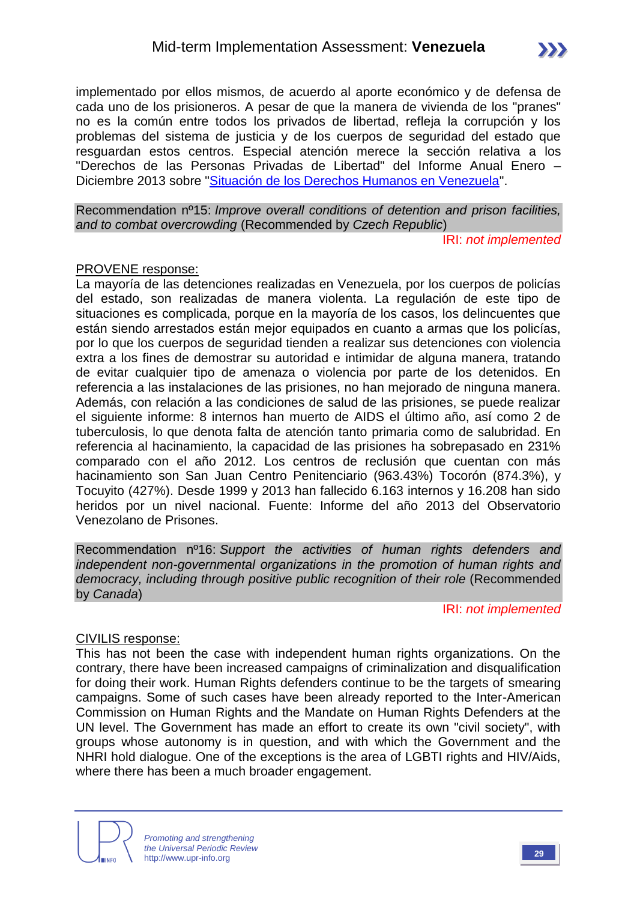implementado por ellos mismos, de acuerdo al aporte económico y de defensa de cada uno de los prisioneros. A pesar de que la manera de vivienda de los "pranes" no es la común entre todos los privados de libertad, refleja la corrupción y los problemas del sistema de justicia y de los cuerpos de seguridad del estado que resguardan estos centros. Especial atención merece la sección relativa a los "Derechos de las Personas Privadas de Libertad" del Informe Anual Enero – Diciembre 2013 sobre "Situación de los Derechos Humanos en Venezuela".

Recommendation nº15: *Improve overall conditions of detention and prison facilities, and to combat overcrowding* (Recommended by *Czech Republic*)

IRI: *not implemented*

PROVENE response:

La mayoría de las detenciones realizadas en Venezuela, por los cuerpos de policías del estado, son realizadas de manera violenta. La regulación de este tipo de situaciones es complicada, porque en la mayoría de los casos, los delincuentes que están siendo arrestados están mejor equipados en cuanto a armas que los policías, por lo que los cuerpos de seguridad tienden a realizar sus detenciones con violencia extra a los fines de demostrar su autoridad e intimidar de alguna manera, tratando de evitar cualquier tipo de amenaza o violencia por parte de los detenidos. En referencia a las instalaciones de las prisiones, no han mejorado de ninguna manera. Además, con relación a las condiciones de salud de las prisiones, se puede realizar el siguiente informe: 8 internos han muerto de AIDS el último año, así como 2 de tuberculosis, lo que denota falta de atención tanto primaria como de salubridad. En referencia al hacinamiento, la capacidad de las prisiones ha sobrepasado en 231% comparado con el año 2012. Los centros de reclusión que cuentan con más hacinamiento son San Juan Centro Penitenciario (963.43%) Tocorón (874.3%), y Tocuyito (427%). Desde 1999 y 2013 han fallecido 6.163 internos y 16.208 han sido heridos por un nivel nacional. Fuente: Informe del año 2013 del Observatorio Venezolano de Prisones.

Recommendation nº16: *Support the activities of human rights defenders and independent non-governmental organizations in the promotion of human rights and democracy, including through positive public recognition of their role* (Recommended by *Canada*)

IRI: *not implemented*

CIVILIS response:

This has not been the case with independent human rights organizations. On the contrary, there have been increased campaigns of criminalization and disqualification for doing their work. Human Rights defenders continue to be the targets of smearing campaigns. Some of such cases have been already reported to the Inter-American Commission on Human Rights and the Mandate on Human Rights Defenders at the UN level. The Government has made an effort to create its own "civil society", with groups whose autonomy is in question, and with which the Government and the NHRI hold dialogue. One of the exceptions is the area of LGBTI rights and HIV/Aids, where there has been a much broader engagement.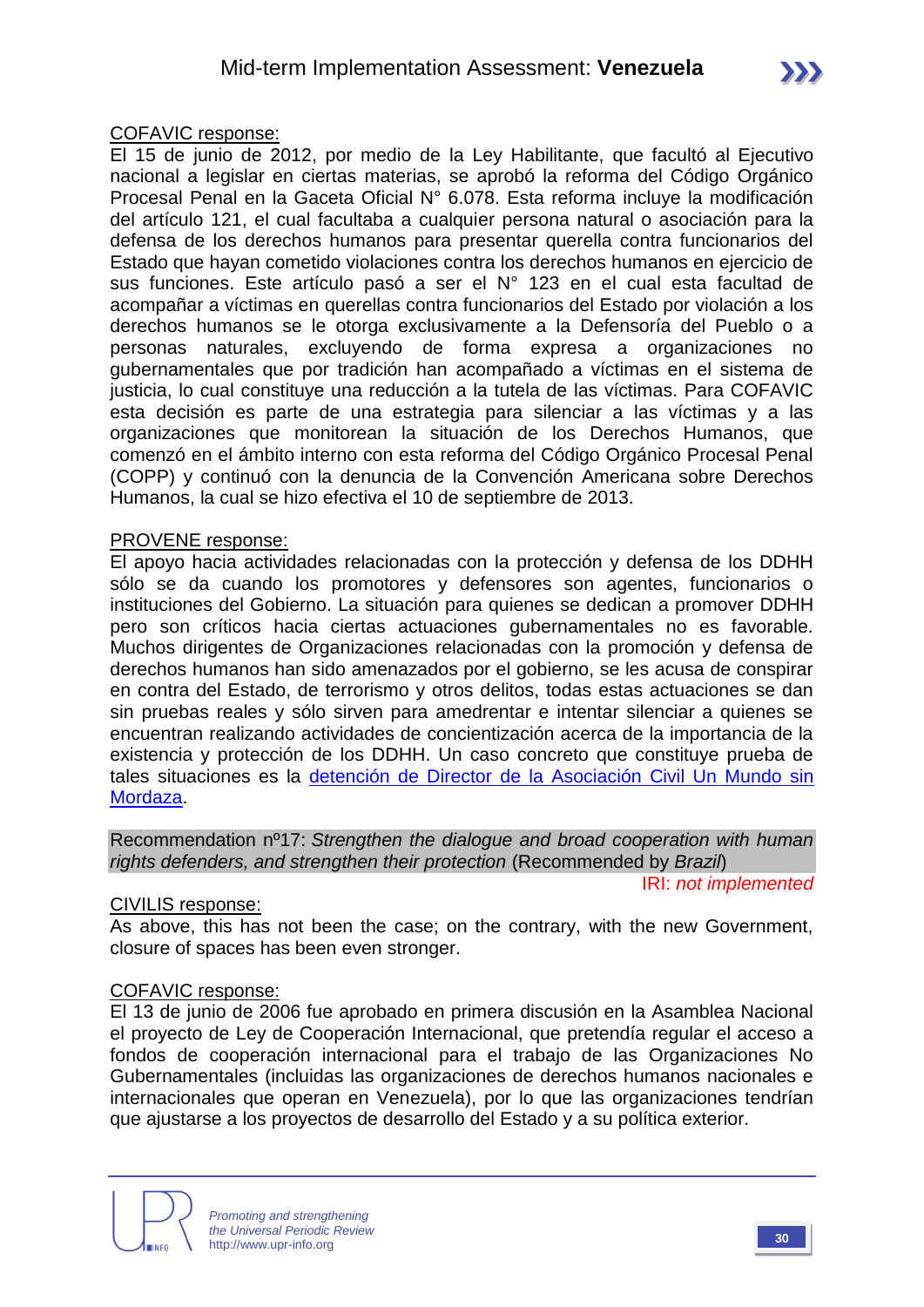<u>COFAVIC response:</u>
El 15 de junio de 2012, por medio de la Ley Habilitante, que facultó al Ejecutivo nacional a legislar en ciertas materias, se aprobó la reforma del Código Orgánico Procesal Penal en la Gaceta Oficial N° 6.078. Esta reforma incluye la modificación del artículo 121, el cual facultaba a cualquier persona natural o asociación para la defensa de los derechos humanos para presentar querella contra funcionarios del Estado que hayan cometido violaciones contra los derechos humanos en ejercicio de sus funciones. Este artículo pasó a ser el N° 123 en el cual esta facultad de acompañar a víctimas en querellas contra funcionarios del Estado por violación a los derechos humanos se le otorga exclusivamente a la Defensoría del Pueblo o a personas naturales, excluyendo de forma expresa a organizaciones no gubernamentales que por tradición han acompañado a víctimas en el sistema de justicia, lo cual constituye una reducción a la tutela de las víctimas. Para COFAVIC esta decisión es parte de una estrategia para silenciar a las víctimas y a las organizaciones que monitorean la situación de los Derechos Humanos, que comenzó en el ámbito interno con esta reforma del Código Orgánico Procesal Penal (COPP) y continuó con la denuncia de la Convención Americana sobre Derechos Humanos, la cual se hizo efectiva el 10 de septiembre de 2013.

<u>PROVENE response:</u>
El apoyo hacia actividades relacionadas con la protección y defensa de los DDHH sólo se da cuando los promotores y defensores son agentes, funcionarios o instituciones del Gobierno. La situación para quienes se dedican a promover DDHH pero son críticos hacia ciertas actuaciones gubernamentales no es favorable. Muchos dirigentes de Organizaciones relacionadas con la promoción y defensa de derechos humanos han sido amenazados por el gobierno, se les acusa de conspirar en contra del Estado, de terrorismo y otros delitos, todas estas actuaciones se dan sin pruebas reales y sólo sirven para amedrentar e intentar silenciar a quienes se encuentran realizando actividades de concientización acerca de la importancia de la existencia y protección de los DDHH. Un caso concreto que constituye prueba de tales situaciones es la detención de Director de la Asociación Civil Un Mundo sin Mordaza.

Recommendation nº17: *Strengthen the dialogue and broad cooperation with human rights defenders, and strengthen their protection* (Recommended by *Brazil*)

IRI: *not implemented*

<u>CIVILIS response:</u>
As above, this has not been the case; on the contrary, with the new Government, closure of spaces has been even stronger.

<u>COFAVIC response:</u>
El 13 de junio de 2006 fue aprobado en primera discusión en la Asamblea Nacional el proyecto de Ley de Cooperación Internacional, que pretendía regular el acceso a fondos de cooperación internacional para el trabajo de las Organizaciones No Gubernamentales (incluidas las organizaciones de derechos humanos nacionales e internacionales que operan en Venezuela), por lo que las organizaciones tendrían que ajustarse a los proyectos de desarrollo del Estado y a su política exterior.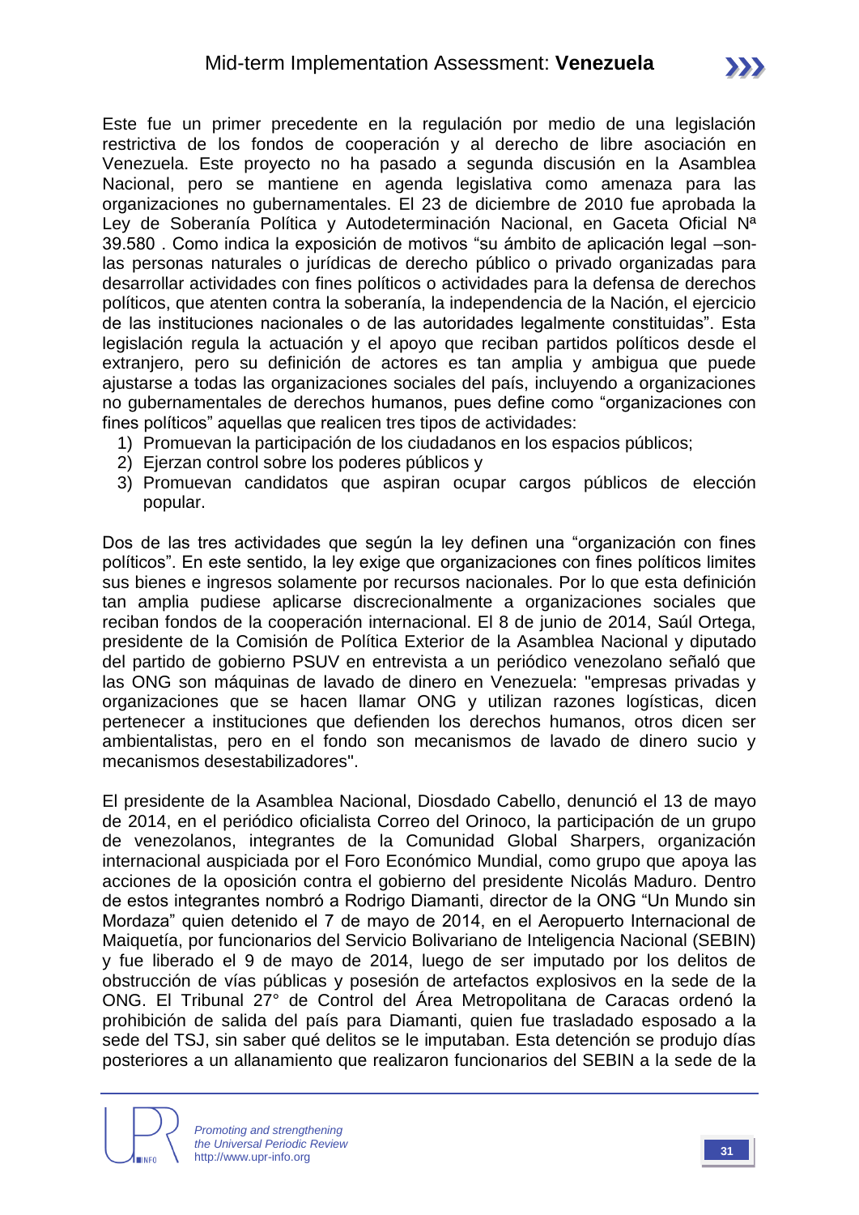Este fue un primer precedente en la regulación por medio de una legislación restrictiva de los fondos de cooperación y al derecho de libre asociación en Venezuela. Este proyecto no ha pasado a segunda discusión en la Asamblea Nacional, pero se mantiene en agenda legislativa como amenaza para las organizaciones no gubernamentales. El 23 de diciembre de 2010 fue aprobada la Ley de Soberanía Política y Autodeterminación Nacional, en Gaceta Oficial Nª 39.580 . Como indica la exposición de motivos "su ámbito de aplicación legal –son- las personas naturales o jurídicas de derecho público o privado organizadas para desarrollar actividades con fines políticos o actividades para la defensa de derechos políticos, que atenten contra la soberanía, la independencia de la Nación, el ejercicio de las instituciones nacionales o de las autoridades legalmente constituidas". Esta legislación regula la actuación y el apoyo que reciban partidos políticos desde el extranjero, pero su definición de actores es tan amplia y ambigua que puede ajustarse a todas las organizaciones sociales del país, incluyendo a organizaciones no gubernamentales de derechos humanos, pues define como "organizaciones con fines políticos" aquellas que realicen tres tipos de actividades:

1) Promuevan la participación de los ciudadanos en los espacios públicos;
2) Ejerzan control sobre los poderes públicos y
3) Promuevan candidatos que aspiran ocupar cargos públicos de elección popular.

Dos de las tres actividades que según la ley definen una "organización con fines políticos". En este sentido, la ley exige que organizaciones con fines políticos limites sus bienes e ingresos solamente por recursos nacionales. Por lo que esta definición tan amplia pudiese aplicarse discrecionalmente a organizaciones sociales que reciban fondos de la cooperación internacional. El 8 de junio de 2014, Saúl Ortega, presidente de la Comisión de Política Exterior de la Asamblea Nacional y diputado del partido de gobierno PSUV en entrevista a un periódico venezolano señaló que las ONG son máquinas de lavado de dinero en Venezuela: "empresas privadas y organizaciones que se hacen llamar ONG y utilizan razones logísticas, dicen pertenecer a instituciones que defienden los derechos humanos, otros dicen ser ambientalistas, pero en el fondo son mecanismos de lavado de dinero sucio y mecanismos desestabilizadores".

El presidente de la Asamblea Nacional, Diosdado Cabello, denunció el 13 de mayo de 2014, en el periódico oficialista Correo del Orinoco, la participación de un grupo de venezolanos, integrantes de la Comunidad Global Sharpers, organización internacional auspiciada por el Foro Económico Mundial, como grupo que apoya las acciones de la oposición contra el gobierno del presidente Nicolás Maduro. Dentro de estos integrantes nombró a Rodrigo Diamanti, director de la ONG "Un Mundo sin Mordaza" quien detenido el 7 de mayo de 2014, en el Aeropuerto Internacional de Maiquetía, por funcionarios del Servicio Bolivariano de Inteligencia Nacional (SEBIN) y fue liberado el 9 de mayo de 2014, luego de ser imputado por los delitos de obstrucción de vías públicas y posesión de artefactos explosivos en la sede de la ONG. El Tribunal 27° de Control del Área Metropolitana de Caracas ordenó la prohibición de salida del país para Diamanti, quien fue trasladado esposado a la sede del TSJ, sin saber qué delitos se le imputaban. Esta detención se produjo días posteriores a un allanamiento que realizaron funcionarios del SEBIN a la sede de la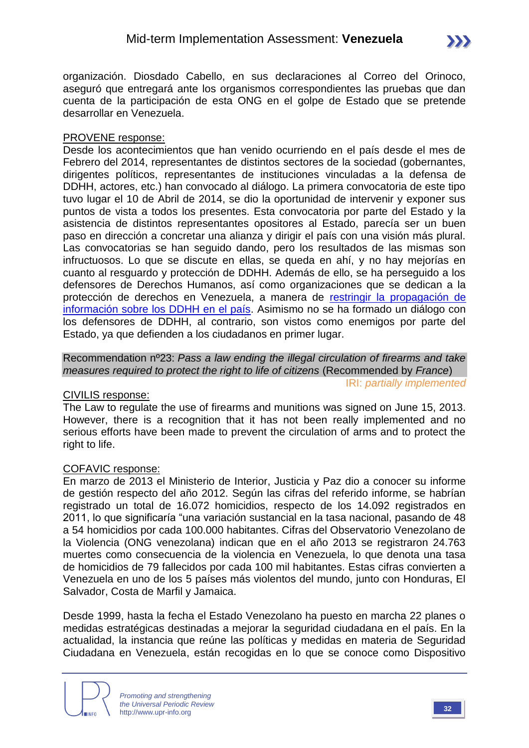organización. Diosdado Cabello, en sus declaraciones al Correo del Orinoco, aseguró que entregará ante los organismos correspondientes las pruebas que dan cuenta de la participación de esta ONG en el golpe de Estado que se pretende desarrollar en Venezuela.

PROVENE response:

Desde los acontecimientos que han venido ocurriendo en el país desde el mes de Febrero del 2014, representantes de distintos sectores de la sociedad (gobernantes, dirigentes políticos, representantes de instituciones vinculadas a la defensa de DDHH, actores, etc.) han convocado al diálogo. La primera convocatoria de este tipo tuvo lugar el 10 de Abril de 2014, se dio la oportunidad de intervenir y exponer sus puntos de vista a todos los presentes. Esta convocatoria por parte del Estado y la asistencia de distintos representantes opositores al Estado, parecía ser un buen paso en dirección a concretar una alianza y dirigir el país con una visión más plural. Las convocatorias se han seguido dando, pero los resultados de las mismas son infructuosos. Lo que se discute en ellas, se queda en ahí, y no hay mejorías en cuanto al resguardo y protección de DDHH. Además de ello, se ha perseguido a los defensores de Derechos Humanos, así como organizaciones que se dedican a la protección de derechos en Venezuela, a manera de restringir la propagación de información sobre los DDHH en el país. Asimismo no se ha formado un diálogo con los defensores de DDHH, al contrario, son vistos como enemigos por parte del Estado, ya que defienden a los ciudadanos en primer lugar.

Recommendation nº23: *Pass a law ending the illegal circulation of firearms and take measures required to protect the right to life of citizens* (Recommended by *France*)

IRI: *partially implemented*

CIVILIS response:

The Law to regulate the use of firearms and munitions was signed on June 15, 2013. However, there is a recognition that it has not been really implemented and no serious efforts have been made to prevent the circulation of arms and to protect the right to life.

COFAVIC response:

En marzo de 2013 el Ministerio de Interior, Justicia y Paz dio a conocer su informe de gestión respecto del año 2012. Según las cifras del referido informe, se habrían registrado un total de 16.072 homicidios, respecto de los 14.092 registrados en 2011, lo que significaría "una variación sustancial en la tasa nacional, pasando de 48 a 54 homicidios por cada 100.000 habitantes. Cifras del Observatorio Venezolano de la Violencia (ONG venezolana) indican que en el año 2013 se registraron 24.763 muertes como consecuencia de la violencia en Venezuela, lo que denota una tasa de homicidios de 79 fallecidos por cada 100 mil habitantes. Estas cifras convierten a Venezuela en uno de los 5 países más violentos del mundo, junto con Honduras, El Salvador, Costa de Marfil y Jamaica.

Desde 1999, hasta la fecha el Estado Venezolano ha puesto en marcha 22 planes o medidas estratégicas destinadas a mejorar la seguridad ciudadana en el país. En la actualidad, la instancia que reúne las políticas y medidas en materia de Seguridad Ciudadana en Venezuela, están recogidas en lo que se conoce como Dispositivo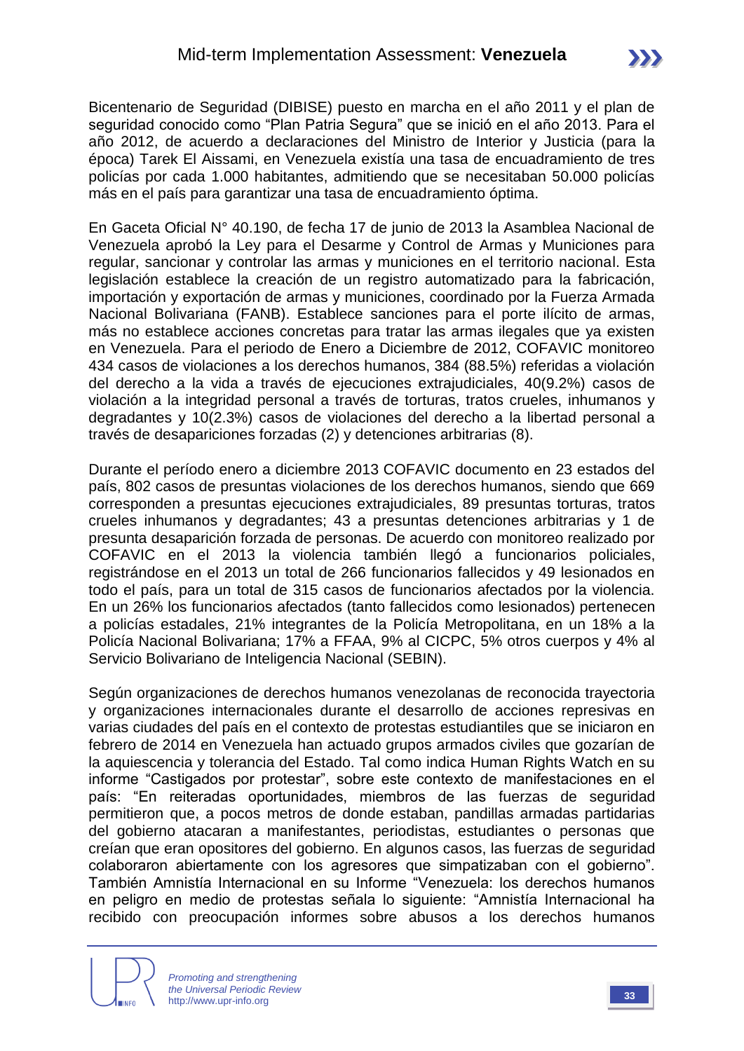Bicentenario de Seguridad (DIBISE) puesto en marcha en el año 2011 y el plan de seguridad conocido como "Plan Patria Segura" que se inició en el año 2013. Para el año 2012, de acuerdo a declaraciones del Ministro de Interior y Justicia (para la época) Tarek El Aissami, en Venezuela existía una tasa de encuadramiento de tres policías por cada 1.000 habitantes, admitiendo que se necesitaban 50.000 policías más en el país para garantizar una tasa de encuadramiento óptima.

En Gaceta Oficial N° 40.190, de fecha 17 de junio de 2013 la Asamblea Nacional de Venezuela aprobó la Ley para el Desarme y Control de Armas y Municiones para regular, sancionar y controlar las armas y municiones en el territorio nacional. Esta legislación establece la creación de un registro automatizado para la fabricación, importación y exportación de armas y municiones, coordinado por la Fuerza Armada Nacional Bolivariana (FANB). Establece sanciones para el porte ilícito de armas, más no establece acciones concretas para tratar las armas ilegales que ya existen en Venezuela. Para el periodo de Enero a Diciembre de 2012, COFAVIC monitoreo 434 casos de violaciones a los derechos humanos, 384 (88.5%) referidas a violación del derecho a la vida a través de ejecuciones extrajudiciales, 40(9.2%) casos de violación a la integridad personal a través de torturas, tratos crueles, inhumanos y degradantes y 10(2.3%) casos de violaciones del derecho a la libertad personal a través de desapariciones forzadas (2) y detenciones arbitrarias (8).

Durante el período enero a diciembre 2013 COFAVIC documento en 23 estados del país, 802 casos de presuntas violaciones de los derechos humanos, siendo que 669 corresponden a presuntas ejecuciones extrajudiciales, 89 presuntas torturas, tratos crueles inhumanos y degradantes; 43 a presuntas detenciones arbitrarias y 1 de presunta desaparición forzada de personas. De acuerdo con monitoreo realizado por COFAVIC en el 2013 la violencia también llegó a funcionarios policiales, registrándose en el 2013 un total de 266 funcionarios fallecidos y 49 lesionados en todo el país, para un total de 315 casos de funcionarios afectados por la violencia. En un 26% los funcionarios afectados (tanto fallecidos como lesionados) pertenecen a policías estadales, 21% integrantes de la Policía Metropolitana, en un 18% a la Policía Nacional Bolivariana; 17% a FFAA, 9% al CICPC, 5% otros cuerpos y 4% al Servicio Bolivariano de Inteligencia Nacional (SEBIN).

Según organizaciones de derechos humanos venezolanas de reconocida trayectoria y organizaciones internacionales durante el desarrollo de acciones represivas en varias ciudades del país en el contexto de protestas estudiantiles que se iniciaron en febrero de 2014 en Venezuela han actuado grupos armados civiles que gozarían de la aquiescencia y tolerancia del Estado. Tal como indica Human Rights Watch en su informe "Castigados por protestar", sobre este contexto de manifestaciones en el país: "En reiteradas oportunidades, miembros de las fuerzas de seguridad permitieron que, a pocos metros de donde estaban, pandillas armadas partidarias del gobierno atacaran a manifestantes, periodistas, estudiantes o personas que creían que eran opositores del gobierno. En algunos casos, las fuerzas de seguridad colaboraron abiertamente con los agresores que simpatizaban con el gobierno". También Amnistía Internacional en su Informe "Venezuela: los derechos humanos en peligro en medio de protestas señala lo siguiente: "Amnistía Internacional ha recibido con preocupación informes sobre abusos a los derechos humanos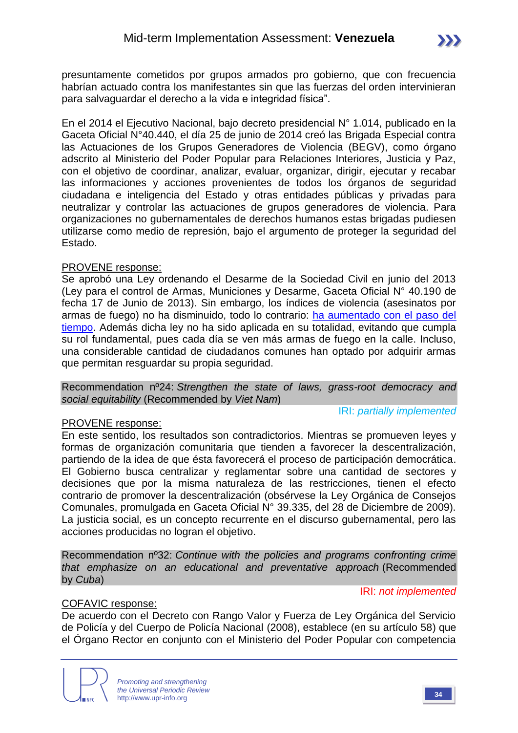presuntamente cometidos por grupos armados pro gobierno, que con frecuencia habrían actuado contra los manifestantes sin que las fuerzas del orden intervinieran para salvaguardar el derecho a la vida e integridad física".

En el 2014 el Ejecutivo Nacional, bajo decreto presidencial N° 1.014, publicado en la Gaceta Oficial N°40.440, el día 25 de junio de 2014 creó las Brigada Especial contra las Actuaciones de los Grupos Generadores de Violencia (BEGV), como órgano adscrito al Ministerio del Poder Popular para Relaciones Interiores, Justicia y Paz, con el objetivo de coordinar, analizar, evaluar, organizar, dirigir, ejecutar y recabar las informaciones y acciones provenientes de todos los órganos de seguridad ciudadana e inteligencia del Estado y otras entidades públicas y privadas para neutralizar y controlar las actuaciones de grupos generadores de violencia. Para organizaciones no gubernamentales de derechos humanos estas brigadas pudiesen utilizarse como medio de represión, bajo el argumento de proteger la seguridad del Estado.

PROVENE response:
Se aprobó una Ley ordenando el Desarme de la Sociedad Civil en junio del 2013 (Ley para el control de Armas, Municiones y Desarme, Gaceta Oficial N° 40.190 de fecha 17 de Junio de 2013). Sin embargo, los índices de violencia (asesinatos por armas de fuego) no ha disminuido, todo lo contrario: ha aumentado con el paso del tiempo. Además dicha ley no ha sido aplicada en su totalidad, evitando que cumpla su rol fundamental, pues cada día se ven más armas de fuego en la calle. Incluso, una considerable cantidad de ciudadanos comunes han optado por adquirir armas que permitan resguardar su propia seguridad.

Recommendation nº24: *Strengthen the state of laws, grass-root democracy and social equitability* (Recommended by *Viet Nam*)

IRI: *partially implemented*

PROVENE response:
En este sentido, los resultados son contradictorios. Mientras se promueven leyes y formas de organización comunitaria que tienden a favorecer la descentralización, partiendo de la idea de que ésta favorecerá el proceso de participación democrática. El Gobierno busca centralizar y reglamentar sobre una cantidad de sectores y decisiones que por la misma naturaleza de las restricciones, tienen el efecto contrario de promover la descentralización (obsérvese la Ley Orgánica de Consejos Comunales, promulgada en Gaceta Oficial N° 39.335, del 28 de Diciembre de 2009). La justicia social, es un concepto recurrente en el discurso gubernamental, pero las acciones producidas no logran el objetivo.

Recommendation nº32: *Continue with the policies and programs confronting crime that emphasize on an educational and preventative approach* (Recommended by *Cuba*)

IRI: *not implemented*

COFAVIC response:
De acuerdo con el Decreto con Rango Valor y Fuerza de Ley Orgánica del Servicio de Policía y del Cuerpo de Policía Nacional (2008), establece (en su artículo 58) que el Órgano Rector en conjunto con el Ministerio del Poder Popular con competencia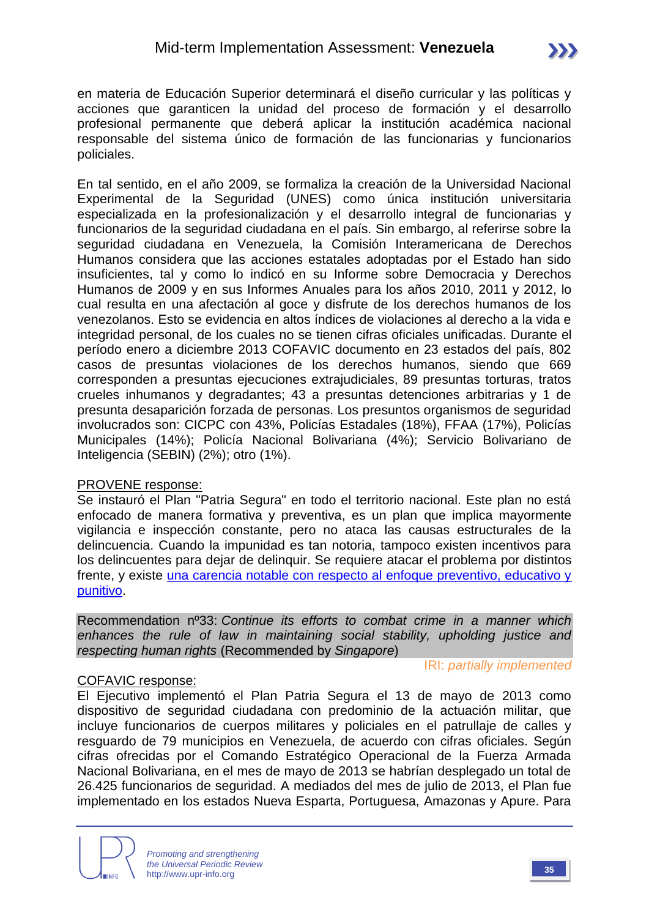en materia de Educación Superior determinará el diseño curricular y las políticas y acciones que garanticen la unidad del proceso de formación y el desarrollo profesional permanente que deberá aplicar la institución académica nacional responsable del sistema único de formación de las funcionarias y funcionarios policiales.

En tal sentido, en el año 2009, se formaliza la creación de la Universidad Nacional Experimental de la Seguridad (UNES) como única institución universitaria especializada en la profesionalización y el desarrollo integral de funcionarias y funcionarios de la seguridad ciudadana en el país. Sin embargo, al referirse sobre la seguridad ciudadana en Venezuela, la Comisión Interamericana de Derechos Humanos considera que las acciones estatales adoptadas por el Estado han sido insuficientes, tal y como lo indicó en su Informe sobre Democracia y Derechos Humanos de 2009 y en sus Informes Anuales para los años 2010, 2011 y 2012, lo cual resulta en una afectación al goce y disfrute de los derechos humanos de los venezolanos. Esto se evidencia en altos índices de violaciones al derecho a la vida e integridad personal, de los cuales no se tienen cifras oficiales unificadas. Durante el período enero a diciembre 2013 COFAVIC documento en 23 estados del país, 802 casos de presuntas violaciones de los derechos humanos, siendo que 669 corresponden a presuntas ejecuciones extrajudiciales, 89 presuntas torturas, tratos crueles inhumanos y degradantes; 43 a presuntas detenciones arbitrarias y 1 de presunta desaparición forzada de personas. Los presuntos organismos de seguridad involucrados son: CICPC con 43%, Policías Estadales (18%), FFAA (17%), Policías Municipales (14%); Policía Nacional Bolivariana (4%); Servicio Bolivariano de Inteligencia (SEBIN) (2%); otro (1%).

PROVENE response:
Se instauró el Plan "Patria Segura" en todo el territorio nacional. Este plan no está enfocado de manera formativa y preventiva, es un plan que implica mayormente vigilancia e inspección constante, pero no ataca las causas estructurales de la delincuencia. Cuando la impunidad es tan notoria, tampoco existen incentivos para los delincuentes para dejar de delinquir. Se requiere atacar el problema por distintos frente, y existe una carencia notable con respecto al enfoque preventivo, educativo y punitivo.

Recommendation nº33: *Continue its efforts to combat crime in a manner which enhances the rule of law in maintaining social stability, upholding justice and respecting human rights* (Recommended by *Singapore*)

IRI: *partially implemented*

COFAVIC response:
El Ejecutivo implementó el Plan Patria Segura el 13 de mayo de 2013 como dispositivo de seguridad ciudadana con predominio de la actuación militar, que incluye funcionarios de cuerpos militares y policiales en el patrullaje de calles y resguardo de 79 municipios en Venezuela, de acuerdo con cifras oficiales. Según cifras ofrecidas por el Comando Estratégico Operacional de la Fuerza Armada Nacional Bolivariana, en el mes de mayo de 2013 se habrían desplegado un total de 26.425 funcionarios de seguridad. A mediados del mes de julio de 2013, el Plan fue implementado en los estados Nueva Esparta, Portuguesa, Amazonas y Apure. Para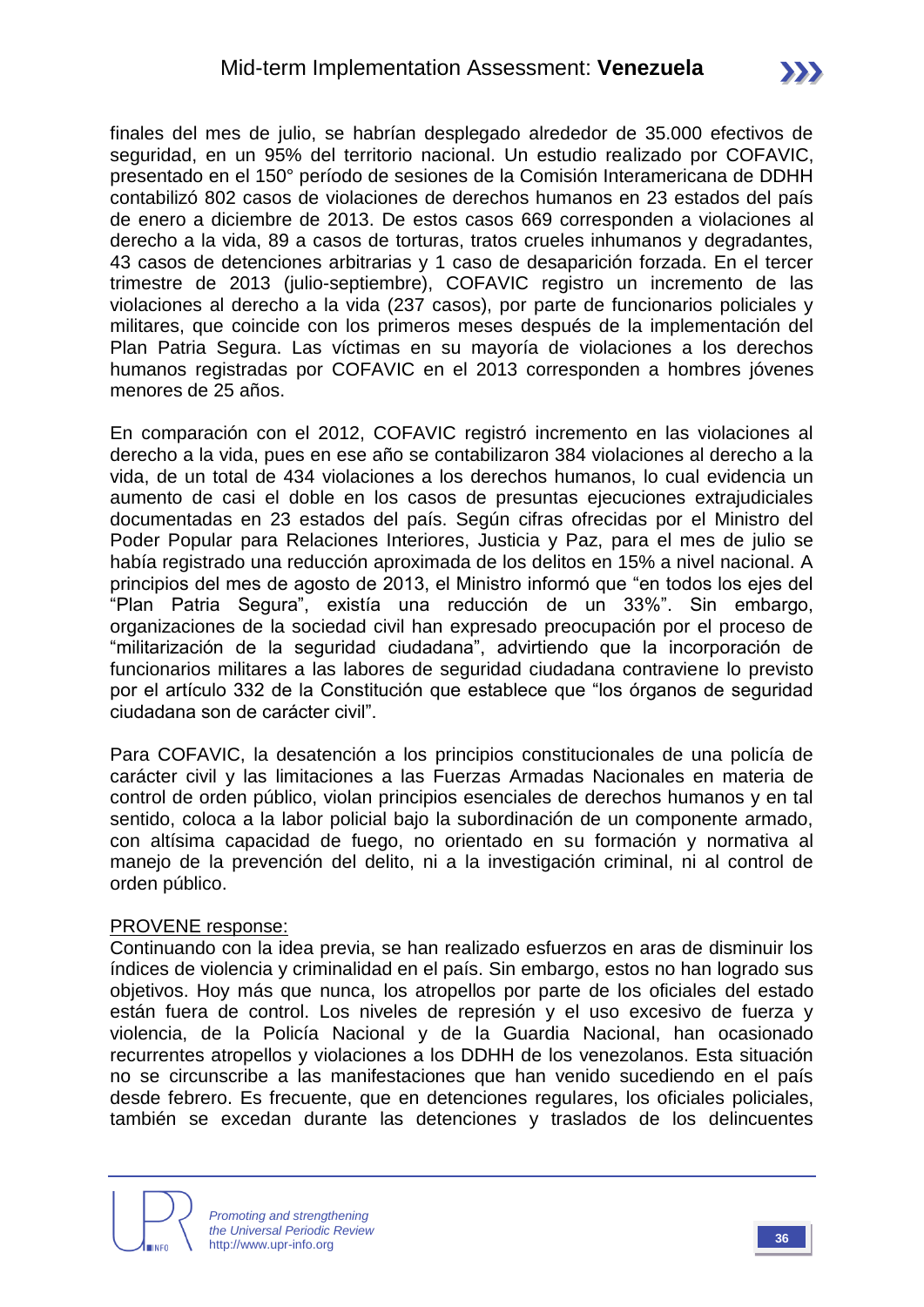finales del mes de julio, se habrían desplegado alrededor de 35.000 efectivos de seguridad, en un 95% del territorio nacional. Un estudio realizado por COFAVIC, presentado en el 150° período de sesiones de la Comisión Interamericana de DDHH contabilizó 802 casos de violaciones de derechos humanos en 23 estados del país de enero a diciembre de 2013. De estos casos 669 corresponden a violaciones al derecho a la vida, 89 a casos de torturas, tratos crueles inhumanos y degradantes, 43 casos de detenciones arbitrarias y 1 caso de desaparición forzada. En el tercer trimestre de 2013 (julio-septiembre), COFAVIC registro un incremento de las violaciones al derecho a la vida (237 casos), por parte de funcionarios policiales y militares, que coincide con los primeros meses después de la implementación del Plan Patria Segura. Las víctimas en su mayoría de violaciones a los derechos humanos registradas por COFAVIC en el 2013 corresponden a hombres jóvenes menores de 25 años.

En comparación con el 2012, COFAVIC registró incremento en las violaciones al derecho a la vida, pues en ese año se contabilizaron 384 violaciones al derecho a la vida, de un total de 434 violaciones a los derechos humanos, lo cual evidencia un aumento de casi el doble en los casos de presuntas ejecuciones extrajudiciales documentadas en 23 estados del país. Según cifras ofrecidas por el Ministro del Poder Popular para Relaciones Interiores, Justicia y Paz, para el mes de julio se había registrado una reducción aproximada de los delitos en 15% a nivel nacional. A principios del mes de agosto de 2013, el Ministro informó que "en todos los ejes del "Plan Patria Segura", existía una reducción de un 33%". Sin embargo, organizaciones de la sociedad civil han expresado preocupación por el proceso de "militarización de la seguridad ciudadana", advirtiendo que la incorporación de funcionarios militares a las labores de seguridad ciudadana contraviene lo previsto por el artículo 332 de la Constitución que establece que "los órganos de seguridad ciudadana son de carácter civil".

Para COFAVIC, la desatención a los principios constitucionales de una policía de carácter civil y las limitaciones a las Fuerzas Armadas Nacionales en materia de control de orden público, violan principios esenciales de derechos humanos y en tal sentido, coloca a la labor policial bajo la subordinación de un componente armado, con altísima capacidad de fuego, no orientado en su formación y normativa al manejo de la prevención del delito, ni a la investigación criminal, ni al control de orden público.

PROVENE response:
Continuando con la idea previa, se han realizado esfuerzos en aras de disminuir los índices de violencia y criminalidad en el país. Sin embargo, estos no han logrado sus objetivos. Hoy más que nunca, los atropellos por parte de los oficiales del estado están fuera de control. Los niveles de represión y el uso excesivo de fuerza y violencia, de la Policía Nacional y de la Guardia Nacional, han ocasionado recurrentes atropellos y violaciones a los DDHH de los venezolanos. Esta situación no se circunscribe a las manifestaciones que han venido sucediendo en el país desde febrero. Es frecuente, que en detenciones regulares, los oficiales policiales, también se excedan durante las detenciones y traslados de los delincuentes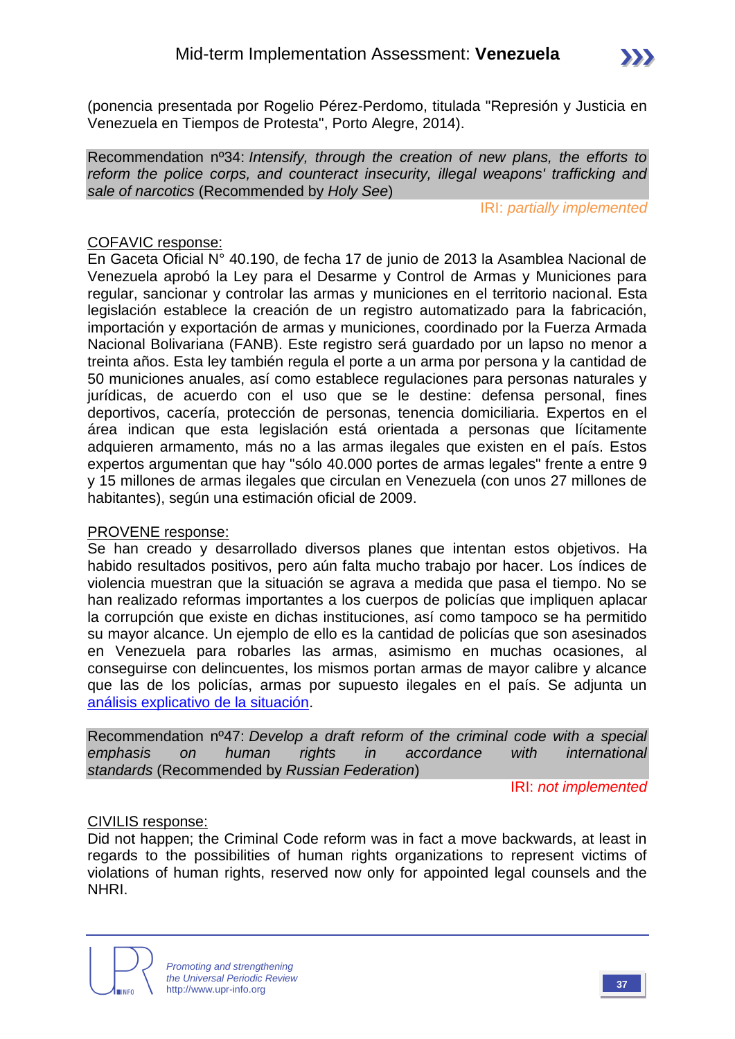(ponencia presentada por Rogelio Pérez-Perdomo, titulada "Represión y Justicia en Venezuela en Tiempos de Protesta", Porto Alegre, 2014).

Recommendation nº34: *Intensify, through the creation of new plans, the efforts to reform the police corps, and counteract insecurity, illegal weapons' trafficking and sale of narcotics* (Recommended by *Holy See*)

IRI: *partially implemented*

COFAVIC response:
En Gaceta Oficial N° 40.190, de fecha 17 de junio de 2013 la Asamblea Nacional de Venezuela aprobó la Ley para el Desarme y Control de Armas y Municiones para regular, sancionar y controlar las armas y municiones en el territorio nacional. Esta legislación establece la creación de un registro automatizado para la fabricación, importación y exportación de armas y municiones, coordinado por la Fuerza Armada Nacional Bolivariana (FANB). Este registro será guardado por un lapso no menor a treinta años. Esta ley también regula el porte a un arma por persona y la cantidad de 50 municiones anuales, así como establece regulaciones para personas naturales y jurídicas, de acuerdo con el uso que se le destine: defensa personal, fines deportivos, cacería, protección de personas, tenencia domiciliaria. Expertos en el área indican que esta legislación está orientada a personas que lícitamente adquieren armamento, más no a las armas ilegales que existen en el país. Estos expertos argumentan que hay "sólo 40.000 portes de armas legales" frente a entre 9 y 15 millones de armas ilegales que circulan en Venezuela (con unos 27 millones de habitantes), según una estimación oficial de 2009.

PROVENE response:
Se han creado y desarrollado diversos planes que intentan estos objetivos. Ha habido resultados positivos, pero aún falta mucho trabajo por hacer. Los índices de violencia muestran que la situación se agrava a medida que pasa el tiempo. No se han realizado reformas importantes a los cuerpos de policías que impliquen aplacar la corrupción que existe en dichas instituciones, así como tampoco se ha permitido su mayor alcance. Un ejemplo de ello es la cantidad de policías que son asesinados en Venezuela para robarles las armas, asimismo en muchas ocasiones, al conseguirse con delincuentes, los mismos portan armas de mayor calibre y alcance que las de los policías, armas por supuesto ilegales en el país. Se adjunta un análisis explicativo de la situación.

Recommendation nº47: *Develop a draft reform of the criminal code with a special emphasis on human rights in accordance with international standards* (Recommended by *Russian Federation*)

IRI: *not implemented*

CIVILIS response:
Did not happen; the Criminal Code reform was in fact a move backwards, at least in regards to the possibilities of human rights organizations to represent victims of violations of human rights, reserved now only for appointed legal counsels and the NHRI.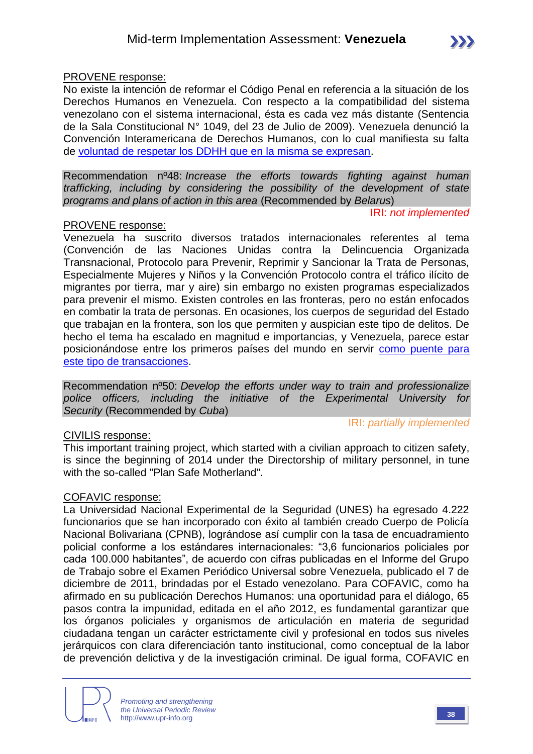PROVENE response:

No existe la intención de reformar el Código Penal en referencia a la situación de los Derechos Humanos en Venezuela. Con respecto a la compatibilidad del sistema venezolano con el sistema internacional, ésta es cada vez más distante (Sentencia de la Sala Constitucional N° 1049, del 23 de Julio de 2009). Venezuela denunció la Convención Interamericana de Derechos Humanos, con lo cual manifiesta su falta de [voluntad de respetar los DDHH que en la misma se expresan]().

Recommendation nº48: *Increase the efforts towards fighting against human trafficking, including by considering the possibility of the development of state programs and plans of action in this area* (Recommended by *Belarus*)

IRI: *not implemented*

PROVENE response:

Venezuela ha suscrito diversos tratados internacionales referentes al tema (Convención de las Naciones Unidas contra la Delincuencia Organizada Transnacional, Protocolo para Prevenir, Reprimir y Sancionar la Trata de Personas, Especialmente Mujeres y Niños y la Convención Protocolo contra el tráfico ilícito de migrantes por tierra, mar y aire) sin embargo no existen programas especializados para prevenir el mismo. Existen controles en las fronteras, pero no están enfocados en combatir la trata de personas. En ocasiones, los cuerpos de seguridad del Estado que trabajan en la frontera, son los que permiten y auspician este tipo de delitos. De hecho el tema ha escalado en magnitud e importancias, y Venezuela, parece estar posicionándose entre los primeros países del mundo en servir [como puente para este tipo de transacciones]().

Recommendation nº50: *Develop the efforts under way to train and professionalize police officers, including the initiative of the Experimental University for Security* (Recommended by *Cuba*)

IRI: *partially implemented*

CIVILIS response:

This important training project, which started with a civilian approach to citizen safety, is since the beginning of 2014 under the Directorship of military personnel, in tune with the so-called "Plan Safe Motherland".

COFAVIC response:

La Universidad Nacional Experimental de la Seguridad (UNES) ha egresado 4.222 funcionarios que se han incorporado con éxito al también creado Cuerpo de Policía Nacional Bolivariana (CPNB), lográndose así cumplir con la tasa de encuadramiento policial conforme a los estándares internacionales: "3,6 funcionarios policiales por cada 100.000 habitantes", de acuerdo con cifras publicadas en el Informe del Grupo de Trabajo sobre el Examen Periódico Universal sobre Venezuela, publicado el 7 de diciembre de 2011, brindadas por el Estado venezolano. Para COFAVIC, como ha afirmado en su publicación Derechos Humanos: una oportunidad para el diálogo, 65 pasos contra la impunidad, editada en el año 2012, es fundamental garantizar que los órganos policiales y organismos de articulación en materia de seguridad ciudadana tengan un carácter estrictamente civil y profesional en todos sus niveles jerárquicos con clara diferenciación tanto institucional, como conceptual de la labor de prevención delictiva y de la investigación criminal. De igual forma, COFAVIC en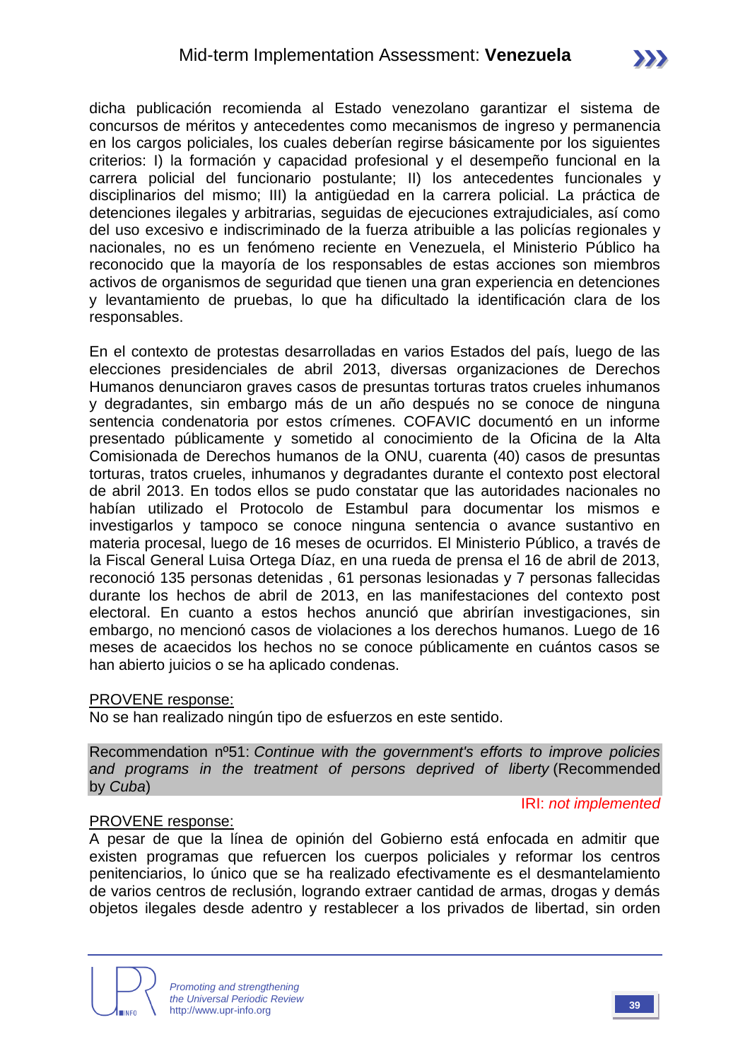dicha publicación recomienda al Estado venezolano garantizar el sistema de concursos de méritos y antecedentes como mecanismos de ingreso y permanencia en los cargos policiales, los cuales deberían regirse básicamente por los siguientes criterios: I) la formación y capacidad profesional y el desempeño funcional en la carrera policial del funcionario postulante; II) los antecedentes funcionales y disciplinarios del mismo; III) la antigüedad en la carrera policial. La práctica de detenciones ilegales y arbitrarias, seguidas de ejecuciones extrajudiciales, así como del uso excesivo e indiscriminado de la fuerza atribuible a las policías regionales y nacionales, no es un fenómeno reciente en Venezuela, el Ministerio Público ha reconocido que la mayoría de los responsables de estas acciones son miembros activos de organismos de seguridad que tienen una gran experiencia en detenciones y levantamiento de pruebas, lo que ha dificultado la identificación clara de los responsables.

En el contexto de protestas desarrolladas en varios Estados del país, luego de las elecciones presidenciales de abril 2013, diversas organizaciones de Derechos Humanos denunciaron graves casos de presuntas torturas tratos crueles inhumanos y degradantes, sin embargo más de un año después no se conoce de ninguna sentencia condenatoria por estos crímenes. COFAVIC documentó en un informe presentado públicamente y sometido al conocimiento de la Oficina de la Alta Comisionada de Derechos humanos de la ONU, cuarenta (40) casos de presuntas torturas, tratos crueles, inhumanos y degradantes durante el contexto post electoral de abril 2013. En todos ellos se pudo constatar que las autoridades nacionales no habían utilizado el Protocolo de Estambul para documentar los mismos e investigarlos y tampoco se conoce ninguna sentencia o avance sustantivo en materia procesal, luego de 16 meses de ocurridos. El Ministerio Público, a través de la Fiscal General Luisa Ortega Díaz, en una rueda de prensa el 16 de abril de 2013, reconoció 135 personas detenidas , 61 personas lesionadas y 7 personas fallecidas durante los hechos de abril de 2013, en las manifestaciones del contexto post electoral. En cuanto a estos hechos anunció que abrirían investigaciones, sin embargo, no mencionó casos de violaciones a los derechos humanos. Luego de 16 meses de acaecidos los hechos no se conoce públicamente en cuántos casos se han abierto juicios o se ha aplicado condenas.

<u>PROVENE response:</u>
No se han realizado ningún tipo de esfuerzos en este sentido.

Recommendation nº51: *Continue with the government's efforts to improve policies and programs in the treatment of persons deprived of liberty* (Recommended by *Cuba*)

IRI: *not implemented*

<u>PROVENE response:</u>
A pesar de que la línea de opinión del Gobierno está enfocada en admitir que existen programas que refuercen los cuerpos policiales y reformar los centros penitenciarios, lo único que se ha realizado efectivamente es el desmantelamiento de varios centros de reclusión, logrando extraer cantidad de armas, drogas y demás objetos ilegales desde adentro y restablecer a los privados de libertad, sin orden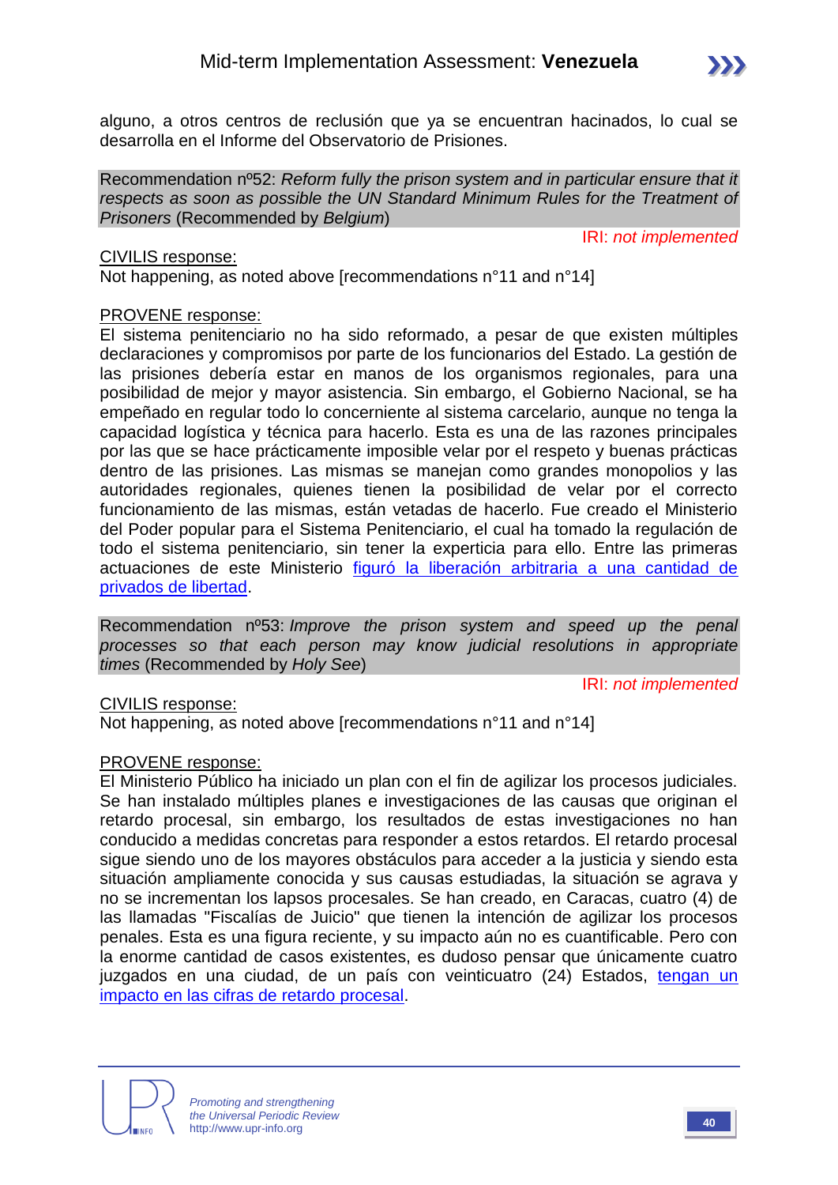alguno, a otros centros de reclusión que ya se encuentran hacinados, lo cual se desarrolla en el Informe del Observatorio de Prisiones.

Recommendation nº52: *Reform fully the prison system and in particular ensure that it respects as soon as possible the UN Standard Minimum Rules for the Treatment of Prisoners* (Recommended by *Belgium*)

IRI: *not implemented*

CIVILIS response:
Not happening, as noted above [recommendations n°11 and n°14]

PROVENE response:
El sistema penitenciario no ha sido reformado, a pesar de que existen múltiples declaraciones y compromisos por parte de los funcionarios del Estado. La gestión de las prisiones debería estar en manos de los organismos regionales, para una posibilidad de mejor y mayor asistencia. Sin embargo, el Gobierno Nacional, se ha empeñado en regular todo lo concerniente al sistema carcelario, aunque no tenga la capacidad logística y técnica para hacerlo. Esta es una de las razones principales por las que se hace prácticamente imposible velar por el respeto y buenas prácticas dentro de las prisiones. Las mismas se manejan como grandes monopolios y las autoridades regionales, quienes tienen la posibilidad de velar por el correcto funcionamiento de las mismas, están vetadas de hacerlo. Fue creado el Ministerio del Poder popular para el Sistema Penitenciario, el cual ha tomado la regulación de todo el sistema penitenciario, sin tener la experticia para ello. Entre las primeras actuaciones de este Ministerio figuró la liberación arbitraria a una cantidad de privados de libertad.

Recommendation nº53: *Improve the prison system and speed up the penal processes so that each person may know judicial resolutions in appropriate times* (Recommended by *Holy See*)

IRI: *not implemented*

CIVILIS response:
Not happening, as noted above [recommendations n°11 and n°14]

PROVENE response:
El Ministerio Público ha iniciado un plan con el fin de agilizar los procesos judiciales. Se han instalado múltiples planes e investigaciones de las causas que originan el retardo procesal, sin embargo, los resultados de estas investigaciones no han conducido a medidas concretas para responder a estos retardos. El retardo procesal sigue siendo uno de los mayores obstáculos para acceder a la justicia y siendo esta situación ampliamente conocida y sus causas estudiadas, la situación se agrava y no se incrementan los lapsos procesales. Se han creado, en Caracas, cuatro (4) de las llamadas "Fiscalías de Juicio" que tienen la intención de agilizar los procesos penales. Esta es una figura reciente, y su impacto aún no es cuantificable. Pero con la enorme cantidad de casos existentes, es dudoso pensar que únicamente cuatro juzgados en una ciudad, de un país con veinticuatro (24) Estados, tengan un impacto en las cifras de retardo procesal.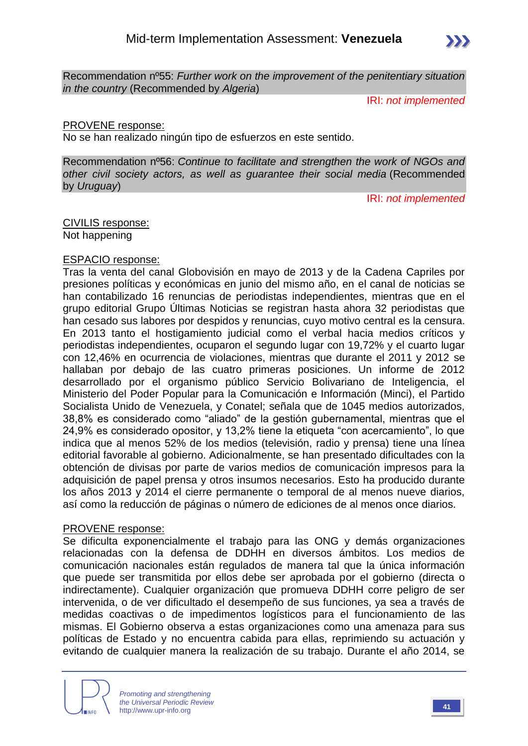Recommendation nº55: *Further work on the improvement of the penitentiary situation in the country* (Recommended by *Algeria*)

IRI: *not implemented*

PROVENE response:

No se han realizado ningún tipo de esfuerzos en este sentido.

Recommendation nº56: *Continue to facilitate and strengthen the work of NGOs and other civil society actors, as well as guarantee their social media* (Recommended by *Uruguay*)

IRI: *not implemented*

CIVILIS response:

Not happening

ESPACIO response:

Tras la venta del canal Globovisión en mayo de 2013 y de la Cadena Capriles por presiones políticas y económicas en junio del mismo año, en el canal de noticias se han contabilizado 16 renuncias de periodistas independientes, mientras que en el grupo editorial Grupo Últimas Noticias se registran hasta ahora 32 periodistas que han cesado sus labores por despidos y renuncias, cuyo motivo central es la censura. En 2013 tanto el hostigamiento judicial como el verbal hacia medios críticos y periodistas independientes, ocuparon el segundo lugar con 19,72% y el cuarto lugar con 12,46% en ocurrencia de violaciones, mientras que durante el 2011 y 2012 se hallaban por debajo de las cuatro primeras posiciones. Un informe de 2012 desarrollado por el organismo público Servicio Bolivariano de Inteligencia, el Ministerio del Poder Popular para la Comunicación e Información (Minci), el Partido Socialista Unido de Venezuela, y Conatel; señala que de 1045 medios autorizados, 38,8% es considerado como "aliado" de la gestión gubernamental, mientras que el 24,9% es considerado opositor, y 13,2% tiene la etiqueta "con acercamiento", lo que indica que al menos 52% de los medios (televisión, radio y prensa) tiene una línea editorial favorable al gobierno. Adicionalmente, se han presentado dificultades con la obtención de divisas por parte de varios medios de comunicación impresos para la adquisición de papel prensa y otros insumos necesarios. Esto ha producido durante los años 2013 y 2014 el cierre permanente o temporal de al menos nueve diarios, así como la reducción de páginas o número de ediciones de al menos once diarios.

PROVENE response:

Se dificulta exponencialmente el trabajo para las ONG y demás organizaciones relacionadas con la defensa de DDHH en diversos ámbitos. Los medios de comunicación nacionales están regulados de manera tal que la única información que puede ser transmitida por ellos debe ser aprobada por el gobierno (directa o indirectamente). Cualquier organización que promueva DDHH corre peligro de ser intervenida, o de ver dificultado el desempeño de sus funciones, ya sea a través de medidas coactivas o de impedimentos logísticos para el funcionamiento de las mismas. El Gobierno observa a estas organizaciones como una amenaza para sus políticas de Estado y no encuentra cabida para ellas, reprimiendo su actuación y evitando de cualquier manera la realización de su trabajo. Durante el año 2014, se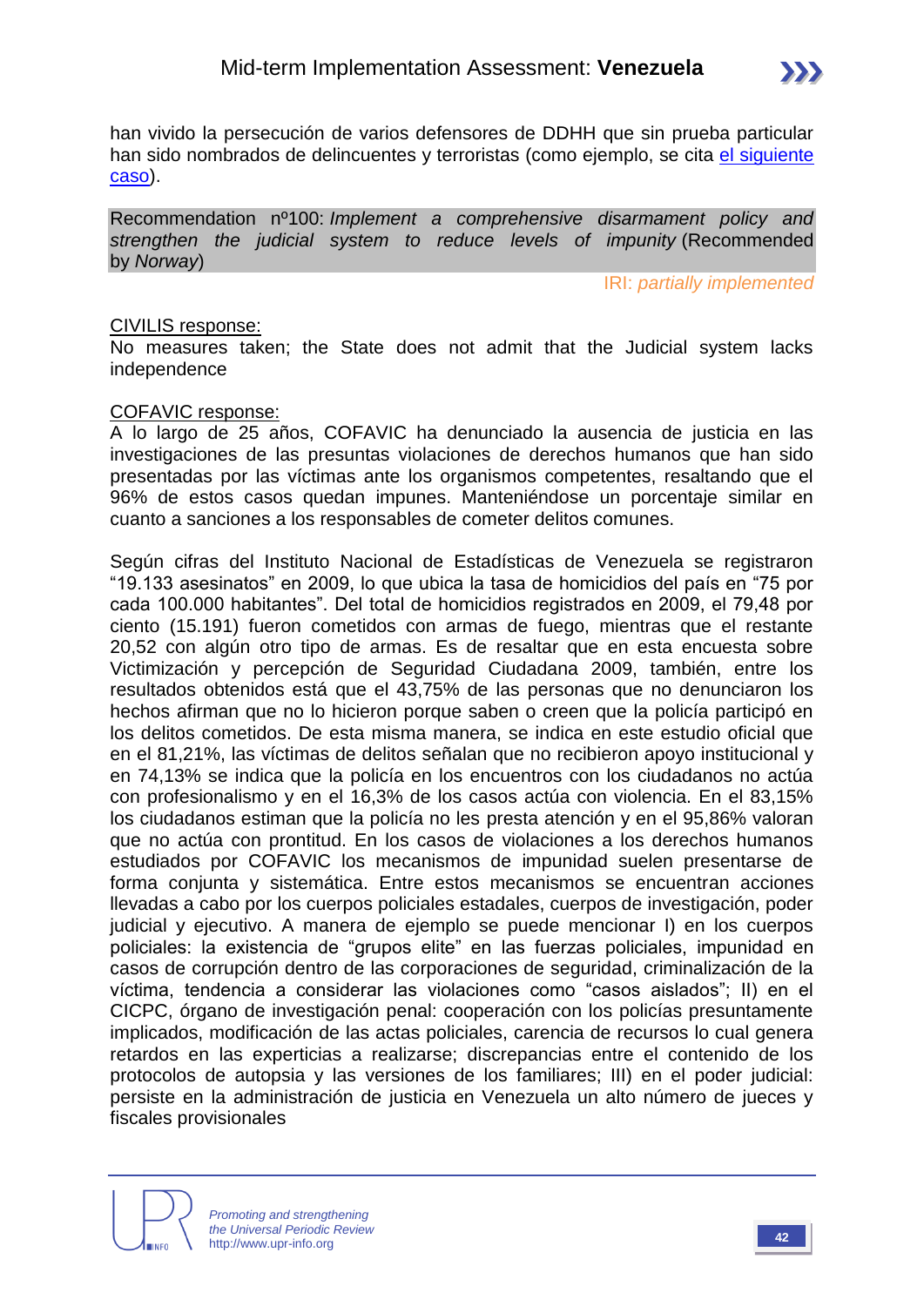han vivido la persecución de varios defensores de DDHH que sin prueba particular han sido nombrados de delincuentes y terroristas (como ejemplo, se cita el siguiente caso).

Recommendation nº100: *Implement a comprehensive disarmament policy and strengthen the judicial system to reduce levels of impunity* (Recommended by *Norway*)

IRI: *partially implemented*

CIVILIS response:

No measures taken; the State does not admit that the Judicial system lacks independence

COFAVIC response:

A lo largo de 25 años, COFAVIC ha denunciado la ausencia de justicia en las investigaciones de las presuntas violaciones de derechos humanos que han sido presentadas por las víctimas ante los organismos competentes, resaltando que el 96% de estos casos quedan impunes. Manteniéndose un porcentaje similar en cuanto a sanciones a los responsables de cometer delitos comunes.

Según cifras del Instituto Nacional de Estadísticas de Venezuela se registraron "19.133 asesinatos" en 2009, lo que ubica la tasa de homicidios del país en "75 por cada 100.000 habitantes". Del total de homicidios registrados en 2009, el 79,48 por ciento (15.191) fueron cometidos con armas de fuego, mientras que el restante 20,52 con algún otro tipo de armas. Es de resaltar que en esta encuesta sobre Victimización y percepción de Seguridad Ciudadana 2009, también, entre los resultados obtenidos está que el 43,75% de las personas que no denunciaron los hechos afirman que no lo hicieron porque saben o creen que la policía participó en los delitos cometidos. De esta misma manera, se indica en este estudio oficial que en el 81,21%, las víctimas de delitos señalan que no recibieron apoyo institucional y en 74,13% se indica que la policía en los encuentros con los ciudadanos no actúa con profesionalismo y en el 16,3% de los casos actúa con violencia. En el 83,15% los ciudadanos estiman que la policía no les presta atención y en el 95,86% valoran que no actúa con prontitud. En los casos de violaciones a los derechos humanos estudiados por COFAVIC los mecanismos de impunidad suelen presentarse de forma conjunta y sistemática. Entre estos mecanismos se encuentran acciones llevadas a cabo por los cuerpos policiales estadales, cuerpos de investigación, poder judicial y ejecutivo. A manera de ejemplo se puede mencionar I) en los cuerpos policiales: la existencia de "grupos elite" en las fuerzas policiales, impunidad en casos de corrupción dentro de las corporaciones de seguridad, criminalización de la víctima, tendencia a considerar las violaciones como "casos aislados"; II) en el CICPC, órgano de investigación penal: cooperación con los policías presuntamente implicados, modificación de las actas policiales, carencia de recursos lo cual genera retardos en las experticias a realizarse; discrepancias entre el contenido de los protocolos de autopsia y las versiones de los familiares; III) en el poder judicial: persiste en la administración de justicia en Venezuela un alto número de jueces y fiscales provisionales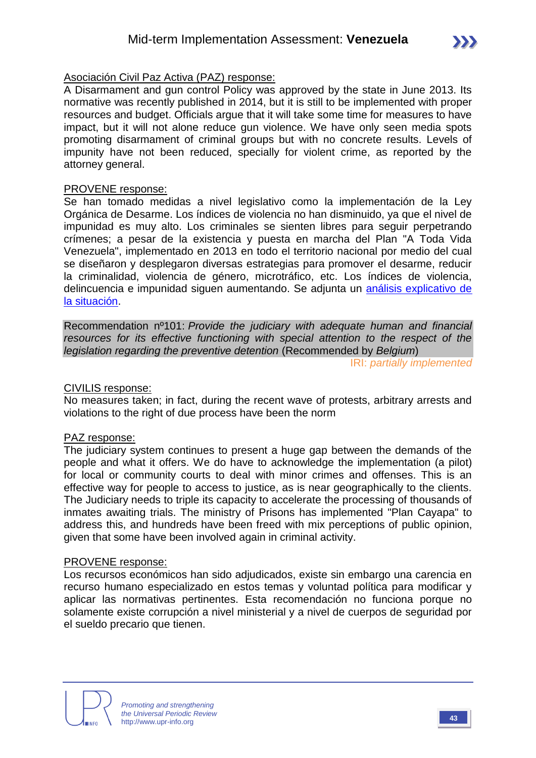<u>Asociación Civil Paz Activa (PAZ) response:</u>
A Disarmament and gun control Policy was approved by the state in June 2013. Its normative was recently published in 2014, but it is still to be implemented with proper resources and budget. Officials argue that it will take some time for measures to have impact, but it will not alone reduce gun violence. We have only seen media spots promoting disarmament of criminal groups but with no concrete results. Levels of impunity have not been reduced, specially for violent crime, as reported by the attorney general.

<u>PROVENE response:</u>
Se han tomado medidas a nivel legislativo como la implementación de la Ley Orgánica de Desarme. Los índices de violencia no han disminuido, ya que el nivel de impunidad es muy alto. Los criminales se sienten libres para seguir perpetrando crímenes; a pesar de la existencia y puesta en marcha del Plan "A Toda Vida Venezuela", implementado en 2013 en todo el territorio nacional por medio del cual se diseñaron y desplegaron diversas estrategias para promover el desarme, reducir la criminalidad, violencia de género, microtráfico, etc. Los índices de violencia, delincuencia e impunidad siguen aumentando. Se adjunta un análisis explicativo de la situación.

Recommendation nº101: *Provide the judiciary with adequate human and financial resources for its effective functioning with special attention to the respect of the legislation regarding the preventive detention* (Recommended by *Belgium*)

IRI: *partially implemented*

<u>CIVILIS response:</u>
No measures taken; in fact, during the recent wave of protests, arbitrary arrests and violations to the right of due process have been the norm

<u>PAZ response:</u>
The judiciary system continues to present a huge gap between the demands of the people and what it offers. We do have to acknowledge the implementation (a pilot) for local or community courts to deal with minor crimes and offenses. This is an effective way for people to access to justice, as is near geographically to the clients. The Judiciary needs to triple its capacity to accelerate the processing of thousands of inmates awaiting trials. The ministry of Prisons has implemented "Plan Cayapa" to address this, and hundreds have been freed with mix perceptions of public opinion, given that some have been involved again in criminal activity.

<u>PROVENE response:</u>
Los recursos económicos han sido adjudicados, existe sin embargo una carencia en recurso humano especializado en estos temas y voluntad política para modificar y aplicar las normativas pertinentes. Esta recomendación no funciona porque no solamente existe corrupción a nivel ministerial y a nivel de cuerpos de seguridad por el sueldo precario que tienen.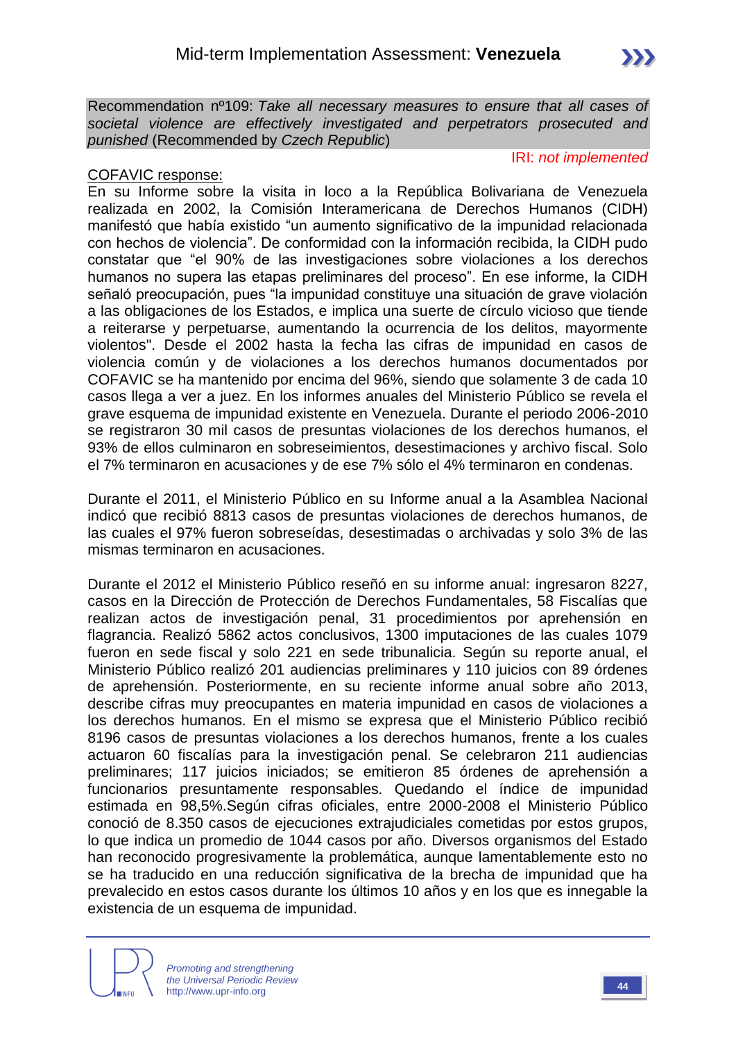Recommendation nº109: *Take all necessary measures to ensure that all cases of societal violence are effectively investigated and perpetrators prosecuted and punished* (Recommended by *Czech Republic*)

IRI: *not implemented*

COFAVIC response:

En su Informe sobre la visita in loco a la República Bolivariana de Venezuela realizada en 2002, la Comisión Interamericana de Derechos Humanos (CIDH) manifestó que había existido "un aumento significativo de la impunidad relacionada con hechos de violencia". De conformidad con la información recibida, la CIDH pudo constatar que "el 90% de las investigaciones sobre violaciones a los derechos humanos no supera las etapas preliminares del proceso". En ese informe, la CIDH señaló preocupación, pues "la impunidad constituye una situación de grave violación a las obligaciones de los Estados, e implica una suerte de círculo vicioso que tiende a reiterarse y perpetuarse, aumentando la ocurrencia de los delitos, mayormente violentos". Desde el 2002 hasta la fecha las cifras de impunidad en casos de violencia común y de violaciones a los derechos humanos documentados por COFAVIC se ha mantenido por encima del 96%, siendo que solamente 3 de cada 10 casos llega a ver a juez. En los informes anuales del Ministerio Público se revela el grave esquema de impunidad existente en Venezuela. Durante el periodo 2006-2010 se registraron 30 mil casos de presuntas violaciones de los derechos humanos, el 93% de ellos culminaron en sobreseimientos, desestimaciones y archivo fiscal. Solo el 7% terminaron en acusaciones y de ese 7% sólo el 4% terminaron en condenas.

Durante el 2011, el Ministerio Público en su Informe anual a la Asamblea Nacional indicó que recibió 8813 casos de presuntas violaciones de derechos humanos, de las cuales el 97% fueron sobreseídas, desestimadas o archivadas y solo 3% de las mismas terminaron en acusaciones.

Durante el 2012 el Ministerio Público reseñó en su informe anual: ingresaron 8227, casos en la Dirección de Protección de Derechos Fundamentales, 58 Fiscalías que realizan actos de investigación penal, 31 procedimientos por aprehensión en flagrancia. Realizó 5862 actos conclusivos, 1300 imputaciones de las cuales 1079 fueron en sede fiscal y solo 221 en sede tribunalicia. Según su reporte anual, el Ministerio Público realizó 201 audiencias preliminares y 110 juicios con 89 órdenes de aprehensión. Posteriormente, en su reciente informe anual sobre año 2013, describe cifras muy preocupantes en materia impunidad en casos de violaciones a los derechos humanos. En el mismo se expresa que el Ministerio Público recibió 8196 casos de presuntas violaciones a los derechos humanos, frente a los cuales actuaron 60 fiscalías para la investigación penal. Se celebraron 211 audiencias preliminares; 117 juicios iniciados; se emitieron 85 órdenes de aprehensión a funcionarios presuntamente responsables. Quedando el índice de impunidad estimada en 98,5%.Según cifras oficiales, entre 2000-2008 el Ministerio Público conoció de 8.350 casos de ejecuciones extrajudiciales cometidas por estos grupos, lo que indica un promedio de 1044 casos por año. Diversos organismos del Estado han reconocido progresivamente la problemática, aunque lamentablemente esto no se ha traducido en una reducción significativa de la brecha de impunidad que ha prevalecido en estos casos durante los últimos 10 años y en los que es innegable la existencia de un esquema de impunidad.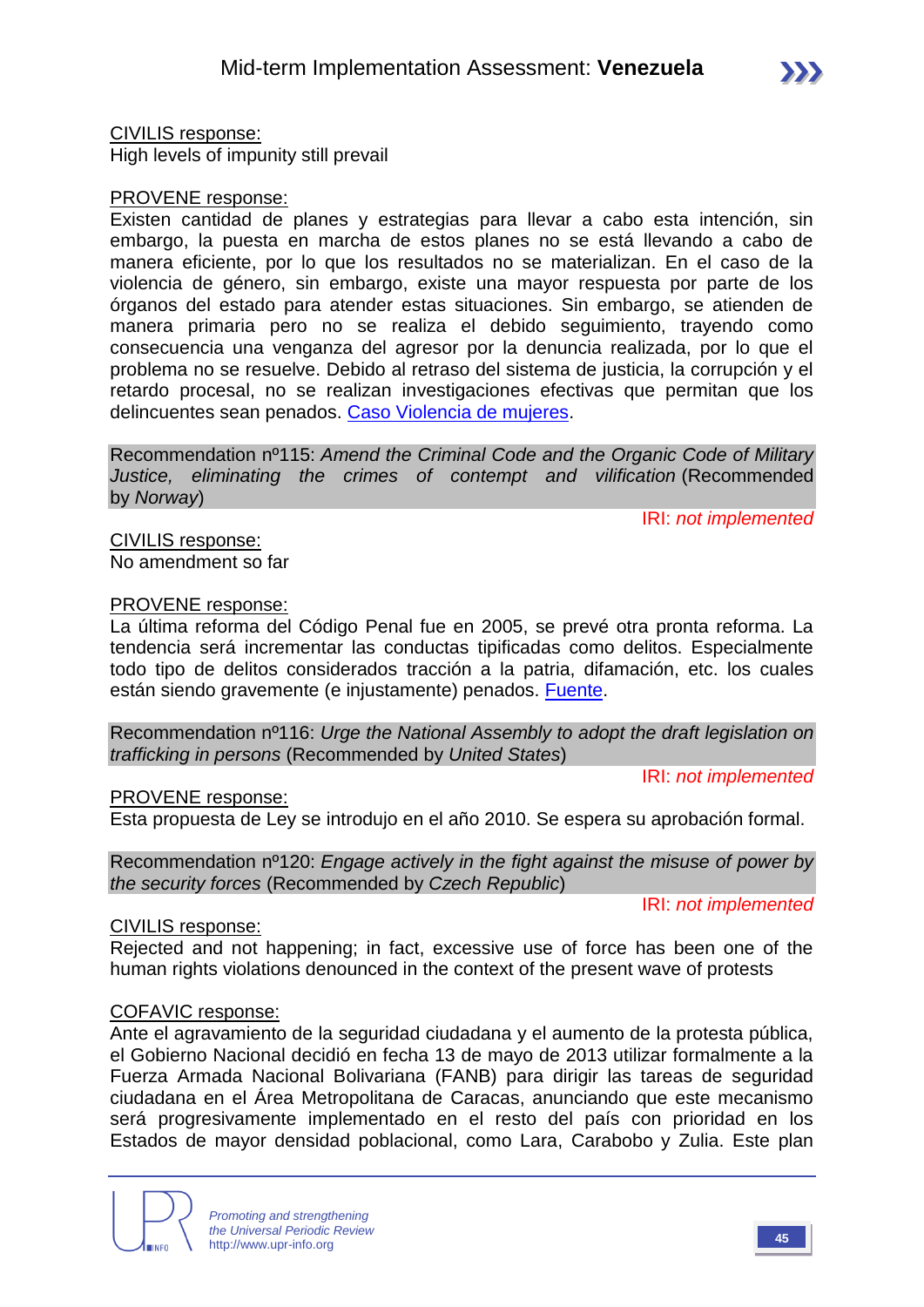<u>CIVILIS response:</u>
High levels of impunity still prevail

<u>PROVENE response:</u>
Existen cantidad de planes y estrategias para llevar a cabo esta intención, sin embargo, la puesta en marcha de estos planes no se está llevando a cabo de manera eficiente, por lo que los resultados no se materializan. En el caso de la violencia de género, sin embargo, existe una mayor respuesta por parte de los órganos del estado para atender estas situaciones. Sin embargo, se atienden de manera primaria pero no se realiza el debido seguimiento, trayendo como consecuencia una venganza del agresor por la denuncia realizada, por lo que el problema no se resuelve. Debido al retraso del sistema de justicia, la corrupción y el retardo procesal, no se realizan investigaciones efectivas que permitan que los delincuentes sean penados. Caso Violencia de mujeres.

Recommendation nº115: *Amend the Criminal Code and the Organic Code of Military Justice, eliminating the crimes of contempt and vilification* (Recommended by *Norway*)

IRI: *not implemented*

<u>CIVILIS response:</u>
No amendment so far

<u>PROVENE response:</u>
La última reforma del Código Penal fue en 2005, se prevé otra pronta reforma. La tendencia será incrementar las conductas tipificadas como delitos. Especialmente todo tipo de delitos considerados tracción a la patria, difamación, etc. los cuales están siendo gravemente (e injustamente) penados. Fuente.

Recommendation nº116: *Urge the National Assembly to adopt the draft legislation on trafficking in persons* (Recommended by *United States*)

IRI: *not implemented*

<u>PROVENE response:</u>
Esta propuesta de Ley se introdujo en el año 2010. Se espera su aprobación formal.

Recommendation nº120: *Engage actively in the fight against the misuse of power by the security forces* (Recommended by *Czech Republic*)

IRI: *not implemented*

<u>CIVILIS response:</u>
Rejected and not happening; in fact, excessive use of force has been one of the human rights violations denounced in the context of the present wave of protests

<u>COFAVIC response:</u>
Ante el agravamiento de la seguridad ciudadana y el aumento de la protesta pública, el Gobierno Nacional decidió en fecha 13 de mayo de 2013 utilizar formalmente a la Fuerza Armada Nacional Bolivariana (FANB) para dirigir las tareas de seguridad ciudadana en el Área Metropolitana de Caracas, anunciando que este mecanismo será progresivamente implementado en el resto del país con prioridad en los Estados de mayor densidad poblacional, como Lara, Carabobo y Zulia. Este plan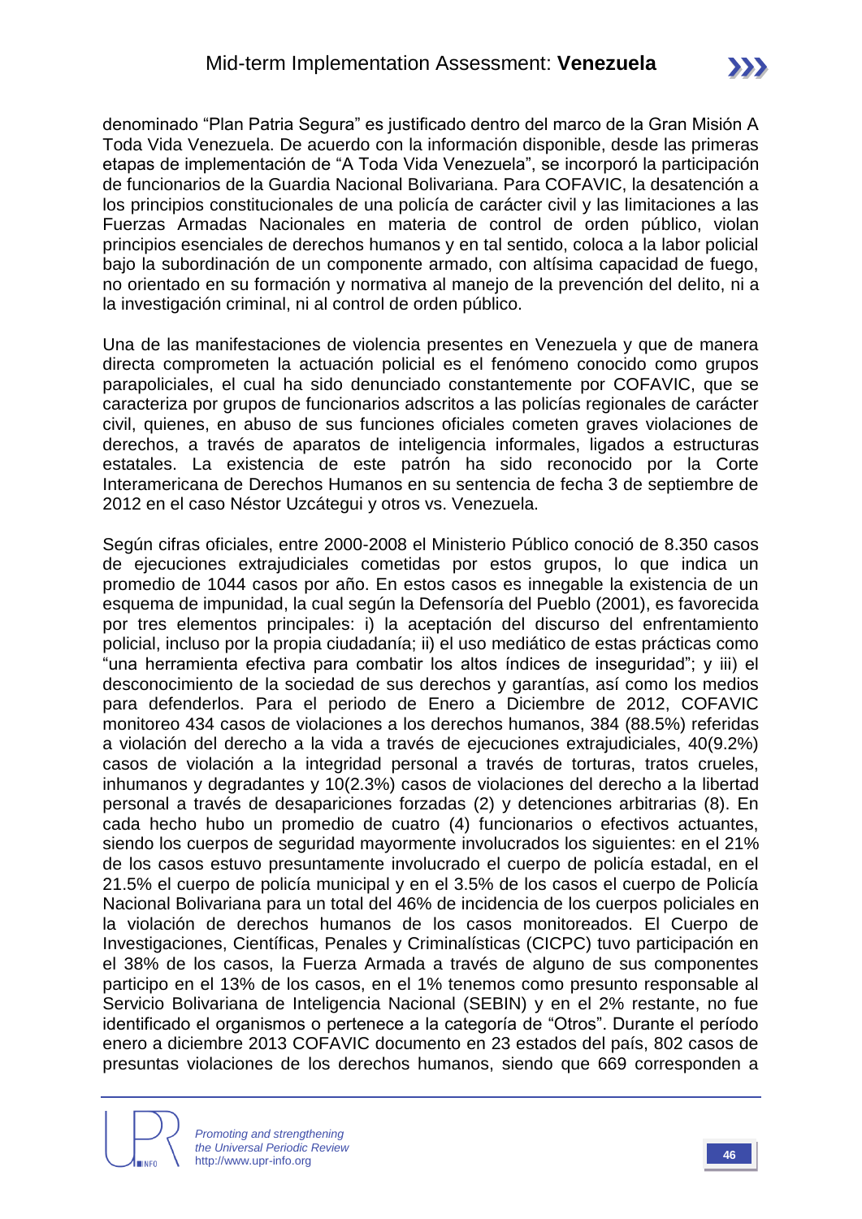denominado “Plan Patria Segura” es justificado dentro del marco de la Gran Misión A Toda Vida Venezuela. De acuerdo con la información disponible, desde las primeras etapas de implementación de “A Toda Vida Venezuela”, se incorporó la participación de funcionarios de la Guardia Nacional Bolivariana. Para COFAVIC, la desatención a los principios constitucionales de una policía de carácter civil y las limitaciones a las Fuerzas Armadas Nacionales en materia de control de orden público, violan principios esenciales de derechos humanos y en tal sentido, coloca a la labor policial bajo la subordinación de un componente armado, con altísima capacidad de fuego, no orientado en su formación y normativa al manejo de la prevención del delito, ni a la investigación criminal, ni al control de orden público.

Una de las manifestaciones de violencia presentes en Venezuela y que de manera directa comprometen la actuación policial es el fenómeno conocido como grupos parapoliciales, el cual ha sido denunciado constantemente por COFAVIC, que se caracteriza por grupos de funcionarios adscritos a las policías regionales de carácter civil, quienes, en abuso de sus funciones oficiales cometen graves violaciones de derechos, a través de aparatos de inteligencia informales, ligados a estructuras estatales. La existencia de este patrón ha sido reconocido por la Corte Interamericana de Derechos Humanos en su sentencia de fecha 3 de septiembre de 2012 en el caso Néstor Uzcátegui y otros vs. Venezuela.

Según cifras oficiales, entre 2000-2008 el Ministerio Público conoció de 8.350 casos de ejecuciones extrajudiciales cometidas por estos grupos, lo que indica un promedio de 1044 casos por año. En estos casos es innegable la existencia de un esquema de impunidad, la cual según la Defensoría del Pueblo (2001), es favorecida por tres elementos principales: i) la aceptación del discurso del enfrentamiento policial, incluso por la propia ciudadanía; ii) el uso mediático de estas prácticas como “una herramienta efectiva para combatir los altos índices de inseguridad”; y iii) el desconocimiento de la sociedad de sus derechos y garantías, así como los medios para defenderlos. Para el periodo de Enero a Diciembre de 2012, COFAVIC monitoreo 434 casos de violaciones a los derechos humanos, 384 (88.5%) referidas a violación del derecho a la vida a través de ejecuciones extrajudiciales, 40(9.2%) casos de violación a la integridad personal a través de torturas, tratos crueles, inhumanos y degradantes y 10(2.3%) casos de violaciones del derecho a la libertad personal a través de desapariciones forzadas (2) y detenciones arbitrarias (8). En cada hecho hubo un promedio de cuatro (4) funcionarios o efectivos actuantes, siendo los cuerpos de seguridad mayormente involucrados los siguientes: en el 21% de los casos estuvo presuntamente involucrado el cuerpo de policía estadal, en el 21.5% el cuerpo de policía municipal y en el 3.5% de los casos el cuerpo de Policía Nacional Bolivariana para un total del 46% de incidencia de los cuerpos policiales en la violación de derechos humanos de los casos monitoreados. El Cuerpo de Investigaciones, Científicas, Penales y Criminalísticas (CICPC) tuvo participación en el 38% de los casos, la Fuerza Armada a través de alguno de sus componentes participo en el 13% de los casos, en el 1% tenemos como presunto responsable al Servicio Bolivariana de Inteligencia Nacional (SEBIN) y en el 2% restante, no fue identificado el organismos o pertenece a la categoría de “Otros”. Durante el período enero a diciembre 2013 COFAVIC documento en 23 estados del país, 802 casos de presuntas violaciones de los derechos humanos, siendo que 669 corresponden a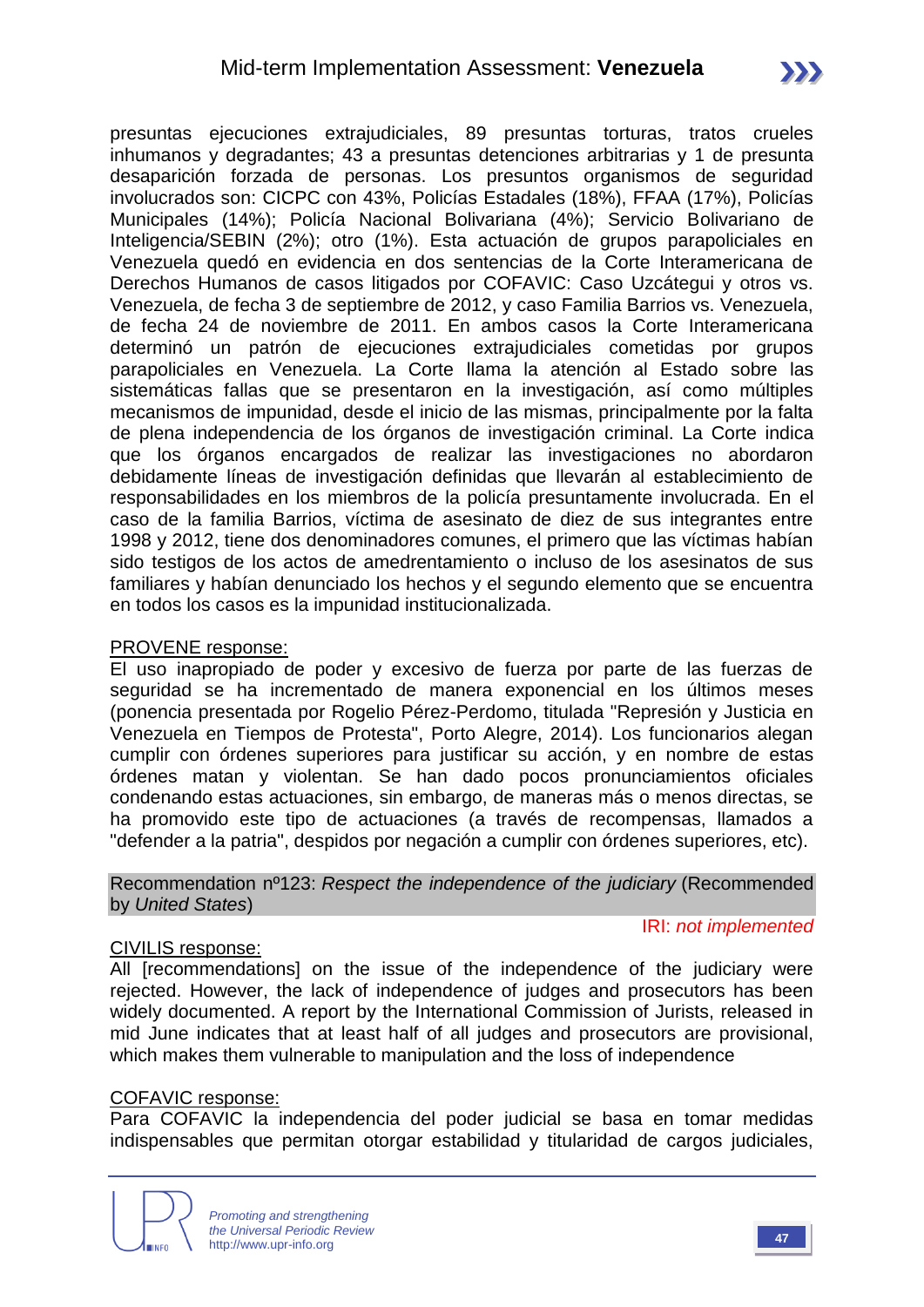presuntas ejecuciones extrajudiciales, 89 presuntas torturas, tratos crueles inhumanos y degradantes; 43 a presuntas detenciones arbitrarias y 1 de presunta desaparición forzada de personas. Los presuntos organismos de seguridad involucrados son: CICPC con 43%, Policías Estadales (18%), FFAA (17%), Policías Municipales (14%); Policía Nacional Bolivariana (4%); Servicio Bolivariano de Inteligencia/SEBIN (2%); otro (1%). Esta actuación de grupos parapoliciales en Venezuela quedó en evidencia en dos sentencias de la Corte Interamericana de Derechos Humanos de casos litigados por COFAVIC: Caso Uzcátegui y otros vs. Venezuela, de fecha 3 de septiembre de 2012, y caso Familia Barrios vs. Venezuela, de fecha 24 de noviembre de 2011. En ambos casos la Corte Interamericana determinó un patrón de ejecuciones extrajudiciales cometidas por grupos parapoliciales en Venezuela. La Corte llama la atención al Estado sobre las sistemáticas fallas que se presentaron en la investigación, así como múltiples mecanismos de impunidad, desde el inicio de las mismas, principalmente por la falta de plena independencia de los órganos de investigación criminal. La Corte indica que los órganos encargados de realizar las investigaciones no abordaron debidamente líneas de investigación definidas que llevarán al establecimiento de responsabilidades en los miembros de la policía presuntamente involucrada. En el caso de la familia Barrios, víctima de asesinato de diez de sus integrantes entre 1998 y 2012, tiene dos denominadores comunes, el primero que las víctimas habían sido testigos de los actos de amedrentamiento o incluso de los asesinatos de sus familiares y habían denunciado los hechos y el segundo elemento que se encuentra en todos los casos es la impunidad institucionalizada.

<u>PROVENE response:</u>
El uso inapropiado de poder y excesivo de fuerza por parte de las fuerzas de seguridad se ha incrementado de manera exponencial en los últimos meses (ponencia presentada por Rogelio Pérez-Perdomo, titulada "Represión y Justicia en Venezuela en Tiempos de Protesta", Porto Alegre, 2014). Los funcionarios alegan cumplir con órdenes superiores para justificar su acción, y en nombre de estas órdenes matan y violentan. Se han dado pocos pronunciamientos oficiales condenando estas actuaciones, sin embargo, de maneras más o menos directas, se ha promovido este tipo de actuaciones (a través de recompensas, llamados a "defender a la patria", despidos por negación a cumplir con órdenes superiores, etc).

Recommendation nº123: *Respect the independence of the judiciary* (Recommended by *United States*)

IRI: *not implemented*

<u>CIVILIS response:</u>
All [recommendations] on the issue of the independence of the judiciary were rejected. However, the lack of independence of judges and prosecutors has been widely documented. A report by the International Commission of Jurists, released in mid June indicates that at least half of all judges and prosecutors are provisional, which makes them vulnerable to manipulation and the loss of independence

<u>COFAVIC response:</u>
Para COFAVIC la independencia del poder judicial se basa en tomar medidas indispensables que permitan otorgar estabilidad y titularidad de cargos judiciales,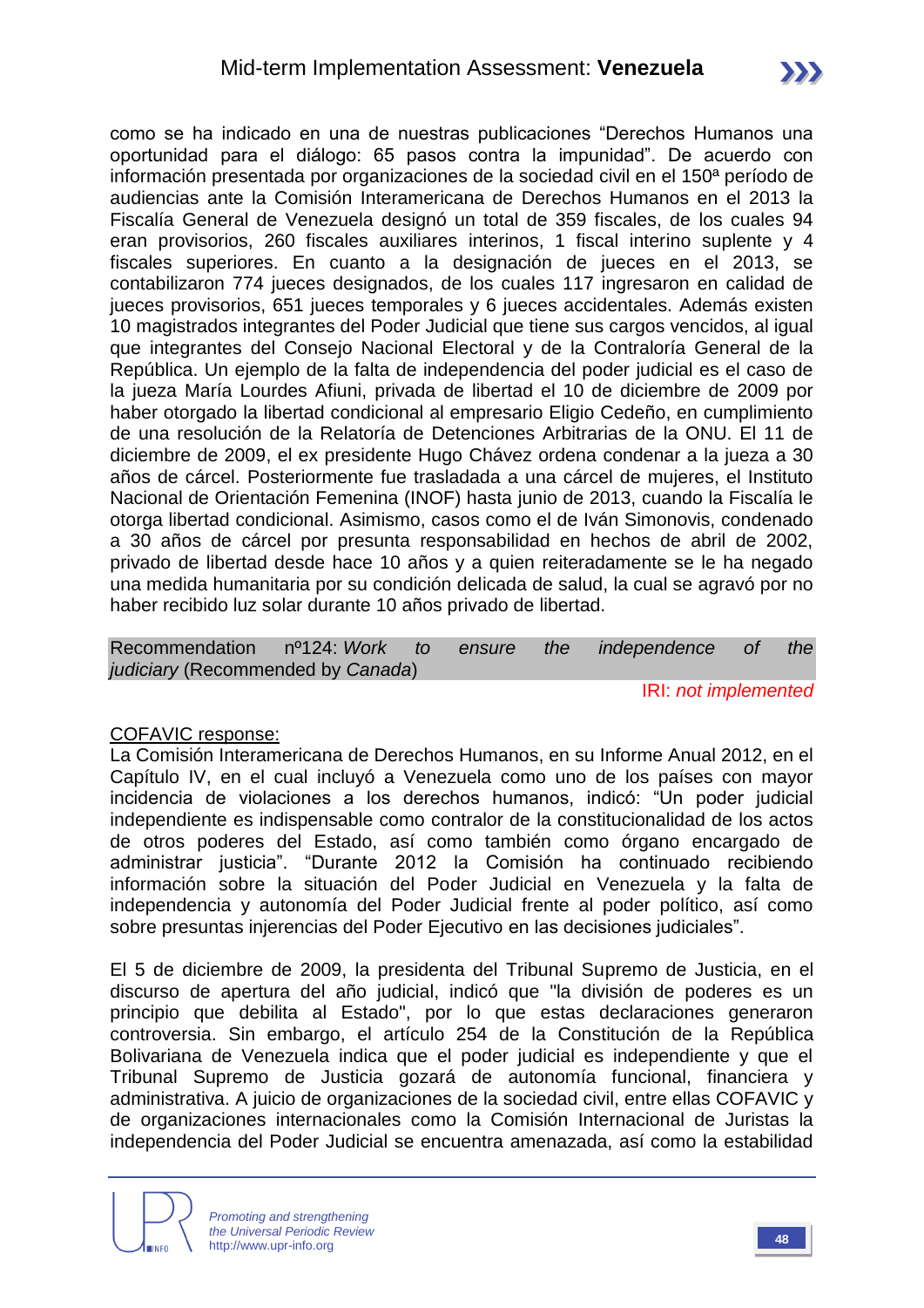como se ha indicado en una de nuestras publicaciones "Derechos Humanos una oportunidad para el diálogo: 65 pasos contra la impunidad". De acuerdo con información presentada por organizaciones de la sociedad civil en el 150ª período de audiencias ante la Comisión Interamericana de Derechos Humanos en el 2013 la Fiscalía General de Venezuela designó un total de 359 fiscales, de los cuales 94 eran provisorios, 260 fiscales auxiliares interinos, 1 fiscal interino suplente y 4 fiscales superiores. En cuanto a la designación de jueces en el 2013, se contabilizaron 774 jueces designados, de los cuales 117 ingresaron en calidad de jueces provisorios, 651 jueces temporales y 6 jueces accidentales. Además existen 10 magistrados integrantes del Poder Judicial que tiene sus cargos vencidos, al igual que integrantes del Consejo Nacional Electoral y de la Contraloría General de la República. Un ejemplo de la falta de independencia del poder judicial es el caso de la jueza María Lourdes Afiuni, privada de libertad el 10 de diciembre de 2009 por haber otorgado la libertad condicional al empresario Eligio Cedeño, en cumplimiento de una resolución de la Relatoría de Detenciones Arbitrarias de la ONU. El 11 de diciembre de 2009, el ex presidente Hugo Chávez ordena condenar a la jueza a 30 años de cárcel. Posteriormente fue trasladada a una cárcel de mujeres, el Instituto Nacional de Orientación Femenina (INOF) hasta junio de 2013, cuando la Fiscalía le otorga libertad condicional. Asimismo, casos como el de Iván Simonovis, condenado a 30 años de cárcel por presunta responsabilidad en hechos de abril de 2002, privado de libertad desde hace 10 años y a quien reiteradamente se le ha negado una medida humanitaria por su condición delicada de salud, la cual se agravó por no haber recibido luz solar durante 10 años privado de libertad.

Recommendation nº124: *Work to ensure the independence of the judiciary* (Recommended by *Canada*)

IRI: *not implemented*

COFAVIC response:

La Comisión Interamericana de Derechos Humanos, en su Informe Anual 2012, en el Capítulo IV, en el cual incluyó a Venezuela como uno de los países con mayor incidencia de violaciones a los derechos humanos, indicó: "Un poder judicial independiente es indispensable como contralor de la constitucionalidad de los actos de otros poderes del Estado, así como también como órgano encargado de administrar justicia". "Durante 2012 la Comisión ha continuado recibiendo información sobre la situación del Poder Judicial en Venezuela y la falta de independencia y autonomía del Poder Judicial frente al poder político, así como sobre presuntas injerencias del Poder Ejecutivo en las decisiones judiciales".

El 5 de diciembre de 2009, la presidenta del Tribunal Supremo de Justicia, en el discurso de apertura del año judicial, indicó que "la división de poderes es un principio que debilita al Estado", por lo que estas declaraciones generaron controversia. Sin embargo, el artículo 254 de la Constitución de la República Bolivariana de Venezuela indica que el poder judicial es independiente y que el Tribunal Supremo de Justicia gozará de autonomía funcional, financiera y administrativa. A juicio de organizaciones de la sociedad civil, entre ellas COFAVIC y de organizaciones internacionales como la Comisión Internacional de Juristas la independencia del Poder Judicial se encuentra amenazada, así como la estabilidad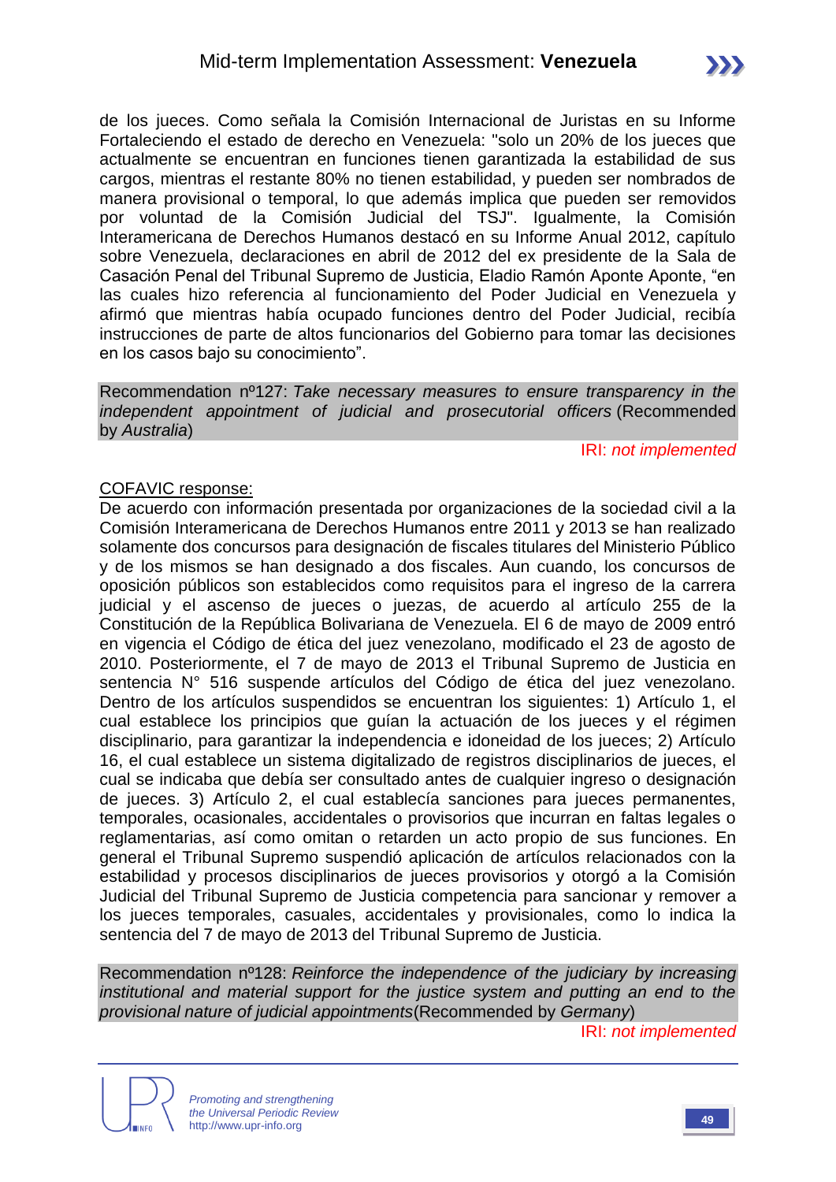de los jueces. Como señala la Comisión Internacional de Juristas en su Informe Fortaleciendo el estado de derecho en Venezuela: "solo un 20% de los jueces que actualmente se encuentran en funciones tienen garantizada la estabilidad de sus cargos, mientras el restante 80% no tienen estabilidad, y pueden ser nombrados de manera provisional o temporal, lo que además implica que pueden ser removidos por voluntad de la Comisión Judicial del TSJ". Igualmente, la Comisión Interamericana de Derechos Humanos destacó en su Informe Anual 2012, capítulo sobre Venezuela, declaraciones en abril de 2012 del ex presidente de la Sala de Casación Penal del Tribunal Supremo de Justicia, Eladio Ramón Aponte Aponte, "en las cuales hizo referencia al funcionamiento del Poder Judicial en Venezuela y afirmó que mientras había ocupado funciones dentro del Poder Judicial, recibía instrucciones de parte de altos funcionarios del Gobierno para tomar las decisiones en los casos bajo su conocimiento".

Recommendation nº127: *Take necessary measures to ensure transparency in the independent appointment of judicial and prosecutorial officers* (Recommended by *Australia*)

IRI: *not implemented*

COFAVIC response:

De acuerdo con información presentada por organizaciones de la sociedad civil a la Comisión Interamericana de Derechos Humanos entre 2011 y 2013 se han realizado solamente dos concursos para designación de fiscales titulares del Ministerio Público y de los mismos se han designado a dos fiscales. Aun cuando, los concursos de oposición públicos son establecidos como requisitos para el ingreso de la carrera judicial y el ascenso de jueces o juezas, de acuerdo al artículo 255 de la Constitución de la República Bolivariana de Venezuela. El 6 de mayo de 2009 entró en vigencia el Código de ética del juez venezolano, modificado el 23 de agosto de 2010. Posteriormente, el 7 de mayo de 2013 el Tribunal Supremo de Justicia en sentencia N° 516 suspende artículos del Código de ética del juez venezolano. Dentro de los artículos suspendidos se encuentran los siguientes: 1) Artículo 1, el cual establece los principios que guían la actuación de los jueces y el régimen disciplinario, para garantizar la independencia e idoneidad de los jueces; 2) Artículo 16, el cual establece un sistema digitalizado de registros disciplinarios de jueces, el cual se indicaba que debía ser consultado antes de cualquier ingreso o designación de jueces. 3) Artículo 2, el cual establecía sanciones para jueces permanentes, temporales, ocasionales, accidentales o provisorios que incurran en faltas legales o reglamentarias, así como omitan o retarden un acto propio de sus funciones. En general el Tribunal Supremo suspendió aplicación de artículos relacionados con la estabilidad y procesos disciplinarios de jueces provisorios y otorgó a la Comisión Judicial del Tribunal Supremo de Justicia competencia para sancionar y remover a los jueces temporales, casuales, accidentales y provisionales, como lo indica la sentencia del 7 de mayo de 2013 del Tribunal Supremo de Justicia.

Recommendation nº128: *Reinforce the independence of the judiciary by increasing institutional and material support for the justice system and putting an end to the provisional nature of judicial appointments* (Recommended by *Germany*)

IRI: *not implemented*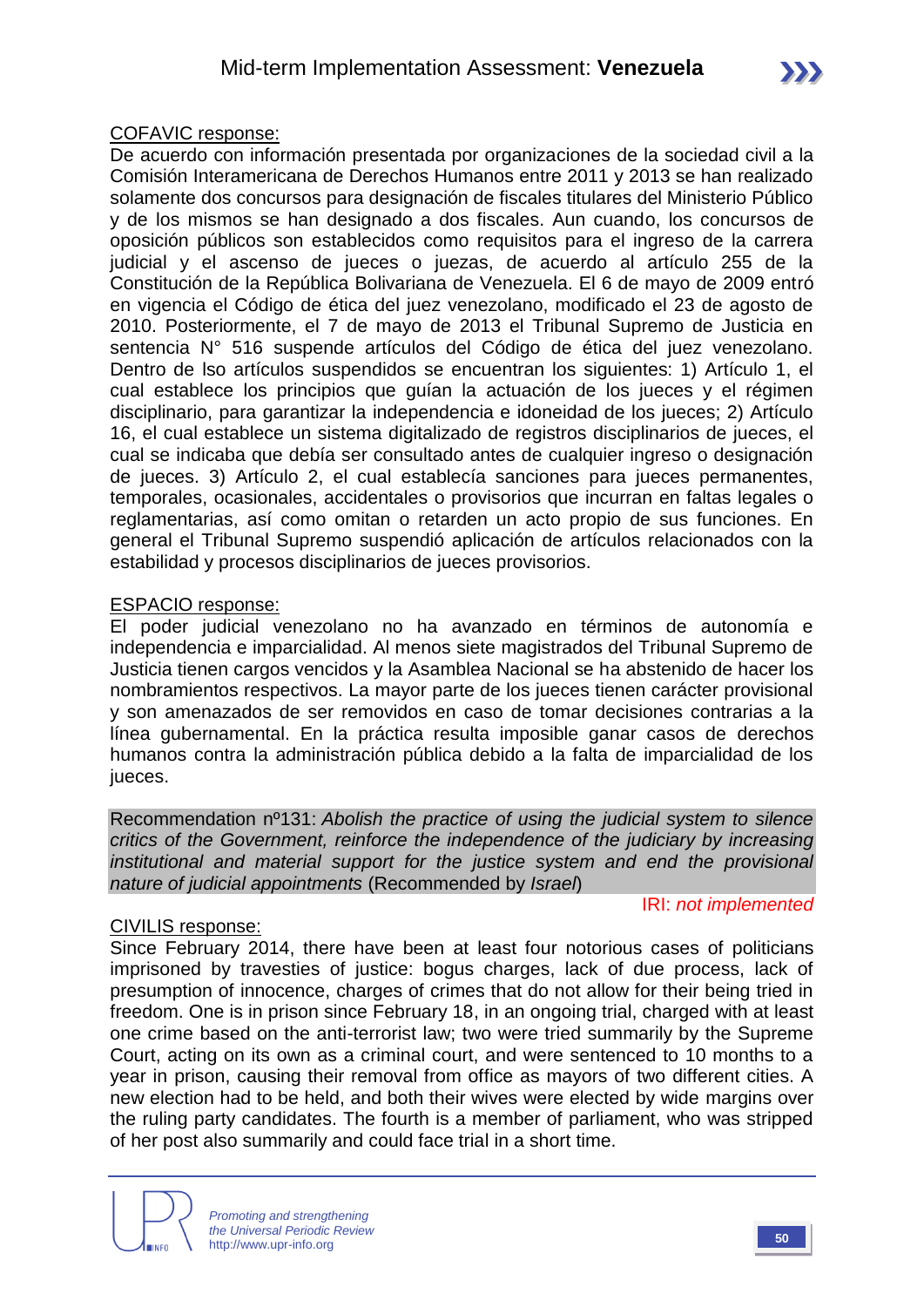COFAVIC response:

De acuerdo con información presentada por organizaciones de la sociedad civil a la Comisión Interamericana de Derechos Humanos entre 2011 y 2013 se han realizado solamente dos concursos para designación de fiscales titulares del Ministerio Público y de los mismos se han designado a dos fiscales. Aun cuando, los concursos de oposición públicos son establecidos como requisitos para el ingreso de la carrera judicial y el ascenso de jueces o juezas, de acuerdo al artículo 255 de la Constitución de la República Bolivariana de Venezuela. El 6 de mayo de 2009 entró en vigencia el Código de ética del juez venezolano, modificado el 23 de agosto de 2010. Posteriormente, el 7 de mayo de 2013 el Tribunal Supremo de Justicia en sentencia N° 516 suspende artículos del Código de ética del juez venezolano. Dentro de lso artículos suspendidos se encuentran los siguientes: 1) Artículo 1, el cual establece los principios que guían la actuación de los jueces y el régimen disciplinario, para garantizar la independencia e idoneidad de los jueces; 2) Artículo 16, el cual establece un sistema digitalizado de registros disciplinarios de jueces, el cual se indicaba que debía ser consultado antes de cualquier ingreso o designación de jueces. 3) Artículo 2, el cual establecía sanciones para jueces permanentes, temporales, ocasionales, accidentales o provisorios que incurran en faltas legales o reglamentarias, así como omitan o retarden un acto propio de sus funciones. En general el Tribunal Supremo suspendió aplicación de artículos relacionados con la estabilidad y procesos disciplinarios de jueces provisorios.

ESPACIO response:

El poder judicial venezolano no ha avanzado en términos de autonomía e independencia e imparcialidad. Al menos siete magistrados del Tribunal Supremo de Justicia tienen cargos vencidos y la Asamblea Nacional se ha abstenido de hacer los nombramientos respectivos. La mayor parte de los jueces tienen carácter provisional y son amenazados de ser removidos en caso de tomar decisiones contrarias a la línea gubernamental. En la práctica resulta imposible ganar casos de derechos humanos contra la administración pública debido a la falta de imparcialidad de los jueces.

Recommendation nº131: *Abolish the practice of using the judicial system to silence critics of the Government, reinforce the independence of the judiciary by increasing institutional and material support for the justice system and end the provisional nature of judicial appointments* (Recommended by *Israel*)

IRI: *not implemented*

CIVILIS response:

Since February 2014, there have been at least four notorious cases of politicians imprisoned by travesties of justice: bogus charges, lack of due process, lack of presumption of innocence, charges of crimes that do not allow for their being tried in freedom. One is in prison since February 18, in an ongoing trial, charged with at least one crime based on the anti-terrorist law; two were tried summarily by the Supreme Court, acting on its own as a criminal court, and were sentenced to 10 months to a year in prison, causing their removal from office as mayors of two different cities. A new election had to be held, and both their wives were elected by wide margins over the ruling party candidates. The fourth is a member of parliament, who was stripped of her post also summarily and could face trial in a short time.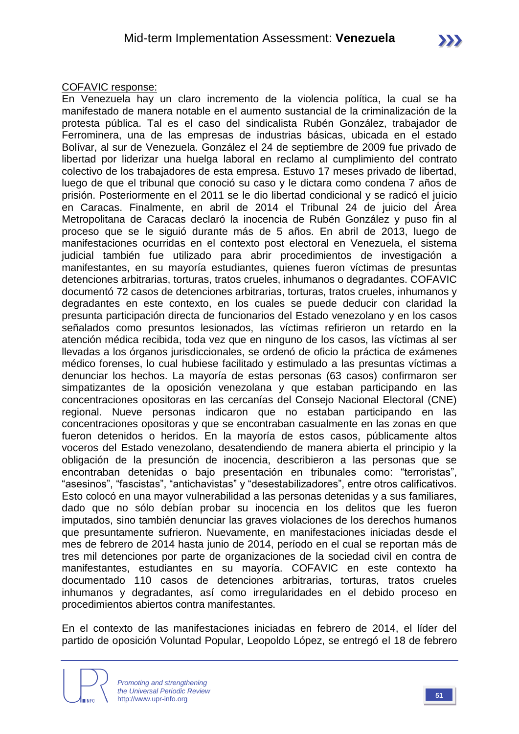COFAVIC response:

En Venezuela hay un claro incremento de la violencia política, la cual se ha manifestado de manera notable en el aumento sustancial de la criminalización de la protesta pública. Tal es el caso del sindicalista Rubén González, trabajador de Ferrominera, una de las empresas de industrias básicas, ubicada en el estado Bolívar, al sur de Venezuela. González el 24 de septiembre de 2009 fue privado de libertad por liderizar una huelga laboral en reclamo al cumplimiento del contrato colectivo de los trabajadores de esta empresa. Estuvo 17 meses privado de libertad, luego de que el tribunal que conoció su caso y le dictara como condena 7 años de prisión. Posteriormente en el 2011 se le dio libertad condicional y se radicó el juicio en Caracas. Finalmente, en abril de 2014 el Tribunal 24 de juicio del Área Metropolitana de Caracas declaró la inocencia de Rubén González y puso fin al proceso que se le siguió durante más de 5 años. En abril de 2013, luego de manifestaciones ocurridas en el contexto post electoral en Venezuela, el sistema judicial también fue utilizado para abrir procedimientos de investigación a manifestantes, en su mayoría estudiantes, quienes fueron víctimas de presuntas detenciones arbitrarias, torturas, tratos crueles, inhumanos o degradantes. COFAVIC documentó 72 casos de detenciones arbitrarias, torturas, tratos crueles, inhumanos y degradantes en este contexto, en los cuales se puede deducir con claridad la presunta participación directa de funcionarios del Estado venezolano y en los casos señalados como presuntos lesionados, las víctimas refirieron un retardo en la atención médica recibida, toda vez que en ninguno de los casos, las víctimas al ser llevadas a los órganos jurisdiccionales, se ordenó de oficio la práctica de exámenes médico forenses, lo cual hubiese facilitado y estimulado a las presuntas víctimas a denunciar los hechos. La mayoría de estas personas (63 casos) confirmaron ser simpatizantes de la oposición venezolana y que estaban participando en las concentraciones opositoras en las cercanías del Consejo Nacional Electoral (CNE) regional. Nueve personas indicaron que no estaban participando en las concentraciones opositoras y que se encontraban casualmente en las zonas en que fueron detenidos o heridos. En la mayoría de estos casos, públicamente altos voceros del Estado venezolano, desatendiendo de manera abierta el principio y la obligación de la presunción de inocencia, describieron a las personas que se encontraban detenidas o bajo presentación en tribunales como: "terroristas", "asesinos", "fascistas", "antichavistas" y "desestabilizadores", entre otros calificativos. Esto colocó en una mayor vulnerabilidad a las personas detenidas y a sus familiares, dado que no sólo debían probar su inocencia en los delitos que les fueron imputados, sino también denunciar las graves violaciones de los derechos humanos que presuntamente sufrieron. Nuevamente, en manifestaciones iniciadas desde el mes de febrero de 2014 hasta junio de 2014, período en el cual se reportan más de tres mil detenciones por parte de organizaciones de la sociedad civil en contra de manifestantes, estudiantes en su mayoría. COFAVIC en este contexto ha documentado 110 casos de detenciones arbitrarias, torturas, tratos crueles inhumanos y degradantes, así como irregularidades en el debido proceso en procedimientos abiertos contra manifestantes.

En el contexto de las manifestaciones iniciadas en febrero de 2014, el líder del partido de oposición Voluntad Popular, Leopoldo López, se entregó el 18 de febrero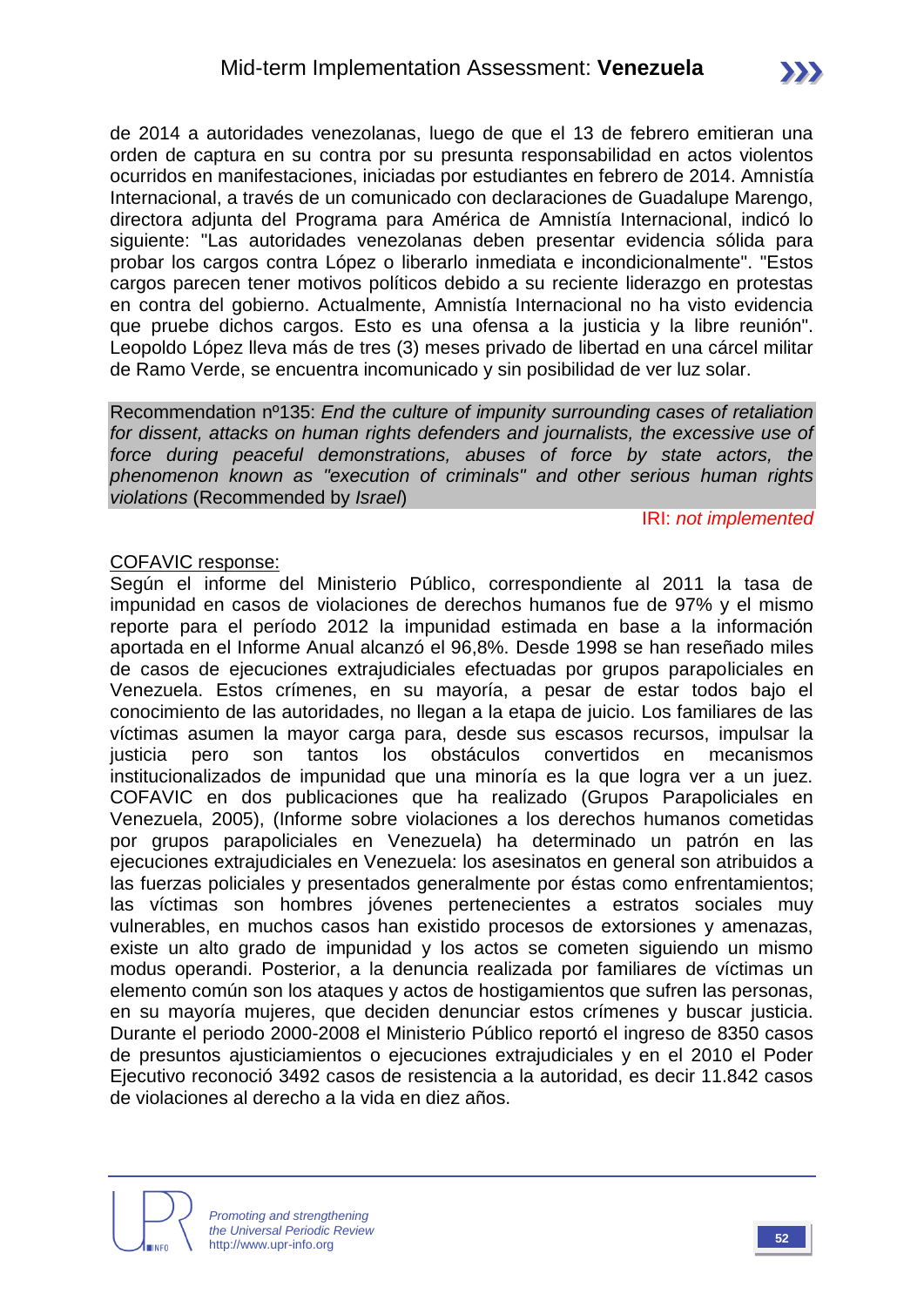de 2014 a autoridades venezolanas, luego de que el 13 de febrero emitieran una orden de captura en su contra por su presunta responsabilidad en actos violentos ocurridos en manifestaciones, iniciadas por estudiantes en febrero de 2014. Amnistía Internacional, a través de un comunicado con declaraciones de Guadalupe Marengo, directora adjunta del Programa para América de Amnistía Internacional, indicó lo siguiente: "Las autoridades venezolanas deben presentar evidencia sólida para probar los cargos contra López o liberarlo inmediata e incondicionalmente". "Estos cargos parecen tener motivos políticos debido a su reciente liderazgo en protestas en contra del gobierno. Actualmente, Amnistía Internacional no ha visto evidencia que pruebe dichos cargos. Esto es una ofensa a la justicia y la libre reunión". Leopoldo López lleva más de tres (3) meses privado de libertad en una cárcel militar de Ramo Verde, se encuentra incomunicado y sin posibilidad de ver luz solar.

Recommendation nº135: *End the culture of impunity surrounding cases of retaliation for dissent, attacks on human rights defenders and journalists, the excessive use of force during peaceful demonstrations, abuses of force by state actors, the phenomenon known as "execution of criminals" and other serious human rights violations* (Recommended by *Israel*)

IRI: *not implemented*

COFAVIC response:

Según el informe del Ministerio Público, correspondiente al 2011 la tasa de impunidad en casos de violaciones de derechos humanos fue de 97% y el mismo reporte para el período 2012 la impunidad estimada en base a la información aportada en el Informe Anual alcanzó el 96,8%. Desde 1998 se han reseñado miles de casos de ejecuciones extrajudiciales efectuadas por grupos parapoliciales en Venezuela. Estos crímenes, en su mayoría, a pesar de estar todos bajo el conocimiento de las autoridades, no llegan a la etapa de juicio. Los familiares de las víctimas asumen la mayor carga para, desde sus escasos recursos, impulsar la justicia pero son tantos los obstáculos convertidos en mecanismos institucionalizados de impunidad que una minoría es la que logra ver a un juez. COFAVIC en dos publicaciones que ha realizado (Grupos Parapoliciales en Venezuela, 2005), (Informe sobre violaciones a los derechos humanos cometidas por grupos parapoliciales en Venezuela) ha determinado un patrón en las ejecuciones extrajudiciales en Venezuela: los asesinatos en general son atribuidos a las fuerzas policiales y presentados generalmente por éstas como enfrentamientos; las víctimas son hombres jóvenes pertenecientes a estratos sociales muy vulnerables, en muchos casos han existido procesos de extorsiones y amenazas, existe un alto grado de impunidad y los actos se cometen siguiendo un mismo modus operandi. Posterior, a la denuncia realizada por familiares de víctimas un elemento común son los ataques y actos de hostigamientos que sufren las personas, en su mayoría mujeres, que deciden denunciar estos crímenes y buscar justicia. Durante el periodo 2000-2008 el Ministerio Público reportó el ingreso de 8350 casos de presuntos ajusticiamientos o ejecuciones extrajudiciales y en el 2010 el Poder Ejecutivo reconoció 3492 casos de resistencia a la autoridad, es decir 11.842 casos de violaciones al derecho a la vida en diez años.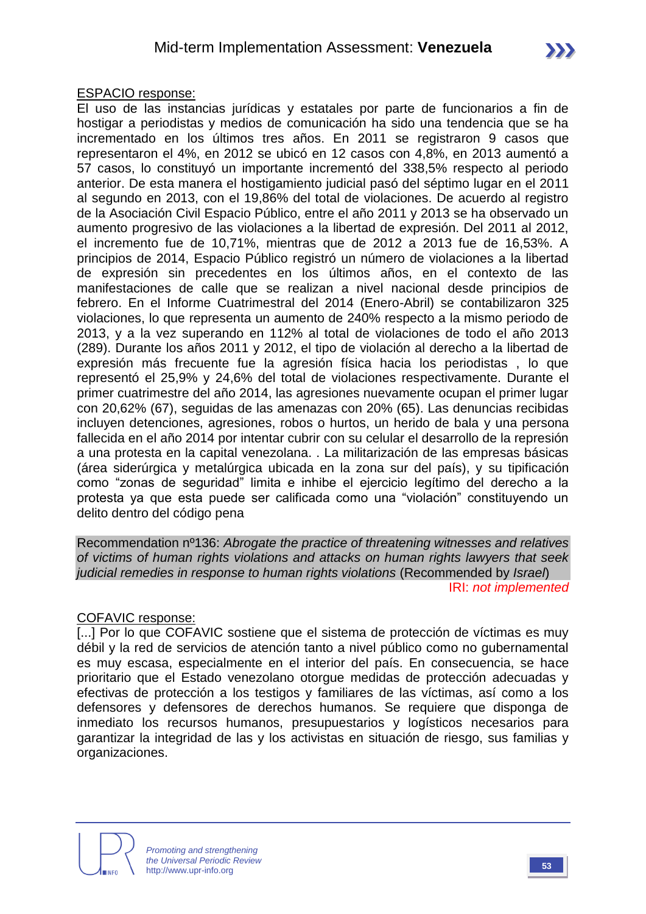ESPACIO response:

El uso de las instancias jurídicas y estatales por parte de funcionarios a fin de hostigar a periodistas y medios de comunicación ha sido una tendencia que se ha incrementado en los últimos tres años. En 2011 se registraron 9 casos que representaron el 4%, en 2012 se ubicó en 12 casos con 4,8%, en 2013 aumentó a 57 casos, lo constituyó un importante incrementó del 338,5% respecto al periodo anterior. De esta manera el hostigamiento judicial pasó del séptimo lugar en el 2011 al segundo en 2013, con el 19,86% del total de violaciones. De acuerdo al registro de la Asociación Civil Espacio Público, entre el año 2011 y 2013 se ha observado un aumento progresivo de las violaciones a la libertad de expresión. Del 2011 al 2012, el incremento fue de 10,71%, mientras que de 2012 a 2013 fue de 16,53%. A principios de 2014, Espacio Público registró un número de violaciones a la libertad de expresión sin precedentes en los últimos años, en el contexto de las manifestaciones de calle que se realizan a nivel nacional desde principios de febrero. En el Informe Cuatrimestral del 2014 (Enero-Abril) se contabilizaron 325 violaciones, lo que representa un aumento de 240% respecto a la mismo periodo de 2013, y a la vez superando en 112% al total de violaciones de todo el año 2013 (289). Durante los años 2011 y 2012, el tipo de violación al derecho a la libertad de expresión más frecuente fue la agresión física hacia los periodistas , lo que representó el 25,9% y 24,6% del total de violaciones respectivamente. Durante el primer cuatrimestre del año 2014, las agresiones nuevamente ocupan el primer lugar con 20,62% (67), seguidas de las amenazas con 20% (65). Las denuncias recibidas incluyen detenciones, agresiones, robos o hurtos, un herido de bala y una persona fallecida en el año 2014 por intentar cubrir con su celular el desarrollo de la represión a una protesta en la capital venezolana. . La militarización de las empresas básicas (área siderúrgica y metalúrgica ubicada en la zona sur del país), y su tipificación como "zonas de seguridad" limita e inhibe el ejercicio legítimo del derecho a la protesta ya que esta puede ser calificada como una "violación" constituyendo un delito dentro del código pena

Recommendation nº136: *Abrogate the practice of threatening witnesses and relatives of victims of human rights violations and attacks on human rights lawyers that seek judicial remedies in response to human rights violations* (Recommended by *Israel*)

IRI: *not implemented*

COFAVIC response:

[...] Por lo que COFAVIC sostiene que el sistema de protección de víctimas es muy débil y la red de servicios de atención tanto a nivel público como no gubernamental es muy escasa, especialmente en el interior del país. En consecuencia, se hace prioritario que el Estado venezolano otorgue medidas de protección adecuadas y efectivas de protección a los testigos y familiares de las víctimas, así como a los defensores y defensores de derechos humanos. Se requiere que disponga de inmediato los recursos humanos, presupuestarios y logísticos necesarios para garantizar la integridad de las y los activistas en situación de riesgo, sus familias y organizaciones.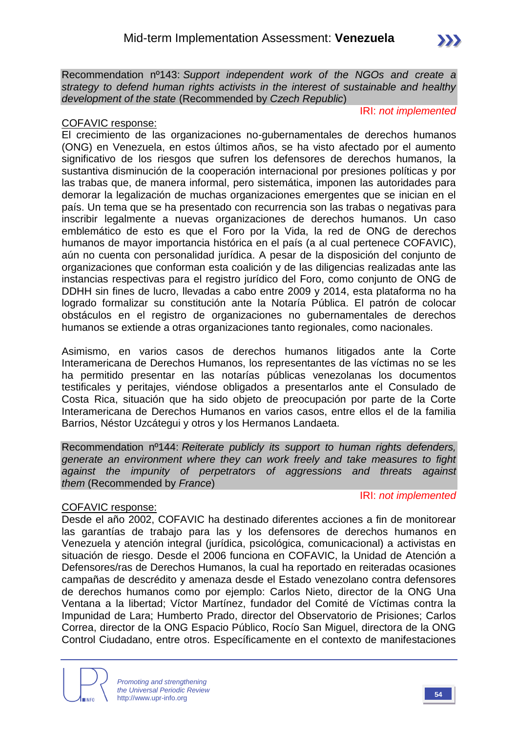Recommendation nº143: *Support independent work of the NGOs and create a strategy to defend human rights activists in the interest of sustainable and healthy development of the state* (Recommended by *Czech Republic*)

IRI: *not implemented*

COFAVIC response:

El crecimiento de las organizaciones no-gubernamentales de derechos humanos (ONG) en Venezuela, en estos últimos años, se ha visto afectado por el aumento significativo de los riesgos que sufren los defensores de derechos humanos, la sustantiva disminución de la cooperación internacional por presiones políticas y por las trabas que, de manera informal, pero sistemática, imponen las autoridades para demorar la legalización de muchas organizaciones emergentes que se inician en el país. Un tema que se ha presentado con recurrencia son las trabas o negativas para inscribir legalmente a nuevas organizaciones de derechos humanos. Un caso emblemático de esto es que el Foro por la Vida, la red de ONG de derechos humanos de mayor importancia histórica en el país (a al cual pertenece COFAVIC), aún no cuenta con personalidad jurídica. A pesar de la disposición del conjunto de organizaciones que conforman esta coalición y de las diligencias realizadas ante las instancias respectivas para el registro jurídico del Foro, como conjunto de ONG de DDHH sin fines de lucro, llevadas a cabo entre 2009 y 2014, esta plataforma no ha logrado formalizar su constitución ante la Notaría Pública. El patrón de colocar obstáculos en el registro de organizaciones no gubernamentales de derechos humanos se extiende a otras organizaciones tanto regionales, como nacionales.

Asimismo, en varios casos de derechos humanos litigados ante la Corte Interamericana de Derechos Humanos, los representantes de las víctimas no se les ha permitido presentar en las notarías públicas venezolanas los documentos testificales y peritajes, viéndose obligados a presentarlos ante el Consulado de Costa Rica, situación que ha sido objeto de preocupación por parte de la Corte Interamericana de Derechos Humanos en varios casos, entre ellos el de la familia Barrios, Néstor Uzcátegui y otros y los Hermanos Landaeta.

Recommendation nº144: *Reiterate publicly its support to human rights defenders, generate an environment where they can work freely and take measures to fight against the impunity of perpetrators of aggressions and threats against them* (Recommended by *France*)

IRI: *not implemented*

COFAVIC response:

Desde el año 2002, COFAVIC ha destinado diferentes acciones a fin de monitorear las garantías de trabajo para las y los defensores de derechos humanos en Venezuela y atención integral (jurídica, psicológica, comunicacional) a activistas en situación de riesgo. Desde el 2006 funciona en COFAVIC, la Unidad de Atención a Defensores/ras de Derechos Humanos, la cual ha reportado en reiteradas ocasiones campañas de descrédito y amenaza desde el Estado venezolano contra defensores de derechos humanos como por ejemplo: Carlos Nieto, director de la ONG Una Ventana a la libertad; Víctor Martínez, fundador del Comité de Víctimas contra la Impunidad de Lara; Humberto Prado, director del Observatorio de Prisiones; Carlos Correa, director de la ONG Espacio Público, Rocío San Miguel, directora de la ONG Control Ciudadano, entre otros. Específicamente en el contexto de manifestaciones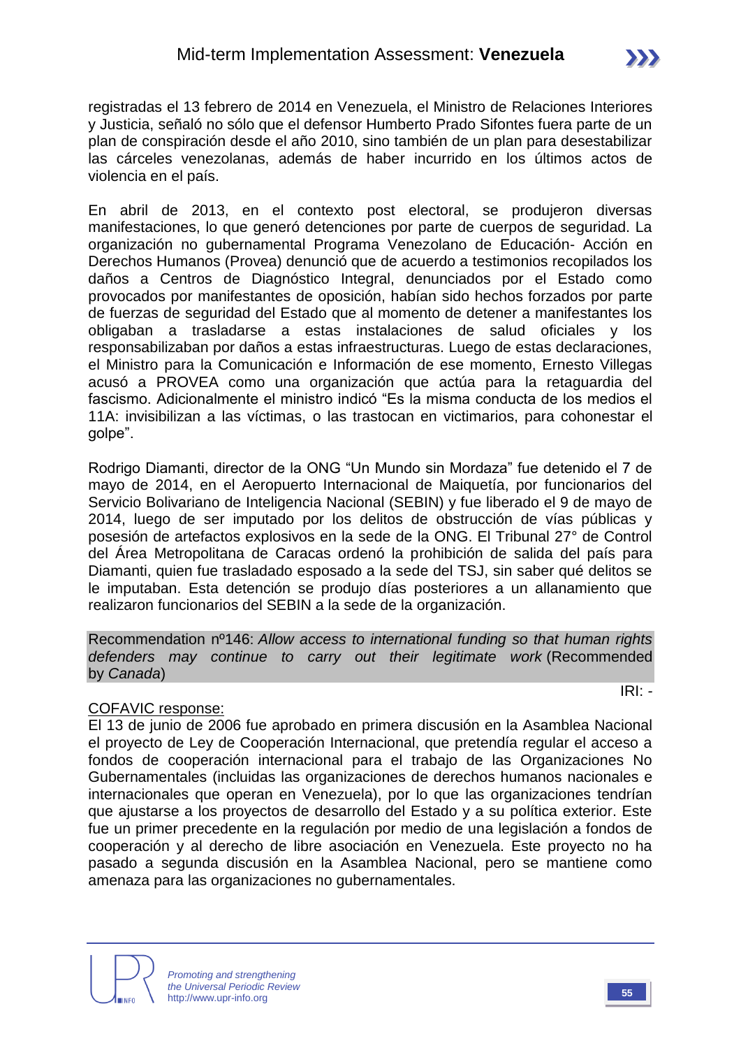registradas el 13 febrero de 2014 en Venezuela, el Ministro de Relaciones Interiores y Justicia, señaló no sólo que el defensor Humberto Prado Sifontes fuera parte de un plan de conspiración desde el año 2010, sino también de un plan para desestabilizar las cárceles venezolanas, además de haber incurrido en los últimos actos de violencia en el país.

En abril de 2013, en el contexto post electoral, se produjeron diversas manifestaciones, lo que generó detenciones por parte de cuerpos de seguridad. La organización no gubernamental Programa Venezolano de Educación- Acción en Derechos Humanos (Provea) denunció que de acuerdo a testimonios recopilados los daños a Centros de Diagnóstico Integral, denunciados por el Estado como provocados por manifestantes de oposición, habían sido hechos forzados por parte de fuerzas de seguridad del Estado que al momento de detener a manifestantes los obligaban a trasladarse a estas instalaciones de salud oficiales y los responsabilizaban por daños a estas infraestructuras. Luego de estas declaraciones, el Ministro para la Comunicación e Información de ese momento, Ernesto Villegas acusó a PROVEA como una organización que actúa para la retaguardia del fascismo. Adicionalmente el ministro indicó "Es la misma conducta de los medios el 11A: invisibilizan a las víctimas, o las trastocan en victimarios, para cohonestar el golpe".

Rodrigo Diamanti, director de la ONG "Un Mundo sin Mordaza" fue detenido el 7 de mayo de 2014, en el Aeropuerto Internacional de Maiquetía, por funcionarios del Servicio Bolivariano de Inteligencia Nacional (SEBIN) y fue liberado el 9 de mayo de 2014, luego de ser imputado por los delitos de obstrucción de vías públicas y posesión de artefactos explosivos en la sede de la ONG. El Tribunal 27° de Control del Área Metropolitana de Caracas ordenó la prohibición de salida del país para Diamanti, quien fue trasladado esposado a la sede del TSJ, sin saber qué delitos se le imputaban. Esta detención se produjo días posteriores a un allanamiento que realizaron funcionarios del SEBIN a la sede de la organización.

Recommendation nº146: *Allow access to international funding so that human rights defenders may continue to carry out their legitimate work* (Recommended by *Canada*)

IRI: -

COFAVIC response:

El 13 de junio de 2006 fue aprobado en primera discusión en la Asamblea Nacional el proyecto de Ley de Cooperación Internacional, que pretendía regular el acceso a fondos de cooperación internacional para el trabajo de las Organizaciones No Gubernamentales (incluidas las organizaciones de derechos humanos nacionales e internacionales que operan en Venezuela), por lo que las organizaciones tendrían que ajustarse a los proyectos de desarrollo del Estado y a su política exterior. Este fue un primer precedente en la regulación por medio de una legislación a fondos de cooperación y al derecho de libre asociación en Venezuela. Este proyecto no ha pasado a segunda discusión en la Asamblea Nacional, pero se mantiene como amenaza para las organizaciones no gubernamentales.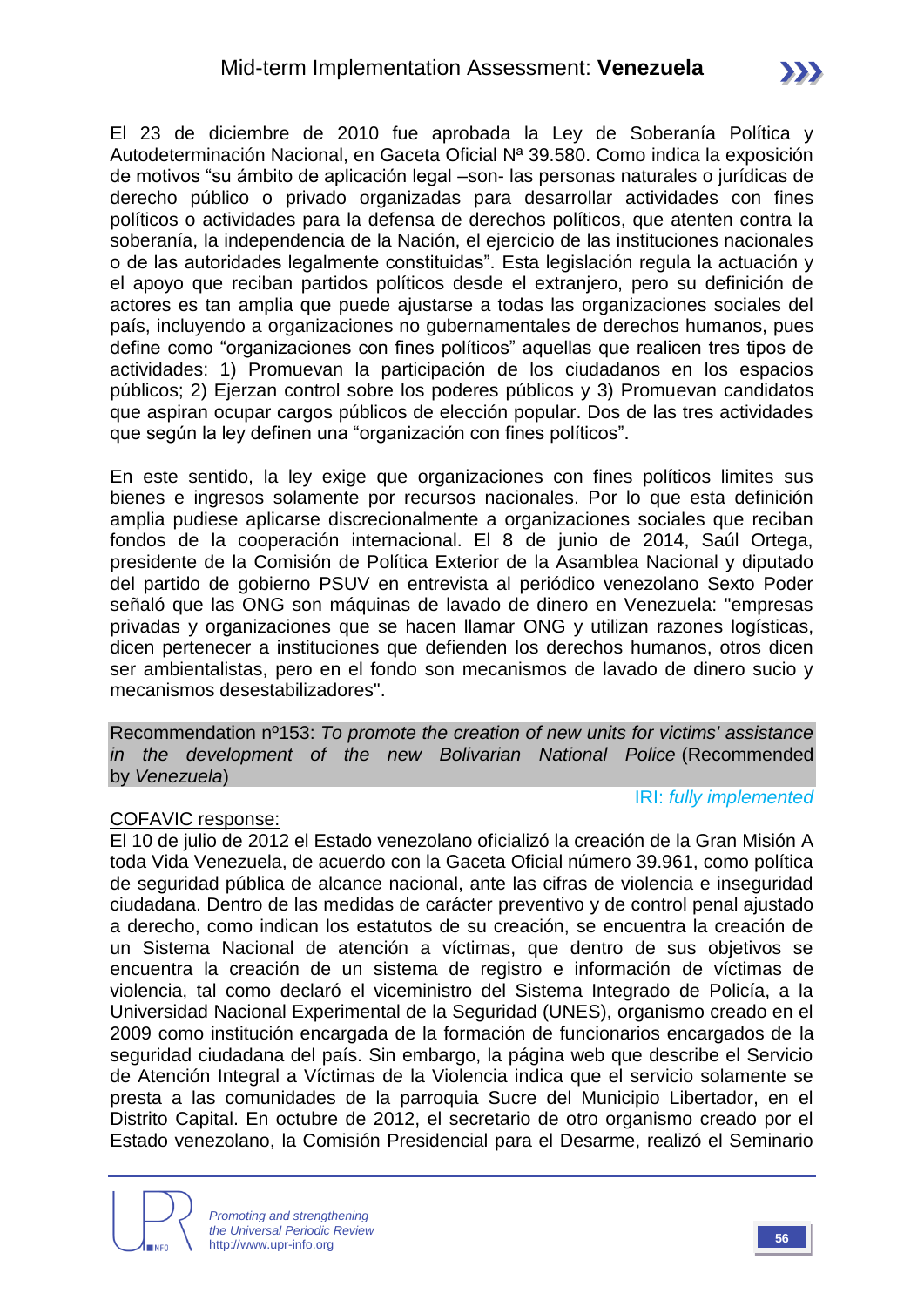El 23 de diciembre de 2010 fue aprobada la Ley de Soberanía Política y Autodeterminación Nacional, en Gaceta Oficial Nª 39.580. Como indica la exposición de motivos "su ámbito de aplicación legal –son- las personas naturales o jurídicas de derecho público o privado organizadas para desarrollar actividades con fines políticos o actividades para la defensa de derechos políticos, que atenten contra la soberanía, la independencia de la Nación, el ejercicio de las instituciones nacionales o de las autoridades legalmente constituidas". Esta legislación regula la actuación y el apoyo que reciban partidos políticos desde el extranjero, pero su definición de actores es tan amplia que puede ajustarse a todas las organizaciones sociales del país, incluyendo a organizaciones no gubernamentales de derechos humanos, pues define como "organizaciones con fines políticos" aquellas que realicen tres tipos de actividades: 1) Promuevan la participación de los ciudadanos en los espacios públicos; 2) Ejerzan control sobre los poderes públicos y 3) Promuevan candidatos que aspiran ocupar cargos públicos de elección popular. Dos de las tres actividades que según la ley definen una "organización con fines políticos".

En este sentido, la ley exige que organizaciones con fines políticos limites sus bienes e ingresos solamente por recursos nacionales. Por lo que esta definición amplia pudiese aplicarse discrecionalmente a organizaciones sociales que reciban fondos de la cooperación internacional. El 8 de junio de 2014, Saúl Ortega, presidente de la Comisión de Política Exterior de la Asamblea Nacional y diputado del partido de gobierno PSUV en entrevista al periódico venezolano Sexto Poder señaló que las ONG son máquinas de lavado de dinero en Venezuela: "empresas privadas y organizaciones que se hacen llamar ONG y utilizan razones logísticas, dicen pertenecer a instituciones que defienden los derechos humanos, otros dicen ser ambientalistas, pero en el fondo son mecanismos de lavado de dinero sucio y mecanismos desestabilizadores".

Recommendation nº153: *To promote the creation of new units for victims' assistance in the development of the new Bolivarian National Police* (Recommended by *Venezuela*)

IRI: *fully implemented*

COFAVIC response:

El 10 de julio de 2012 el Estado venezolano oficializó la creación de la Gran Misión A toda Vida Venezuela, de acuerdo con la Gaceta Oficial número 39.961, como política de seguridad pública de alcance nacional, ante las cifras de violencia e inseguridad ciudadana. Dentro de las medidas de carácter preventivo y de control penal ajustado a derecho, como indican los estatutos de su creación, se encuentra la creación de un Sistema Nacional de atención a víctimas, que dentro de sus objetivos se encuentra la creación de un sistema de registro e información de víctimas de violencia, tal como declaró el viceministro del Sistema Integrado de Policía, a la Universidad Nacional Experimental de la Seguridad (UNES), organismo creado en el 2009 como institución encargada de la formación de funcionarios encargados de la seguridad ciudadana del país. Sin embargo, la página web que describe el Servicio de Atención Integral a Víctimas de la Violencia indica que el servicio solamente se presta a las comunidades de la parroquia Sucre del Municipio Libertador, en el Distrito Capital. En octubre de 2012, el secretario de otro organismo creado por el Estado venezolano, la Comisión Presidencial para el Desarme, realizó el Seminario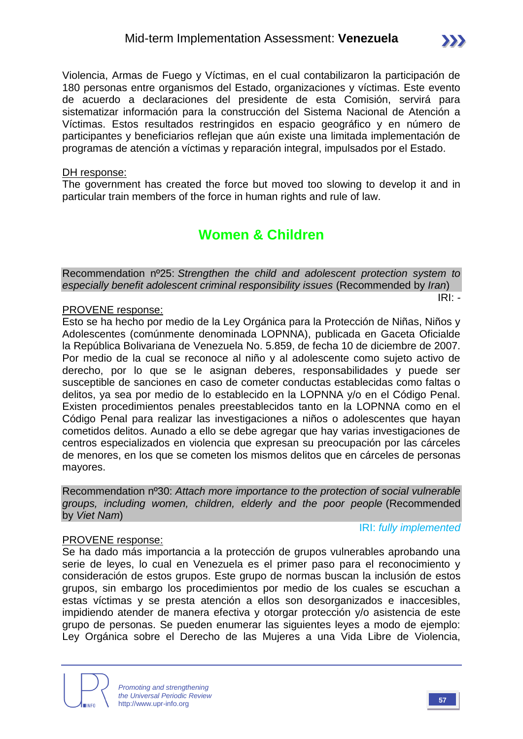Violencia, Armas de Fuego y Víctimas, en el cual contabilizaron la participación de 180 personas entre organismos del Estado, organizaciones y víctimas. Este evento de acuerdo a declaraciones del presidente de esta Comisión, servirá para sistematizar información para la construcción del Sistema Nacional de Atención a Víctimas. Estos resultados restringidos en espacio geográfico y en número de participantes y beneficiarios reflejan que aún existe una limitada implementación de programas de atención a víctimas y reparación integral, impulsados por el Estado.

DH response:

The government has created the force but moved too slowing to develop it and in particular train members of the force in human rights and rule of law.

## Women & Children

Recommendation nº25: *Strengthen the child and adolescent protection system to especially benefit adolescent criminal responsibility issues* (Recommended by *Iran*)

IRI: -

PROVENE response:

Esto se ha hecho por medio de la Ley Orgánica para la Protección de Niñas, Niños y Adolescentes (comúnmente denominada LOPNNA), publicada en Gaceta Oficialde la República Bolivariana de Venezuela No. 5.859, de fecha 10 de diciembre de 2007. Por medio de la cual se reconoce al niño y al adolescente como sujeto activo de derecho, por lo que se le asignan deberes, responsabilidades y puede ser susceptible de sanciones en caso de cometer conductas establecidas como faltas o delitos, ya sea por medio de lo establecido en la LOPNNA y/o en el Código Penal. Existen procedimientos penales preestablecidos tanto en la LOPNNA como en el Código Penal para realizar las investigaciones a niños o adolescentes que hayan cometidos delitos. Aunado a ello se debe agregar que hay varias investigaciones de centros especializados en violencia que expresan su preocupación por las cárceles de menores, en los que se cometen los mismos delitos que en cárceles de personas mayores.

Recommendation nº30: *Attach more importance to the protection of social vulnerable groups, including women, children, elderly and the poor people* (Recommended by *Viet Nam*)

IRI: *fully implemented*

PROVENE response:

Se ha dado más importancia a la protección de grupos vulnerables aprobando una serie de leyes, lo cual en Venezuela es el primer paso para el reconocimiento y consideración de estos grupos. Este grupo de normas buscan la inclusión de estos grupos, sin embargo los procedimientos por medio de los cuales se escuchan a estas víctimas y se presta atención a ellos son desorganizados e inaccesibles, impidiendo atender de manera efectiva y otorgar protección y/o asistencia de este grupo de personas. Se pueden enumerar las siguientes leyes a modo de ejemplo: Ley Orgánica sobre el Derecho de las Mujeres a una Vida Libre de Violencia,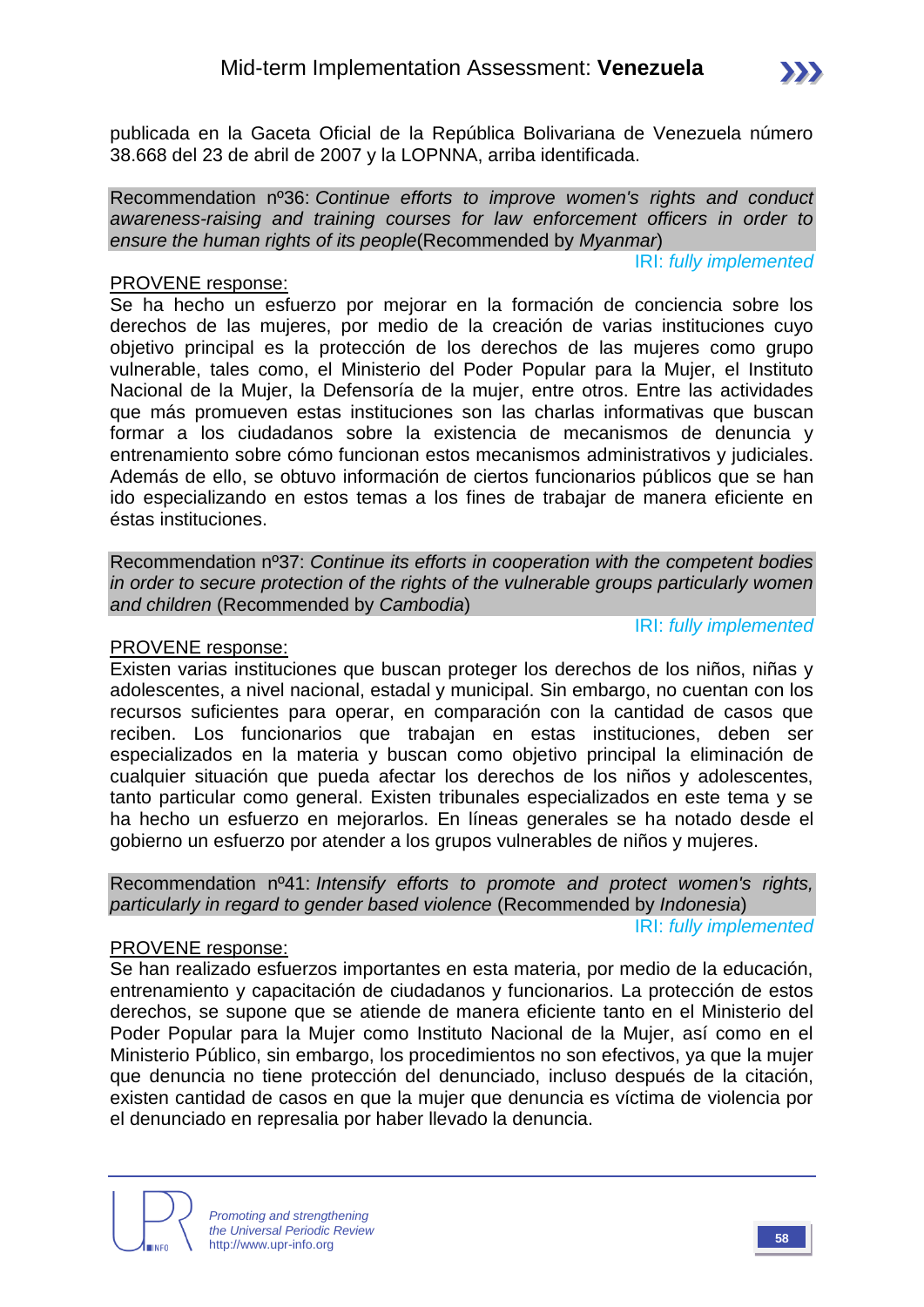publicada en la Gaceta Oficial de la República Bolivariana de Venezuela número 38.668 del 23 de abril de 2007 y la LOPNNA, arriba identificada.

Recommendation nº36: *Continue efforts to improve women's rights and conduct awareness-raising and training courses for law enforcement officers in order to ensure the human rights of its people*(Recommended by *Myanmar*)

IRI: *fully implemented*

PROVENE response:

Se ha hecho un esfuerzo por mejorar en la formación de conciencia sobre los derechos de las mujeres, por medio de la creación de varias instituciones cuyo objetivo principal es la protección de los derechos de las mujeres como grupo vulnerable, tales como, el Ministerio del Poder Popular para la Mujer, el Instituto Nacional de la Mujer, la Defensoría de la mujer, entre otros. Entre las actividades que más promueven estas instituciones son las charlas informativas que buscan formar a los ciudadanos sobre la existencia de mecanismos de denuncia y entrenamiento sobre cómo funcionan estos mecanismos administrativos y judiciales. Además de ello, se obtuvo información de ciertos funcionarios públicos que se han ido especializando en estos temas a los fines de trabajar de manera eficiente en éstas instituciones.

Recommendation nº37: *Continue its efforts in cooperation with the competent bodies in order to secure protection of the rights of the vulnerable groups particularly women and children* (Recommended by *Cambodia*)

IRI: *fully implemented*

PROVENE response:

Existen varias instituciones que buscan proteger los derechos de los niños, niñas y adolescentes, a nivel nacional, estadal y municipal. Sin embargo, no cuentan con los recursos suficientes para operar, en comparación con la cantidad de casos que reciben. Los funcionarios que trabajan en estas instituciones, deben ser especializados en la materia y buscan como objetivo principal la eliminación de cualquier situación que pueda afectar los derechos de los niños y adolescentes, tanto particular como general. Existen tribunales especializados en este tema y se ha hecho un esfuerzo en mejorarlos. En líneas generales se ha notado desde el gobierno un esfuerzo por atender a los grupos vulnerables de niños y mujeres.

Recommendation nº41: *Intensify efforts to promote and protect women's rights, particularly in regard to gender based violence* (Recommended by *Indonesia*)

IRI: *fully implemented*

PROVENE response:

Se han realizado esfuerzos importantes en esta materia, por medio de la educación, entrenamiento y capacitación de ciudadanos y funcionarios. La protección de estos derechos, se supone que se atiende de manera eficiente tanto en el Ministerio del Poder Popular para la Mujer como Instituto Nacional de la Mujer, así como en el Ministerio Público, sin embargo, los procedimientos no son efectivos, ya que la mujer que denuncia no tiene protección del denunciado, incluso después de la citación, existen cantidad de casos en que la mujer que denuncia es víctima de violencia por el denunciado en represalia por haber llevado la denuncia.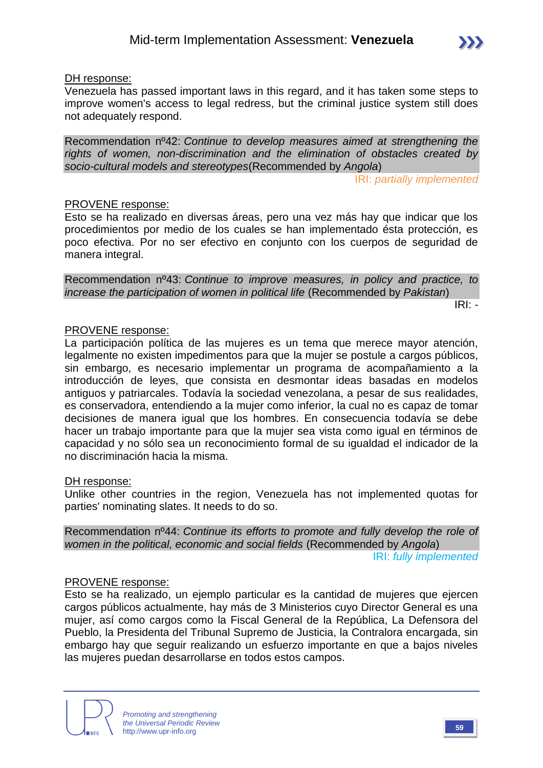<u>DH response:</u>
Venezuela has passed important laws in this regard, and it has taken some steps to improve women's access to legal redress, but the criminal justice system still does not adequately respond.

Recommendation nº42: *Continue to develop measures aimed at strengthening the rights of women, non-discrimination and the elimination of obstacles created by socio-cultural models and stereotypes*(Recommended by *Angola*)

IRI: *partially implemented*

<u>PROVENE response:</u>
Esto se ha realizado en diversas áreas, pero una vez más hay que indicar que los procedimientos por medio de los cuales se han implementado ésta protección, es poco efectiva. Por no ser efectivo en conjunto con los cuerpos de seguridad de manera integral.

Recommendation nº43: *Continue to improve measures, in policy and practice, to increase the participation of women in political life* (Recommended by *Pakistan*)

IRI: -

<u>PROVENE response:</u>
La participación política de las mujeres es un tema que merece mayor atención, legalmente no existen impedimentos para que la mujer se postule a cargos públicos, sin embargo, es necesario implementar un programa de acompañamiento a la introducción de leyes, que consista en desmontar ideas basadas en modelos antiguos y patriarcales. Todavía la sociedad venezolana, a pesar de sus realidades, es conservadora, entendiendo a la mujer como inferior, la cual no es capaz de tomar decisiones de manera igual que los hombres. En consecuencia todavía se debe hacer un trabajo importante para que la mujer sea vista como igual en términos de capacidad y no sólo sea un reconocimiento formal de su igualdad el indicador de la no discriminación hacia la misma.

<u>DH response:</u>
Unlike other countries in the region, Venezuela has not implemented quotas for parties' nominating slates. It needs to do so.

Recommendation nº44: *Continue its efforts to promote and fully develop the role of women in the political, economic and social fields* (Recommended by *Angola*)

IRI: *fully implemented*

<u>PROVENE response:</u>
Esto se ha realizado, un ejemplo particular es la cantidad de mujeres que ejercen cargos públicos actualmente, hay más de 3 Ministerios cuyo Director General es una mujer, así como cargos como la Fiscal General de la República, La Defensora del Pueblo, la Presidenta del Tribunal Supremo de Justicia, la Contralora encargada, sin embargo hay que seguir realizando un esfuerzo importante en que a bajos niveles las mujeres puedan desarrollarse en todos estos campos.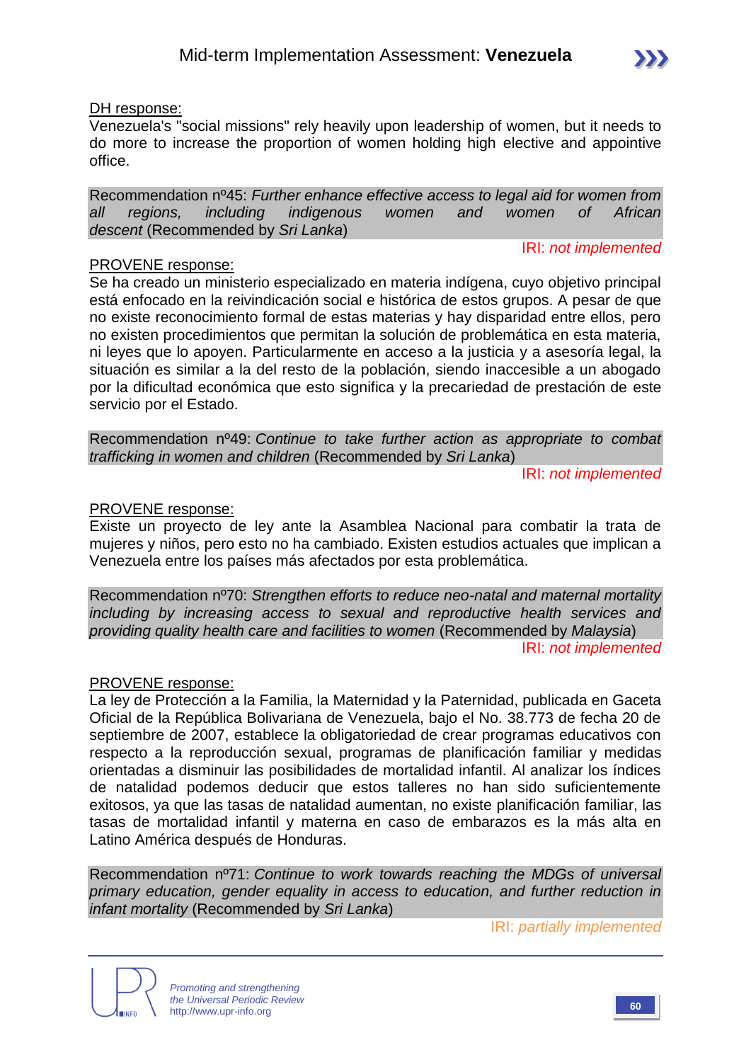DH response:
Venezuela's "social missions" rely heavily upon leadership of women, but it needs to do more to increase the proportion of women holding high elective and appointive office.

Recommendation nº45: *Further enhance effective access to legal aid for women from all regions, including indigenous women and women of African descent* (Recommended by *Sri Lanka*)

IRI: *not implemented*

PROVENE response:
Se ha creado un ministerio especializado en materia indígena, cuyo objetivo principal está enfocado en la reivindicación social e histórica de estos grupos. A pesar de que no existe reconocimiento formal de estas materias y hay disparidad entre ellos, pero no existen procedimientos que permitan la solución de problemática en esta materia, ni leyes que lo apoyen. Particularmente en acceso a la justicia y a asesoría legal, la situación es similar a la del resto de la población, siendo inaccesible a un abogado por la dificultad económica que esto significa y la precariedad de prestación de este servicio por el Estado.

Recommendation nº49: *Continue to take further action as appropriate to combat trafficking in women and children* (Recommended by *Sri Lanka*)

IRI: *not implemented*

PROVENE response:
Existe un proyecto de ley ante la Asamblea Nacional para combatir la trata de mujeres y niños, pero esto no ha cambiado. Existen estudios actuales que implican a Venezuela entre los países más afectados por esta problemática.

Recommendation nº70: *Strengthen efforts to reduce neo-natal and maternal mortality including by increasing access to sexual and reproductive health services and providing quality health care and facilities to women* (Recommended by *Malaysia*)

IRI: *not implemented*

PROVENE response:
La ley de Protección a la Familia, la Maternidad y la Paternidad, publicada en Gaceta Oficial de la República Bolivariana de Venezuela, bajo el No. 38.773 de fecha 20 de septiembre de 2007, establece la obligatoriedad de crear programas educativos con respecto a la reproducción sexual, programas de planificación familiar y medidas orientadas a disminuir las posibilidades de mortalidad infantil. Al analizar los índices de natalidad podemos deducir que estos talleres no han sido suficientemente exitosos, ya que las tasas de natalidad aumentan, no existe planificación familiar, las tasas de mortalidad infantil y materna en caso de embarazos es la más alta en Latino América después de Honduras.

Recommendation nº71: *Continue to work towards reaching the MDGs of universal primary education, gender equality in access to education, and further reduction in infant mortality* (Recommended by *Sri Lanka*)

IRI: *partially implemented*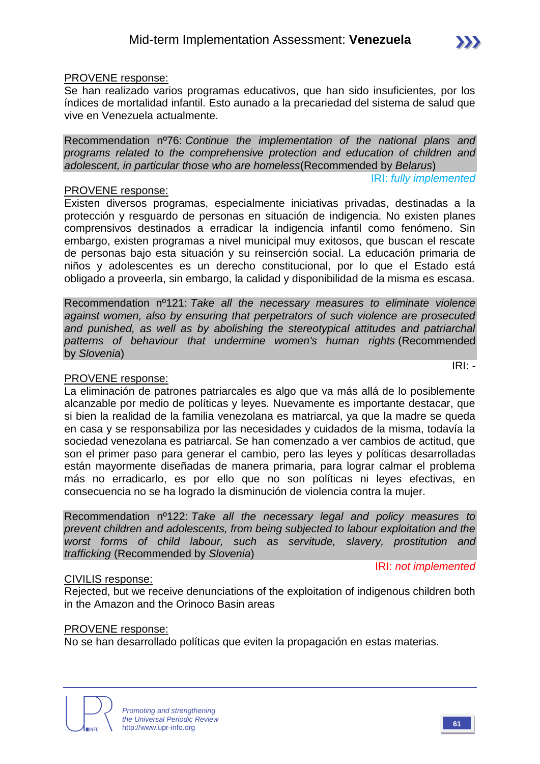<u>PROVENE response:</u>
Se han realizado varios programas educativos, que han sido insuficientes, por los índices de mortalidad infantil. Esto aunado a la precariedad del sistema de salud que vive en Venezuela actualmente.

Recommendation nº76: *Continue the implementation of the national plans and programs related to the comprehensive protection and education of children and adolescent, in particular those who are homeless*(Recommended by *Belarus*)

IRI: *fully implemented*

<u>PROVENE response:</u>
Existen diversos programas, especialmente iniciativas privadas, destinadas a la protección y resguardo de personas en situación de indigencia. No existen planes comprensivos destinados a erradicar la indigencia infantil como fenómeno. Sin embargo, existen programas a nivel municipal muy exitosos, que buscan el rescate de personas bajo esta situación y su reinserción social. La educación primaria de niños y adolescentes es un derecho constitucional, por lo que el Estado está obligado a proveerla, sin embargo, la calidad y disponibilidad de la misma es escasa.

Recommendation nº121: *Take all the necessary measures to eliminate violence against women, also by ensuring that perpetrators of such violence are prosecuted and punished, as well as by abolishing the stereotypical attitudes and patriarchal patterns of behaviour that undermine women's human rights* (Recommended by *Slovenia*)

IRI: -

<u>PROVENE response:</u>
La eliminación de patrones patriarcales es algo que va más allá de lo posiblemente alcanzable por medio de políticas y leyes. Nuevamente es importante destacar, que si bien la realidad de la familia venezolana es matriarcal, ya que la madre se queda en casa y se responsabiliza por las necesidades y cuidados de la misma, todavía la sociedad venezolana es patriarcal. Se han comenzado a ver cambios de actitud, que son el primer paso para generar el cambio, pero las leyes y políticas desarrolladas están mayormente diseñadas de manera primaria, para lograr calmar el problema más no erradicarlo, es por ello que no son políticas ni leyes efectivas, en consecuencia no se ha logrado la disminución de violencia contra la mujer.

Recommendation nº122: *Take all the necessary legal and policy measures to prevent children and adolescents, from being subjected to labour exploitation and the worst forms of child labour, such as servitude, slavery, prostitution and trafficking* (Recommended by *Slovenia*)

IRI: *not implemented*

<u>CIVILIS response:</u>
Rejected, but we receive denunciations of the exploitation of indigenous children both in the Amazon and the Orinoco Basin areas

<u>PROVENE response:</u>
No se han desarrollado políticas que eviten la propagación en estas materias.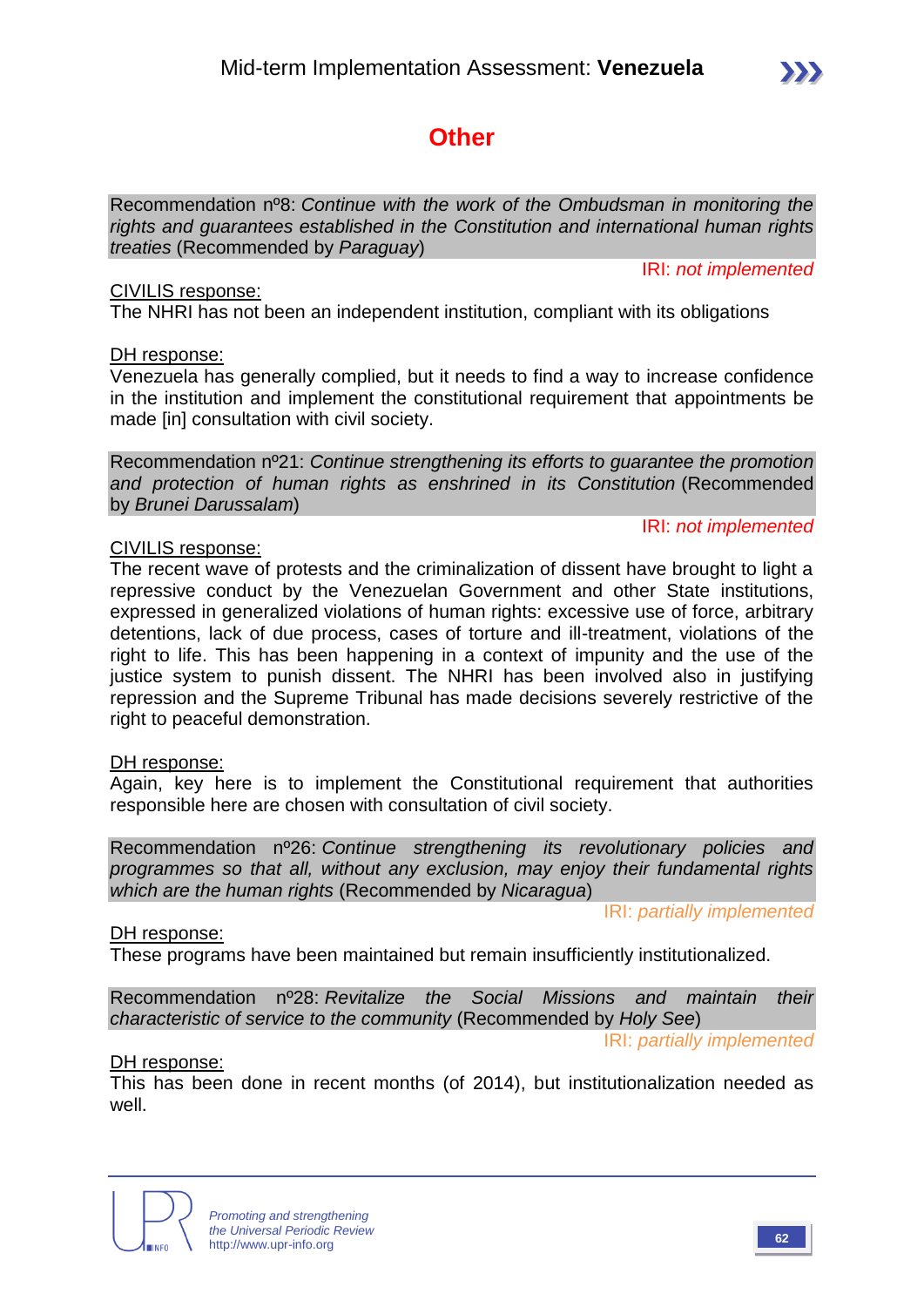# Other

Recommendation nº8: *Continue with the work of the Ombudsman in monitoring the rights and guarantees established in the Constitution and international human rights treaties* (Recommended by *Paraguay*)

IRI: *not implemented*

CIVILIS response:
The NHRI has not been an independent institution, compliant with its obligations

DH response:
Venezuela has generally complied, but it needs to find a way to increase confidence in the institution and implement the constitutional requirement that appointments be made [in] consultation with civil society.

Recommendation nº21: *Continue strengthening its efforts to guarantee the promotion and protection of human rights as enshrined in its Constitution* (Recommended by *Brunei Darussalam*)

IRI: *not implemented*

CIVILIS response:
The recent wave of protests and the criminalization of dissent have brought to light a repressive conduct by the Venezuelan Government and other State institutions, expressed in generalized violations of human rights: excessive use of force, arbitrary detentions, lack of due process, cases of torture and ill-treatment, violations of the right to life. This has been happening in a context of impunity and the use of the justice system to punish dissent. The NHRI has been involved also in justifying repression and the Supreme Tribunal has made decisions severely restrictive of the right to peaceful demonstration.

DH response:
Again, key here is to implement the Constitutional requirement that authorities responsible here are chosen with consultation of civil society.

Recommendation nº26: *Continue strengthening its revolutionary policies and programmes so that all, without any exclusion, may enjoy their fundamental rights which are the human rights* (Recommended by *Nicaragua*)

IRI: *partially implemented*

DH response:
These programs have been maintained but remain insufficiently institutionalized.

Recommendation nº28: *Revitalize the Social Missions and maintain their characteristic of service to the community* (Recommended by *Holy See*)

IRI: *partially implemented*

DH response:
This has been done in recent months (of 2014), but institutionalization needed as well.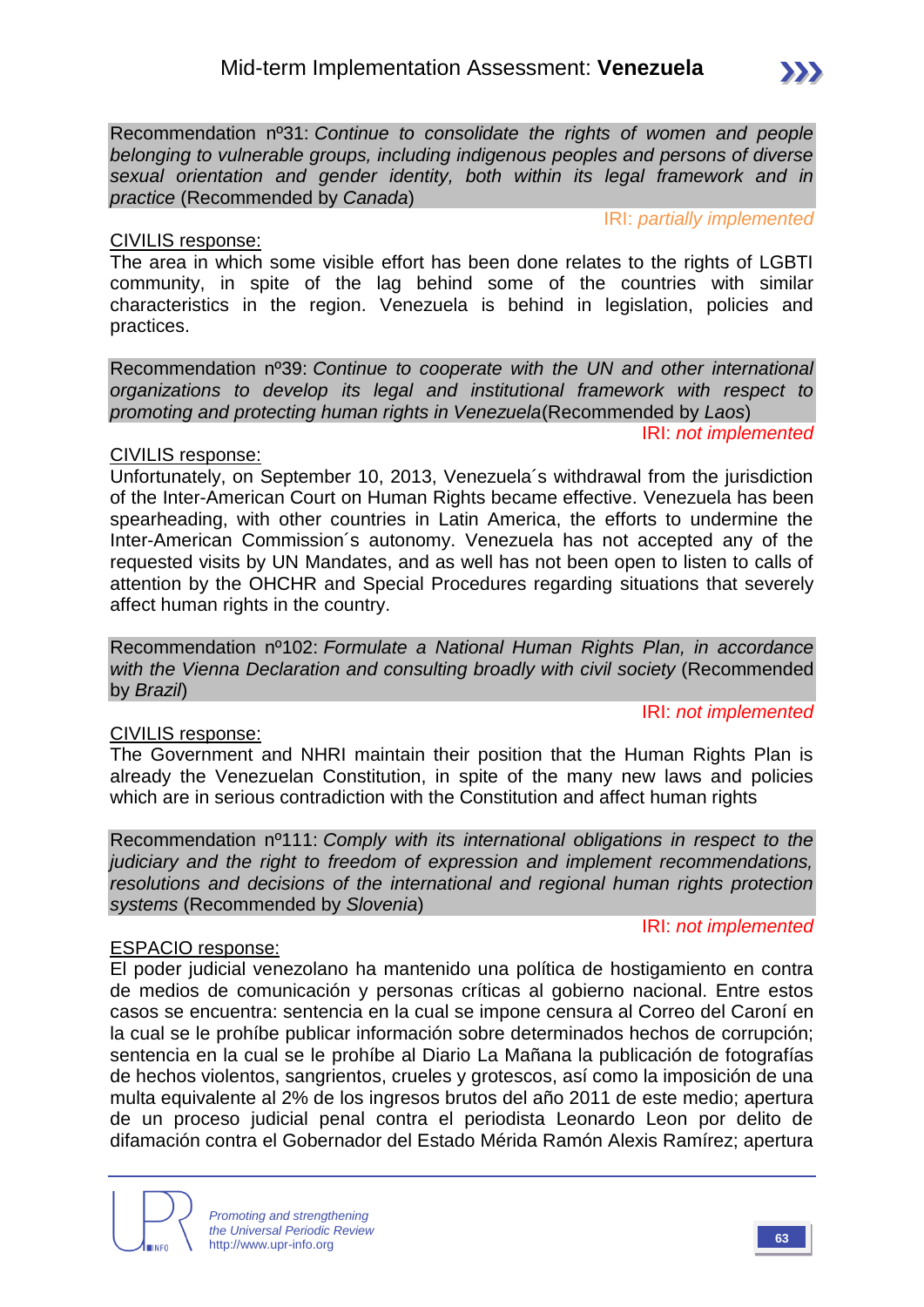Recommendation nº31: *Continue to consolidate the rights of women and people belonging to vulnerable groups, including indigenous peoples and persons of diverse sexual orientation and gender identity, both within its legal framework and in practice* (Recommended by *Canada*)

IRI: *partially implemented*

CIVILIS response:

The area in which some visible effort has been done relates to the rights of LGBTI community, in spite of the lag behind some of the countries with similar characteristics in the region. Venezuela is behind in legislation, policies and practices.

Recommendation nº39: *Continue to cooperate with the UN and other international organizations to develop its legal and institutional framework with respect to promoting and protecting human rights in Venezuela*(Recommended by *Laos*)

IRI: *not implemented*

CIVILIS response:

Unfortunately, on September 10, 2013, Venezuela´s withdrawal from the jurisdiction of the Inter-American Court on Human Rights became effective. Venezuela has been spearheading, with other countries in Latin America, the efforts to undermine the Inter-American Commission´s autonomy. Venezuela has not accepted any of the requested visits by UN Mandates, and as well has not been open to listen to calls of attention by the OHCHR and Special Procedures regarding situations that severely affect human rights in the country.

Recommendation nº102: *Formulate a National Human Rights Plan, in accordance with the Vienna Declaration and consulting broadly with civil society* (Recommended by *Brazil*)

IRI: *not implemented*

CIVILIS response:

The Government and NHRI maintain their position that the Human Rights Plan is already the Venezuelan Constitution, in spite of the many new laws and policies which are in serious contradiction with the Constitution and affect human rights

Recommendation nº111: *Comply with its international obligations in respect to the judiciary and the right to freedom of expression and implement recommendations, resolutions and decisions of the international and regional human rights protection systems* (Recommended by *Slovenia*)

IRI: *not implemented*

ESPACIO response:

El poder judicial venezolano ha mantenido una política de hostigamiento en contra de medios de comunicación y personas críticas al gobierno nacional. Entre estos casos se encuentra: sentencia en la cual se impone censura al Correo del Caroní en la cual se le prohíbe publicar información sobre determinados hechos de corrupción; sentencia en la cual se le prohíbe al Diario La Mañana la publicación de fotografías de hechos violentos, sangrientos, crueles y grotescos, así como la imposición de una multa equivalente al 2% de los ingresos brutos del año 2011 de este medio; apertura de un proceso judicial penal contra el periodista Leonardo Leon por delito de difamación contra el Gobernador del Estado Mérida Ramón Alexis Ramírez; apertura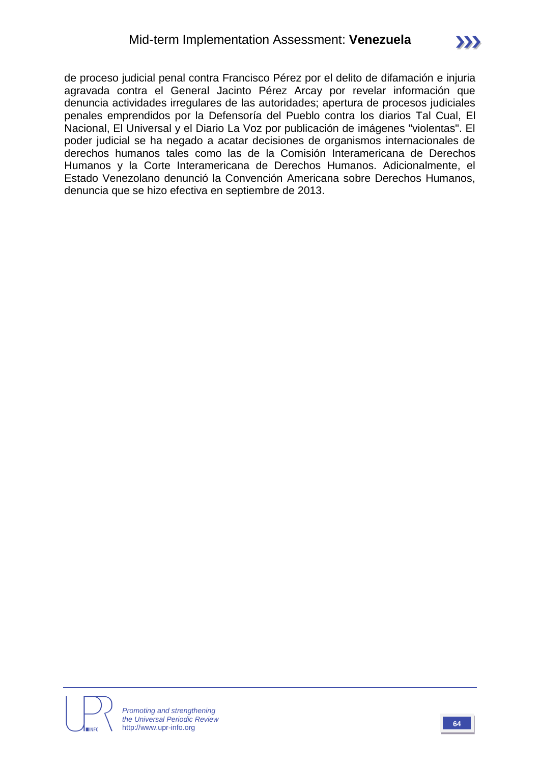de proceso judicial penal contra Francisco Pérez por el delito de difamación e injuria agravada contra el General Jacinto Pérez Arcay por revelar información que denuncia actividades irregulares de las autoridades; apertura de procesos judiciales penales emprendidos por la Defensoría del Pueblo contra los diarios Tal Cual, El Nacional, El Universal y el Diario La Voz por publicación de imágenes "violentas". El poder judicial se ha negado a acatar decisiones de organismos internacionales de derechos humanos tales como las de la Comisión Interamericana de Derechos Humanos y la Corte Interamericana de Derechos Humanos. Adicionalmente, el Estado Venezolano denunció la Convención Americana sobre Derechos Humanos, denuncia que se hizo efectiva en septiembre de 2013.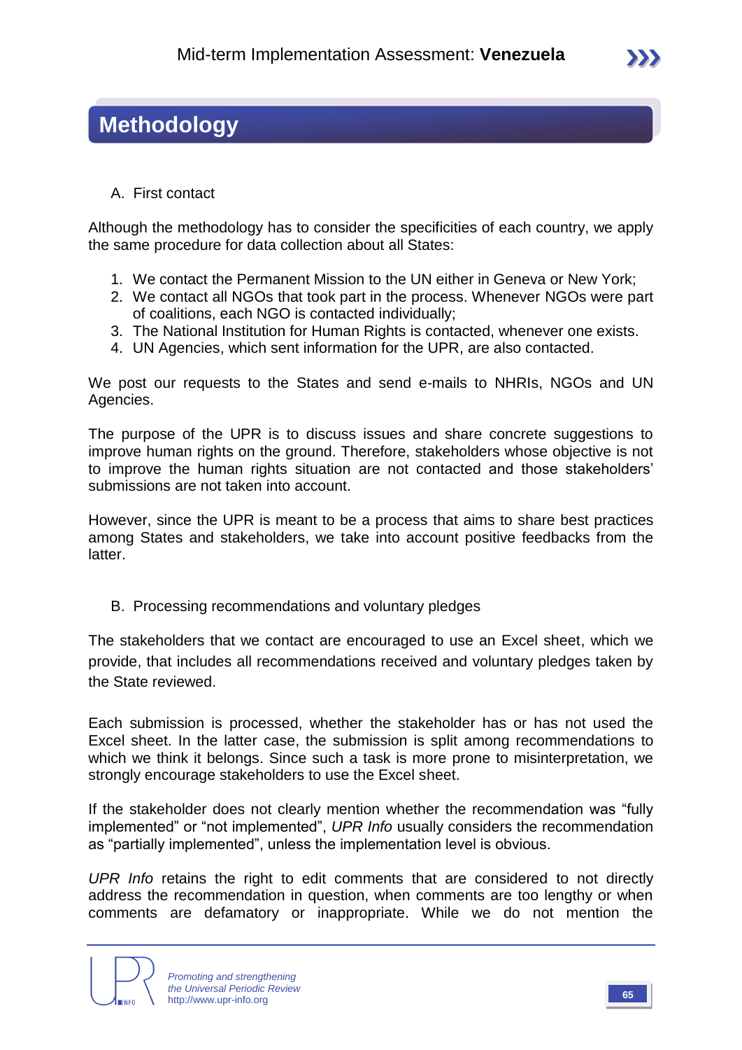# Methodology

A. First contact

Although the methodology has to consider the specificities of each country, we apply the same procedure for data collection about all States:

1. We contact the Permanent Mission to the UN either in Geneva or New York;
2. We contact all NGOs that took part in the process. Whenever NGOs were part of coalitions, each NGO is contacted individually;
3. The National Institution for Human Rights is contacted, whenever one exists.
4. UN Agencies, which sent information for the UPR, are also contacted.

We post our requests to the States and send e-mails to NHRIs, NGOs and UN Agencies.

The purpose of the UPR is to discuss issues and share concrete suggestions to improve human rights on the ground. Therefore, stakeholders whose objective is not to improve the human rights situation are not contacted and those stakeholders' submissions are not taken into account.

However, since the UPR is meant to be a process that aims to share best practices among States and stakeholders, we take into account positive feedbacks from the latter.

B. Processing recommendations and voluntary pledges

The stakeholders that we contact are encouraged to use an Excel sheet, which we provide, that includes all recommendations received and voluntary pledges taken by the State reviewed.

Each submission is processed, whether the stakeholder has or has not used the Excel sheet. In the latter case, the submission is split among recommendations to which we think it belongs. Since such a task is more prone to misinterpretation, we strongly encourage stakeholders to use the Excel sheet.

If the stakeholder does not clearly mention whether the recommendation was "fully implemented" or "not implemented", *UPR Info* usually considers the recommendation as "partially implemented", unless the implementation level is obvious.

*UPR Info* retains the right to edit comments that are considered to not directly address the recommendation in question, when comments are too lengthy or when comments are defamatory or inappropriate. While we do not mention the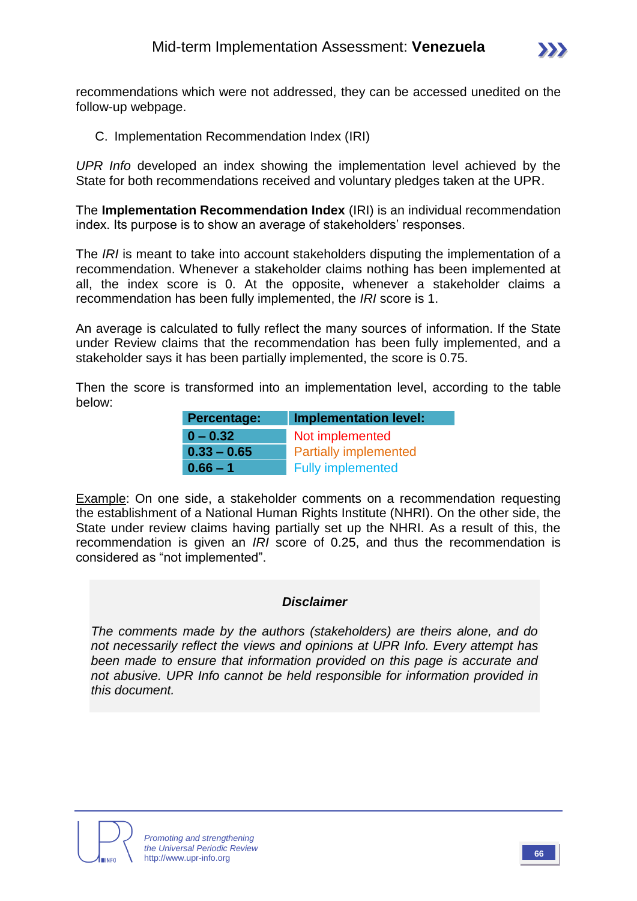recommendations which were not addressed, they can be accessed unedited on the follow-up webpage.

C. Implementation Recommendation Index (IRI)

*UPR Info* developed an index showing the implementation level achieved by the State for both recommendations received and voluntary pledges taken at the UPR.

The **Implementation Recommendation Index** (IRI) is an individual recommendation index. Its purpose is to show an average of stakeholders' responses.

The *IRI* is meant to take into account stakeholders disputing the implementation of a recommendation. Whenever a stakeholder claims nothing has been implemented at all, the index score is 0. At the opposite, whenever a stakeholder claims a recommendation has been fully implemented, the *IRI* score is 1.

An average is calculated to fully reflect the many sources of information. If the State under Review claims that the recommendation has been fully implemented, and a stakeholder says it has been partially implemented, the score is 0.75.

Then the score is transformed into an implementation level, according to the table below:

| Percentage: | Implementation level: |
|---|---|
| 0 – 0.32 | Not implemented |
| 0.33 – 0.65 | Partially implemented |
| 0.66 – 1 | Fully implemented |

Example: On one side, a stakeholder comments on a recommendation requesting the establishment of a National Human Rights Institute (NHRI). On the other side, the State under review claims having partially set up the NHRI. As a result of this, the recommendation is given an *IRI* score of 0.25, and thus the recommendation is considered as "not implemented".

***Disclaimer***

*The comments made by the authors (stakeholders) are theirs alone, and do not necessarily reflect the views and opinions at UPR Info. Every attempt has been made to ensure that information provided on this page is accurate and not abusive. UPR Info cannot be held responsible for information provided in this document.*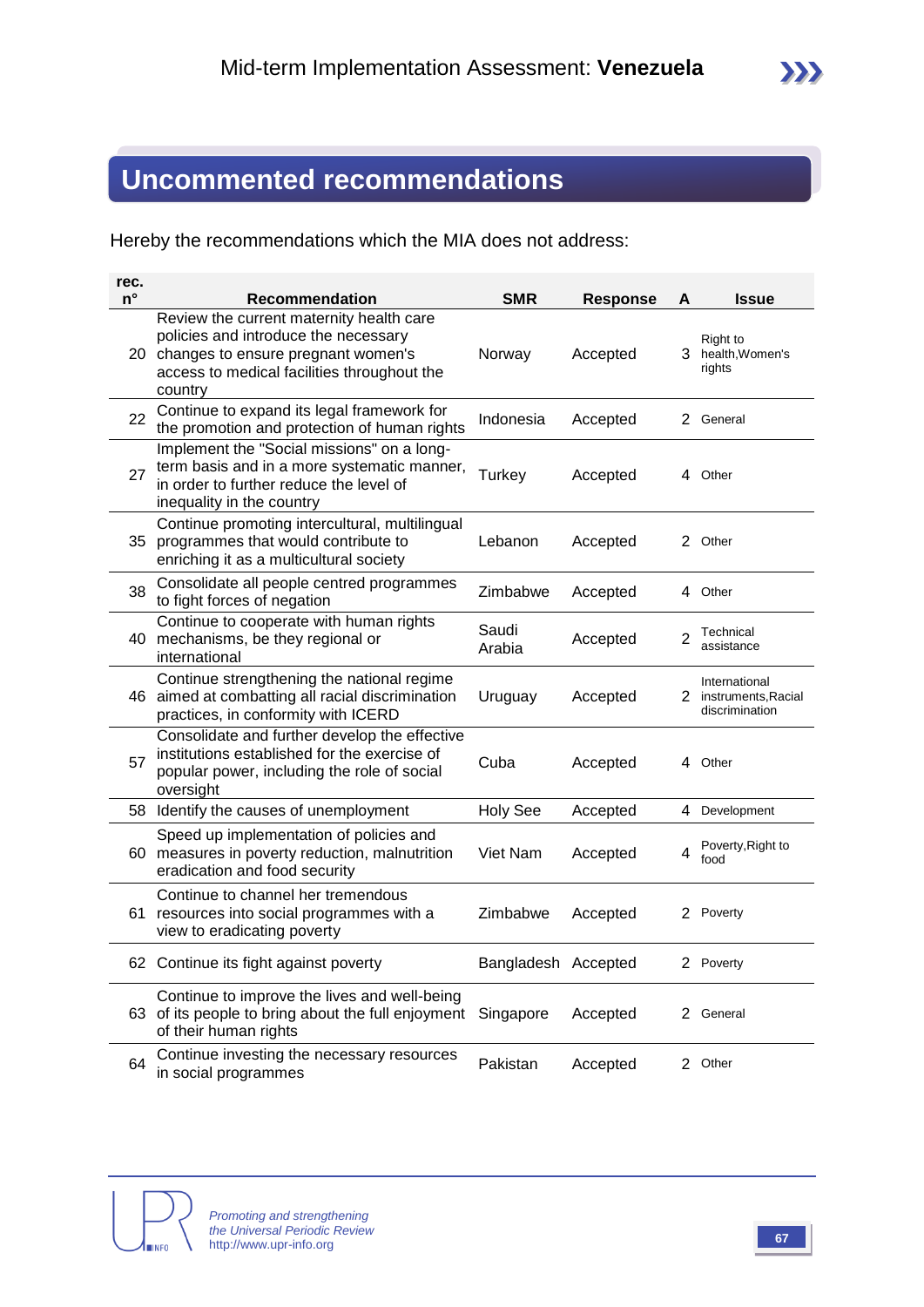## Uncommented recommendations

Hereby the recommendations which the MIA does not address:

| rec. n° | Recommendation | SMR | Response | A | Issue |
|---|---|---|---|---|---|
| 20 | Review the current maternity health care policies and introduce the necessary changes to ensure pregnant women's access to medical facilities throughout the country | Norway | Accepted | 3 | Right to health,Women's rights |
| 22 | Continue to expand its legal framework for the promotion and protection of human rights | Indonesia | Accepted | 2 | General |
| 27 | Implement the "Social missions" on a long-term basis and in a more systematic manner, in order to further reduce the level of inequality in the country | Turkey | Accepted | 4 | Other |
| 35 | Continue promoting intercultural, multilingual programmes that would contribute to enriching it as a multicultural society | Lebanon | Accepted | 2 | Other |
| 38 | Consolidate all people centred programmes to fight forces of negation | Zimbabwe | Accepted | 4 | Other |
| 40 | Continue to cooperate with human rights mechanisms, be they regional or international | Saudi Arabia | Accepted | 2 | Technical assistance |
| 46 | Continue strengthening the national regime aimed at combatting all racial discrimination practices, in conformity with ICERD | Uruguay | Accepted | 2 | International instruments,Racial discrimination |
| 57 | Consolidate and further develop the effective institutions established for the exercise of popular power, including the role of social oversight | Cuba | Accepted | 4 | Other |
| 58 | Identify the causes of unemployment | Holy See | Accepted | 4 | Development |
| 60 | Speed up implementation of policies and measures in poverty reduction, malnutrition eradication and food security | Viet Nam | Accepted | 4 | Poverty,Right to food |
| 61 | Continue to channel her tremendous resources into social programmes with a view to eradicating poverty | Zimbabwe | Accepted | 2 | Poverty |
| 62 | Continue its fight against poverty | Bangladesh | Accepted | 2 | Poverty |
| 63 | Continue to improve the lives and well-being of its people to bring about the full enjoyment of their human rights | Singapore | Accepted | 2 | General |
| 64 | Continue investing the necessary resources in social programmes | Pakistan | Accepted | 2 | Other |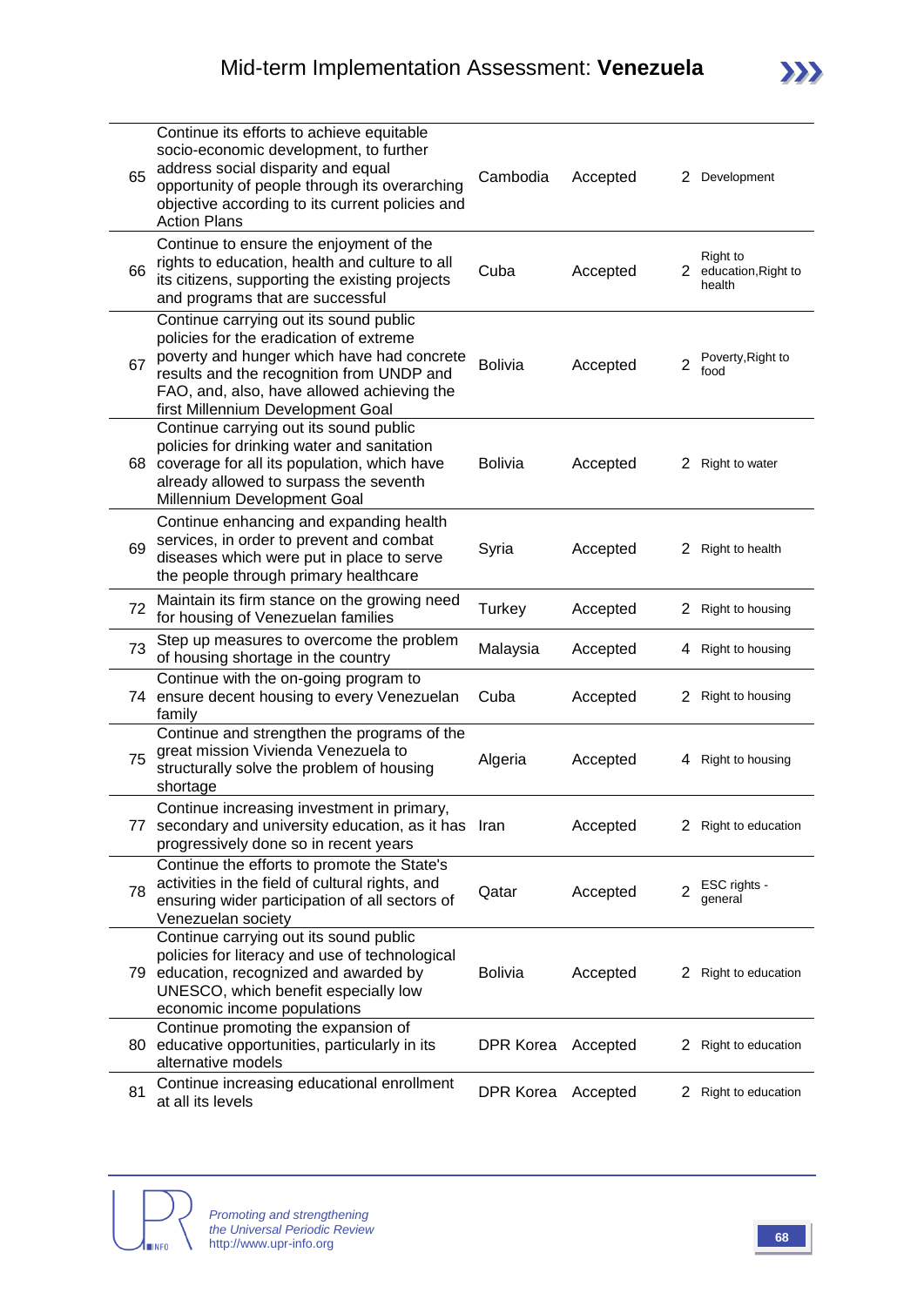| | | | | | |
|---|---|---|---|---|---|
| 65 | Continue its efforts to achieve equitable socio-economic development, to further address social disparity and equal opportunity of people through its overarching objective according to its current policies and Action Plans | Cambodia | Accepted | 2 | Development |
| 66 | Continue to ensure the enjoyment of the rights to education, health and culture to all its citizens, supporting the existing projects and programs that are successful | Cuba | Accepted | 2 | Right to education,Right to health |
| 67 | Continue carrying out its sound public policies for the eradication of extreme poverty and hunger which have had concrete results and the recognition from UNDP and FAO, and, also, have allowed achieving the first Millennium Development Goal | Bolivia | Accepted | 2 | Poverty,Right to food |
| 68 | Continue carrying out its sound public policies for drinking water and sanitation coverage for all its population, which have already allowed to surpass the seventh Millennium Development Goal | Bolivia | Accepted | 2 | Right to water |
| 69 | Continue enhancing and expanding health services, in order to prevent and combat diseases which were put in place to serve the people through primary healthcare | Syria | Accepted | 2 | Right to health |
| 72 | Maintain its firm stance on the growing need for housing of Venezuelan families | Turkey | Accepted | 2 | Right to housing |
| 73 | Step up measures to overcome the problem of housing shortage in the country | Malaysia | Accepted | 4 | Right to housing |
| 74 | Continue with the on-going program to ensure decent housing to every Venezuelan family | Cuba | Accepted | 2 | Right to housing |
| 75 | Continue and strengthen the programs of the great mission Vivienda Venezuela to structurally solve the problem of housing shortage | Algeria | Accepted | 4 | Right to housing |
| 77 | Continue increasing investment in primary, secondary and university education, as it has progressively done so in recent years | Iran | Accepted | 2 | Right to education |
| 78 | Continue the efforts to promote the State's activities in the field of cultural rights, and ensuring wider participation of all sectors of Venezuelan society | Qatar | Accepted | 2 | ESC rights - general |
| 79 | Continue carrying out its sound public policies for literacy and use of technological education, recognized and awarded by UNESCO, which benefit especially low economic income populations | Bolivia | Accepted | 2 | Right to education |
| 80 | Continue promoting the expansion of educative opportunities, particularly in its alternative models | DPR Korea | Accepted | 2 | Right to education |
| 81 | Continue increasing educational enrollment at all its levels | DPR Korea | Accepted | 2 | Right to education |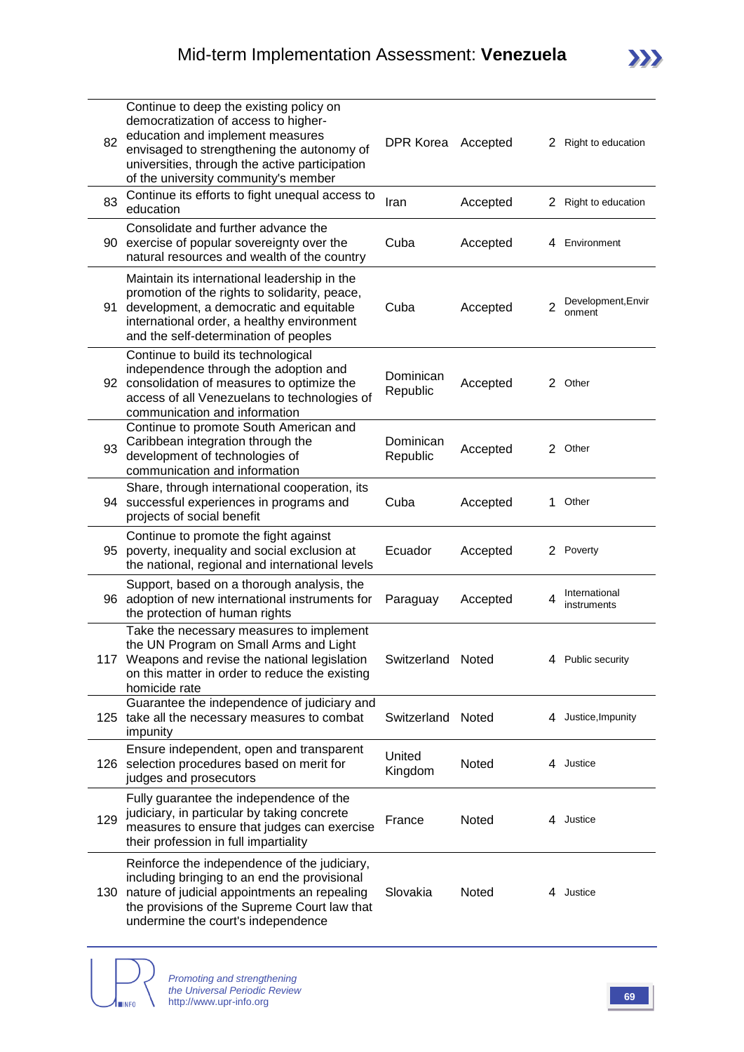| | | | | | |
|---|---|---|---|---|---|
| 82 | Continue to deep the existing policy on democratization of access to higher-education and implement measures envisaged to strengthening the autonomy of universities, through the active participation of the university community's member | DPR Korea | Accepted | 2 | Right to education |
| 83 | Continue its efforts to fight unequal access to education | Iran | Accepted | 2 | Right to education |
| 90 | Consolidate and further advance the exercise of popular sovereignty over the natural resources and wealth of the country | Cuba | Accepted | 4 | Environment |
| 91 | Maintain its international leadership in the promotion of the rights to solidarity, peace, development, a democratic and equitable international order, a healthy environment and the self-determination of peoples | Cuba | Accepted | 2 | Development,Environment |
| 92 | Continue to build its technological independence through the adoption and consolidation of measures to optimize the access of all Venezuelans to technologies of communication and information | Dominican Republic | Accepted | 2 | Other |
| 93 | Continue to promote South American and Caribbean integration through the development of technologies of communication and information | Dominican Republic | Accepted | 2 | Other |
| 94 | Share, through international cooperation, its successful experiences in programs and projects of social benefit | Cuba | Accepted | 1 | Other |
| 95 | Continue to promote the fight against poverty, inequality and social exclusion at the national, regional and international levels | Ecuador | Accepted | 2 | Poverty |
| 96 | Support, based on a thorough analysis, the adoption of new international instruments for the protection of human rights | Paraguay | Accepted | 4 | International instruments |
| 117 | Take the necessary measures to implement the UN Program on Small Arms and Light Weapons and revise the national legislation on this matter in order to reduce the existing homicide rate | Switzerland | Noted | 4 | Public security |
| 125 | Guarantee the independence of judiciary and take all the necessary measures to combat impunity | Switzerland | Noted | 4 | Justice,Impunity |
| 126 | Ensure independent, open and transparent selection procedures based on merit for judges and prosecutors | United Kingdom | Noted | 4 | Justice |
| 129 | Fully guarantee the independence of the judiciary, in particular by taking concrete measures to ensure that judges can exercise their profession in full impartiality | France | Noted | 4 | Justice |
| 130 | Reinforce the independence of the judiciary, including bringing to an end the provisional nature of judicial appointments an repealing the provisions of the Supreme Court law that undermine the court's independence | Slovakia | Noted | 4 | Justice |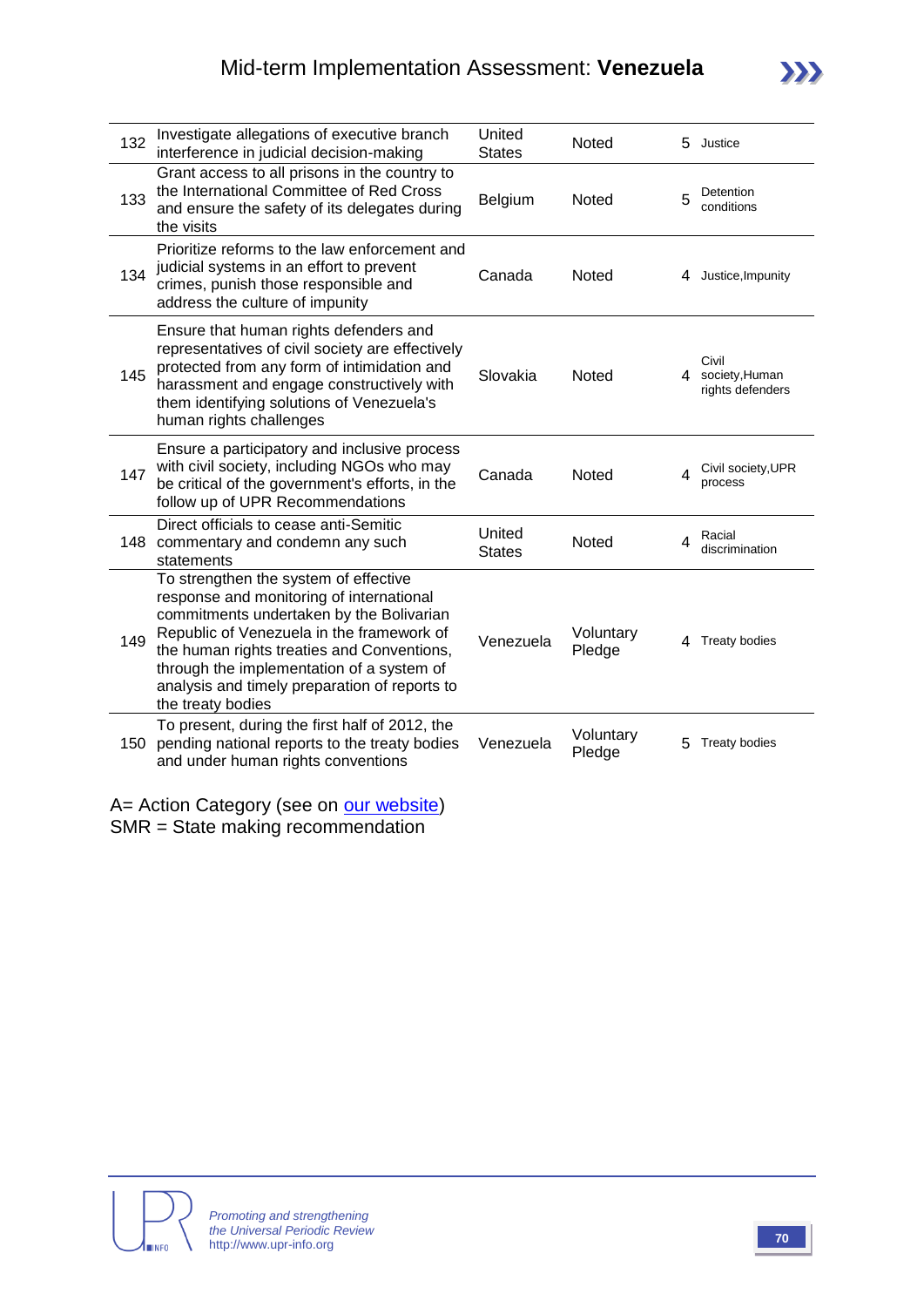| | | | | | |
|---|---|---|---|---|---|
| 132 | Investigate allegations of executive branch interference in judicial decision-making | United States | Noted | 5 | Justice |
| 133 | Grant access to all prisons in the country to the International Committee of Red Cross and ensure the safety of its delegates during the visits | Belgium | Noted | 5 | Detention conditions |
| 134 | Prioritize reforms to the law enforcement and judicial systems in an effort to prevent crimes, punish those responsible and address the culture of impunity | Canada | Noted | 4 | Justice,Impunity |
| 145 | Ensure that human rights defenders and representatives of civil society are effectively protected from any form of intimidation and harassment and engage constructively with them identifying solutions of Venezuela's human rights challenges | Slovakia | Noted | 4 | Civil society,Human rights defenders |
| 147 | Ensure a participatory and inclusive process with civil society, including NGOs who may be critical of the government's efforts, in the follow up of UPR Recommendations | Canada | Noted | 4 | Civil society,UPR process |
| 148 | Direct officials to cease anti-Semitic commentary and condemn any such statements | United States | Noted | 4 | Racial discrimination |
| 149 | To strengthen the system of effective response and monitoring of international commitments undertaken by the Bolivarian Republic of Venezuela in the framework of the human rights treaties and Conventions, through the implementation of a system of analysis and timely preparation of reports to the treaty bodies | Venezuela | Voluntary Pledge | 4 | Treaty bodies |
| 150 | To present, during the first half of 2012, the pending national reports to the treaty bodies and under human rights conventions | Venezuela | Voluntary Pledge | 5 | Treaty bodies |

A= Action Category (see on our website)
SMR = State making recommendation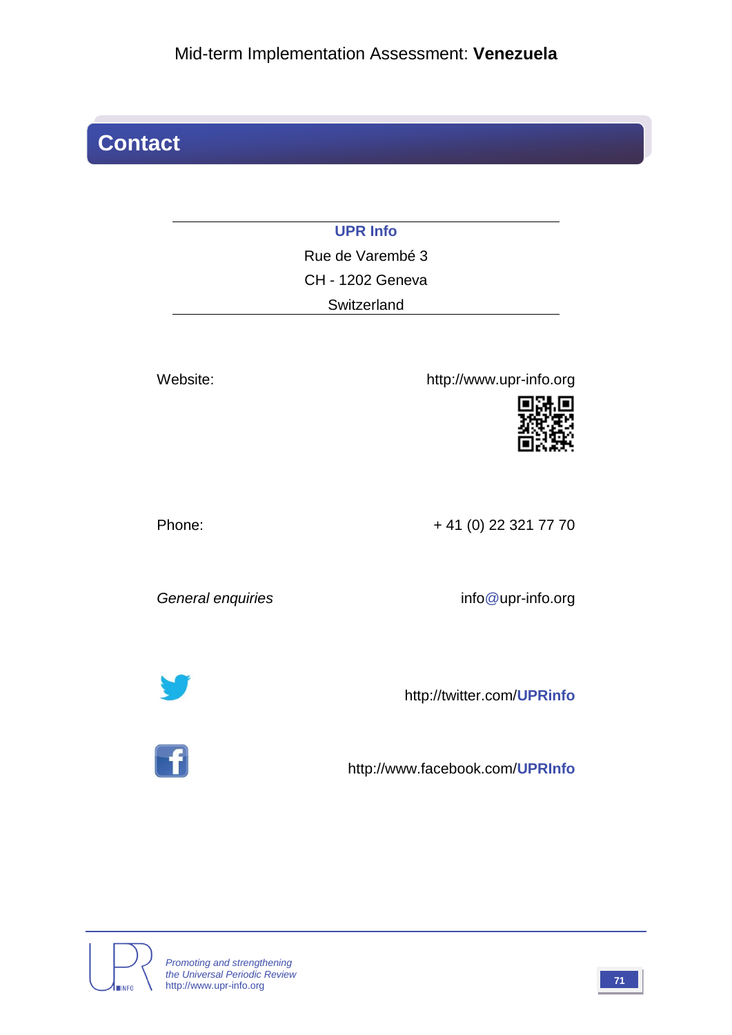# Contact

**UPR Info**

Rue de Varembé 3

CH - 1202 Geneva

Switzerland

| | |
|---|---|
| Website: | http://www.upr-info.org |
| Phone: | + 41 (0) 22 321 77 70 |
| *General enquiries* | info@upr-info.org |
| | http://twitter.com/**UPRinfo** |
| | http://www.facebook.com/**UPRInfo** |

*Promoting and strengthening the Universal Periodic Review*
http://www.upr-info.org